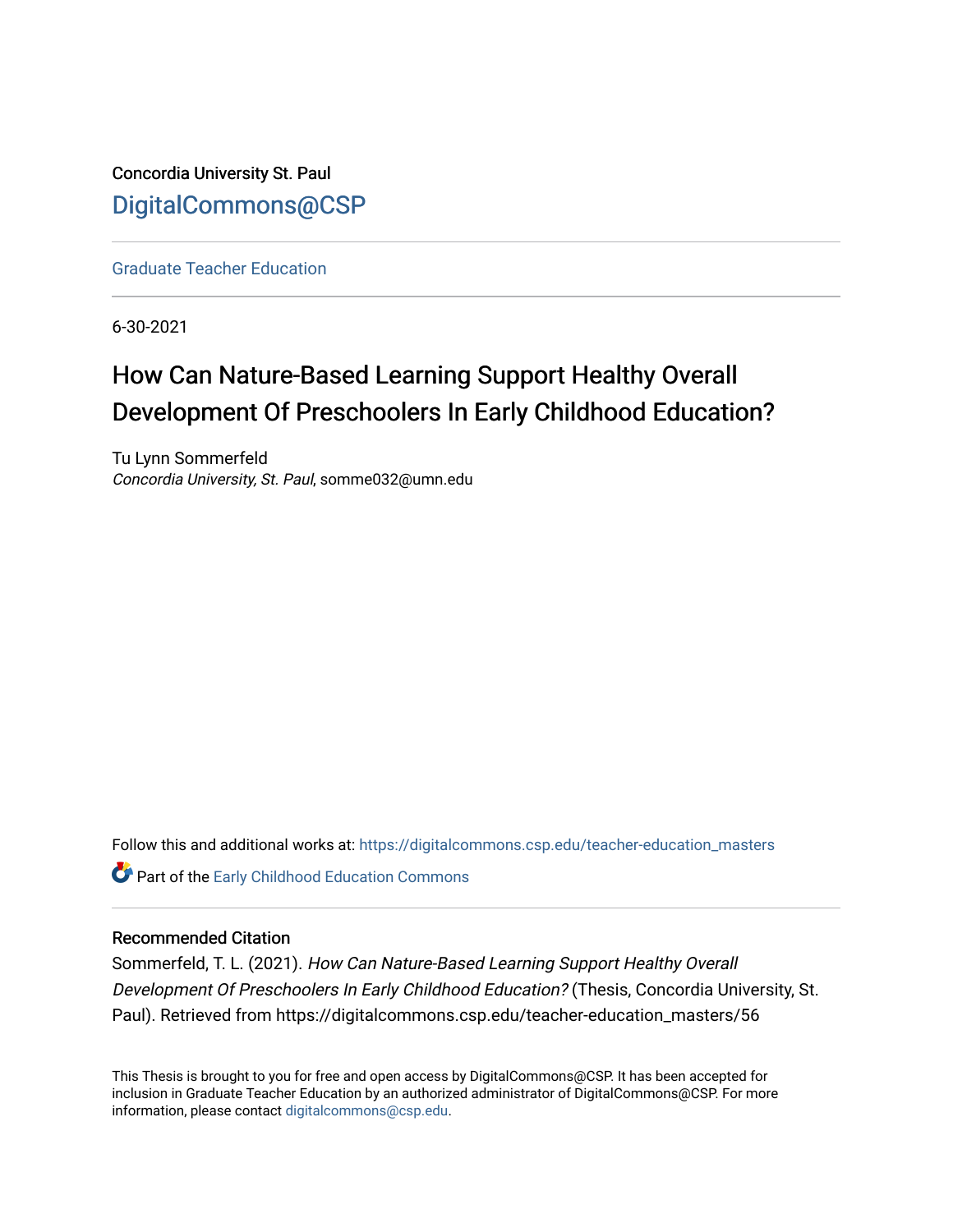Concordia University St. Paul

DigitalCommons@CSP

Graduate Teacher Education

6-30-2021

# How Can Nature-Based Learning Support Healthy Overall Development Of Preschoolers In Early Childhood Education?

Tu Lynn Sommerfeld
*Concordia University, St. Paul*, somme032@umn.edu

Follow this and additional works at: https://digitalcommons.csp.edu/teacher-education_masters

Part of the Early Childhood Education Commons

### Recommended Citation

Sommerfeld, T. L. (2021). *How Can Nature-Based Learning Support Healthy Overall Development Of Preschoolers In Early Childhood Education?* (Thesis, Concordia University, St. Paul). Retrieved from https://digitalcommons.csp.edu/teacher-education_masters/56

This Thesis is brought to you for free and open access by DigitalCommons@CSP. It has been accepted for inclusion in Graduate Teacher Education by an authorized administrator of DigitalCommons@CSP. For more information, please contact digitalcommons@csp.edu.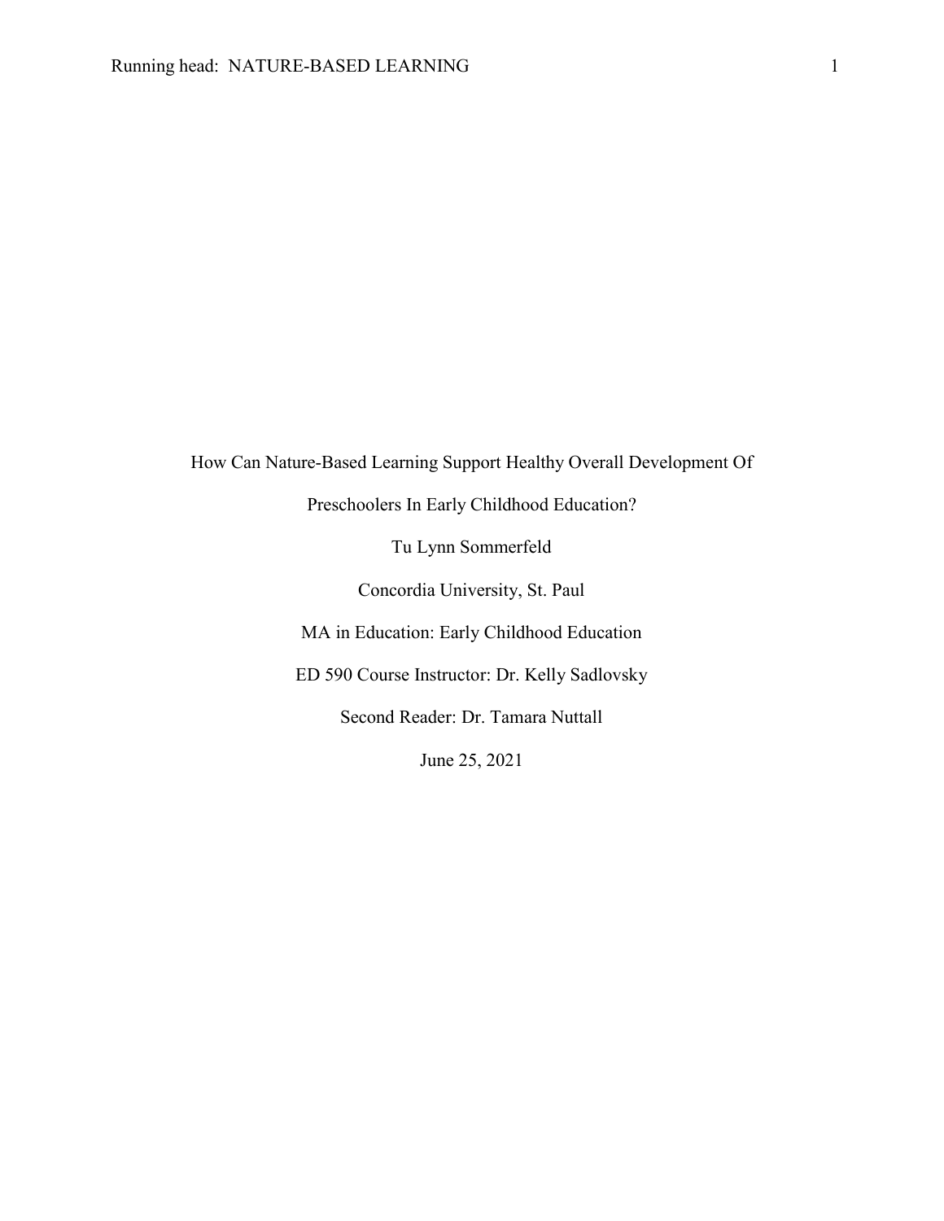How Can Nature-Based Learning Support Healthy Overall Development Of Preschoolers In Early Childhood Education?

Tu Lynn Sommerfeld

Concordia University, St. Paul

MA in Education: Early Childhood Education

ED 590 Course Instructor: Dr. Kelly Sadlovsky

Second Reader: Dr. Tamara Nuttall

June 25, 2021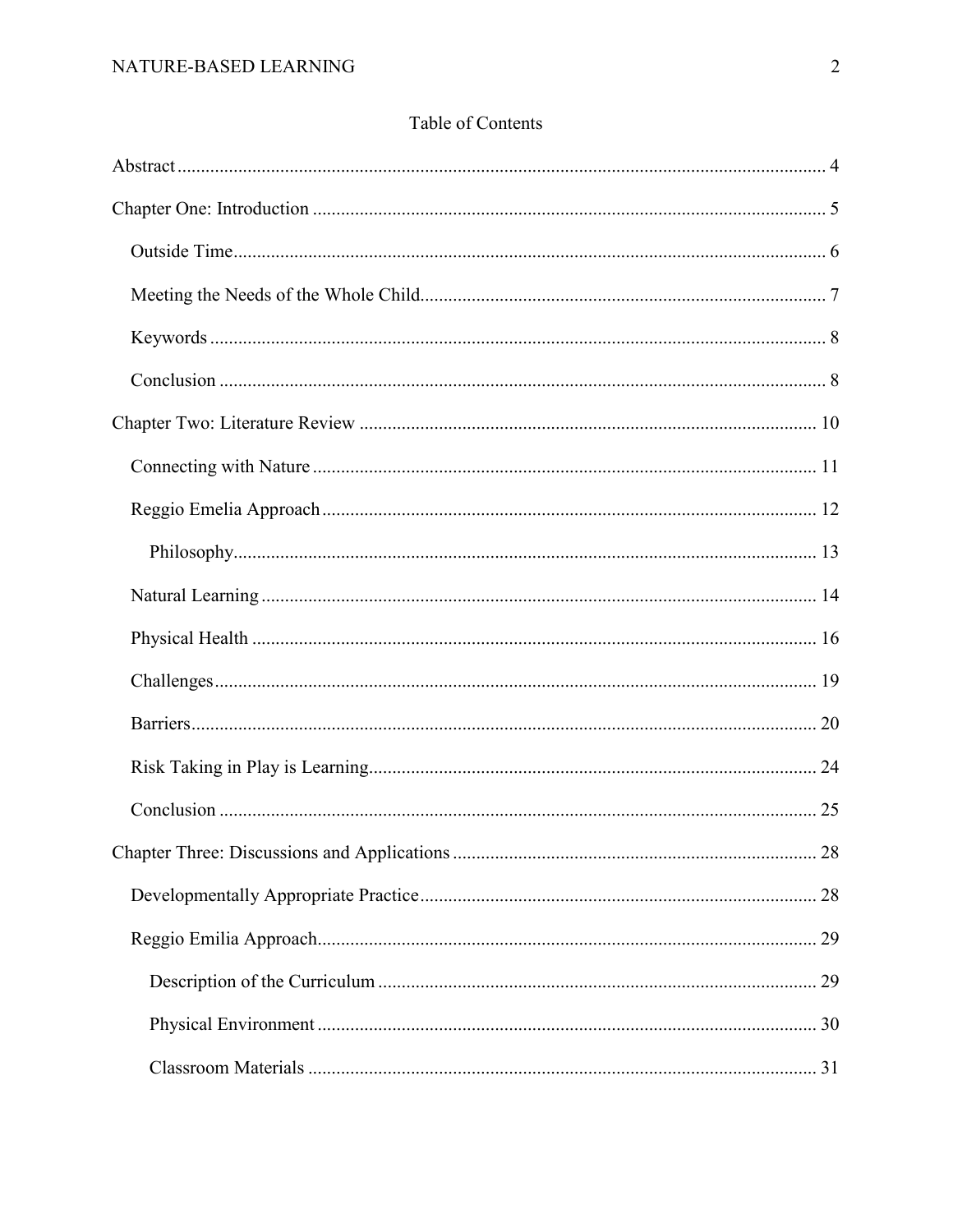## Table of Contents

Abstract ..... 4

Chapter One: Introduction ..... 5

- Outside Time ..... 6
- Meeting the Needs of the Whole Child ..... 7
- Keywords ..... 8
- Conclusion ..... 8

Chapter Two: Literature Review ..... 10

- Connecting with Nature ..... 11
- Reggio Emelia Approach ..... 12
  - Philosophy ..... 13
- Natural Learning ..... 14
- Physical Health ..... 16
- Challenges ..... 19
- Barriers ..... 20
- Risk Taking in Play is Learning ..... 24
- Conclusion ..... 25

Chapter Three: Discussions and Applications ..... 28

- Developmentally Appropriate Practice ..... 28
- Reggio Emilia Approach ..... 29
  - Description of the Curriculum ..... 29
  - Physical Environment ..... 30
  - Classroom Materials ..... 31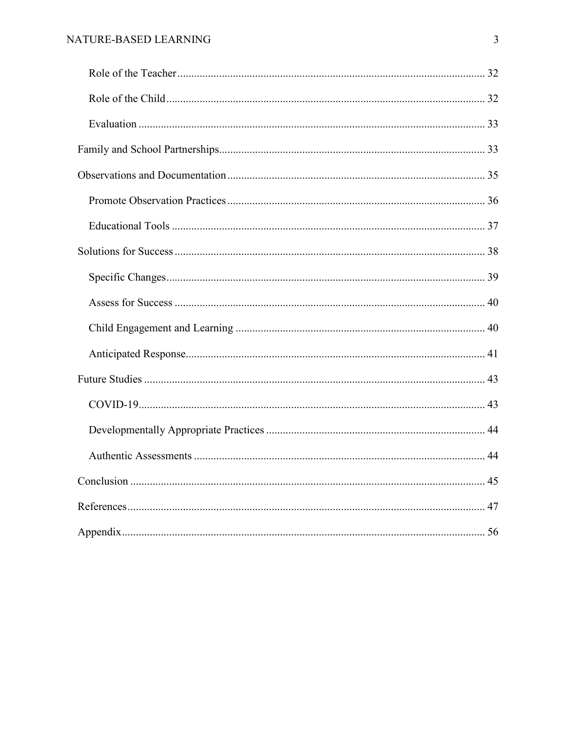- Role of the Teacher ........ 32
- Role of the Child ........ 32
- Evaluation ........ 33

Family and School Partnerships ........ 33

Observations and Documentation ........ 35

- Promote Observation Practices ........ 36
- Educational Tools ........ 37

Solutions for Success ........ 38

- Specific Changes ........ 39
- Assess for Success ........ 40
- Child Engagement and Learning ........ 40
- Anticipated Response ........ 41

Future Studies ........ 43

- COVID-19 ........ 43
- Developmentally Appropriate Practices ........ 44
- Authentic Assessments ........ 44

Conclusion ........ 45

References ........ 47

Appendix ........ 56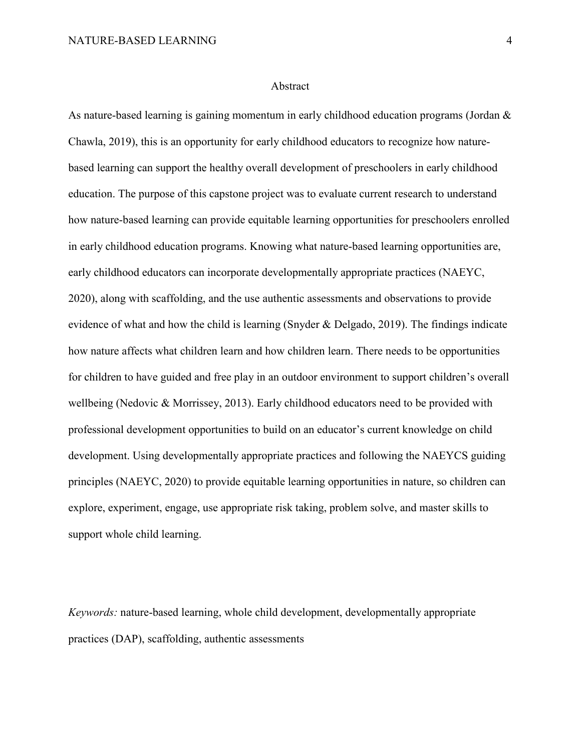# Abstract

As nature-based learning is gaining momentum in early childhood education programs (Jordan & Chawla, 2019), this is an opportunity for early childhood educators to recognize how nature-based learning can support the healthy overall development of preschoolers in early childhood education. The purpose of this capstone project was to evaluate current research to understand how nature-based learning can provide equitable learning opportunities for preschoolers enrolled in early childhood education programs. Knowing what nature-based learning opportunities are, early childhood educators can incorporate developmentally appropriate practices (NAEYC, 2020), along with scaffolding, and the use authentic assessments and observations to provide evidence of what and how the child is learning (Snyder & Delgado, 2019). The findings indicate how nature affects what children learn and how children learn. There needs to be opportunities for children to have guided and free play in an outdoor environment to support children's overall wellbeing (Nedovic & Morrissey, 2013). Early childhood educators need to be provided with professional development opportunities to build on an educator's current knowledge on child development. Using developmentally appropriate practices and following the NAEYCS guiding principles (NAEYC, 2020) to provide equitable learning opportunities in nature, so children can explore, experiment, engage, use appropriate risk taking, problem solve, and master skills to support whole child learning.

*Keywords:* nature-based learning, whole child development, developmentally appropriate practices (DAP), scaffolding, authentic assessments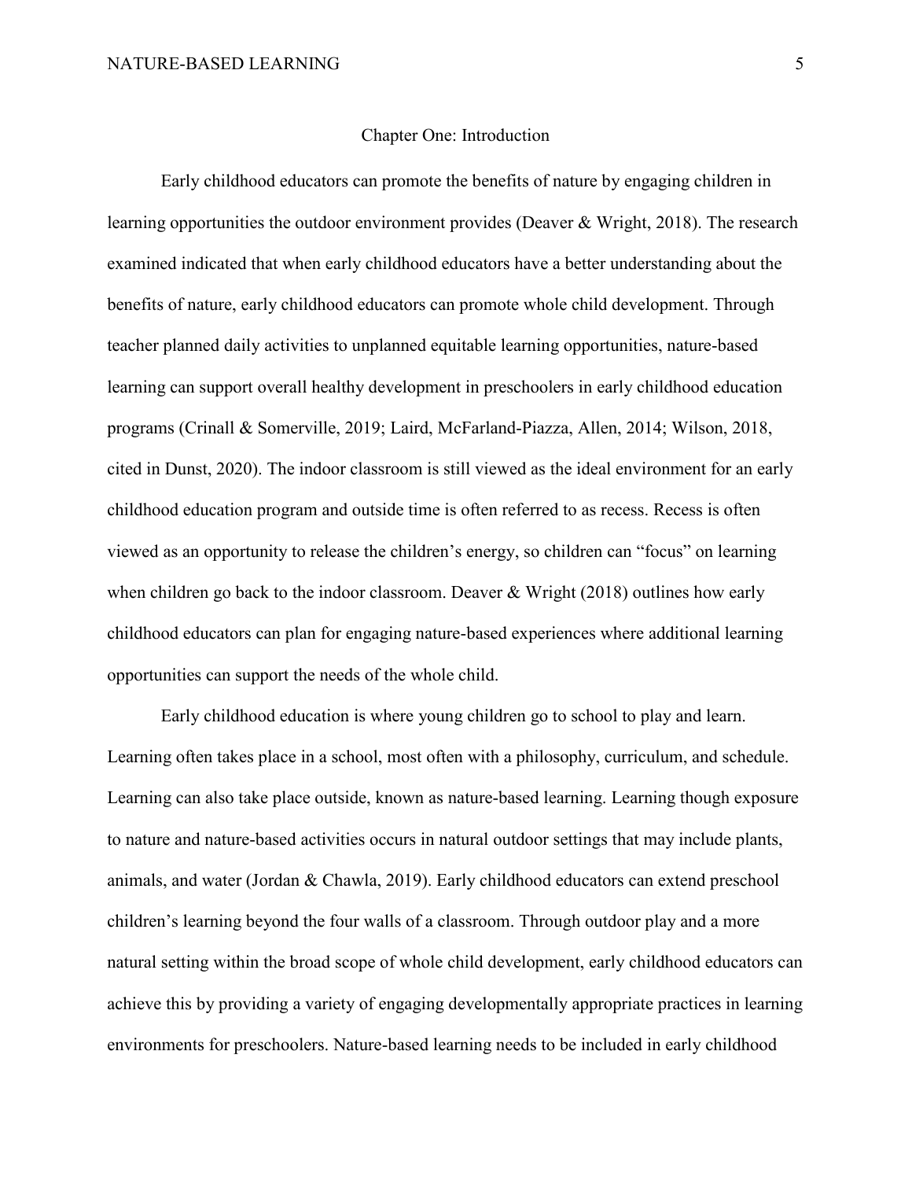# Chapter One: Introduction

Early childhood educators can promote the benefits of nature by engaging children in learning opportunities the outdoor environment provides (Deaver & Wright, 2018). The research examined indicated that when early childhood educators have a better understanding about the benefits of nature, early childhood educators can promote whole child development. Through teacher planned daily activities to unplanned equitable learning opportunities, nature-based learning can support overall healthy development in preschoolers in early childhood education programs (Crinall & Somerville, 2019; Laird, McFarland-Piazza, Allen, 2014; Wilson, 2018, cited in Dunst, 2020). The indoor classroom is still viewed as the ideal environment for an early childhood education program and outside time is often referred to as recess. Recess is often viewed as an opportunity to release the children's energy, so children can "focus" on learning when children go back to the indoor classroom. Deaver & Wright (2018) outlines how early childhood educators can plan for engaging nature-based experiences where additional learning opportunities can support the needs of the whole child.

Early childhood education is where young children go to school to play and learn. Learning often takes place in a school, most often with a philosophy, curriculum, and schedule. Learning can also take place outside, known as nature-based learning. Learning though exposure to nature and nature-based activities occurs in natural outdoor settings that may include plants, animals, and water (Jordan & Chawla, 2019). Early childhood educators can extend preschool children's learning beyond the four walls of a classroom. Through outdoor play and a more natural setting within the broad scope of whole child development, early childhood educators can achieve this by providing a variety of engaging developmentally appropriate practices in learning environments for preschoolers. Nature-based learning needs to be included in early childhood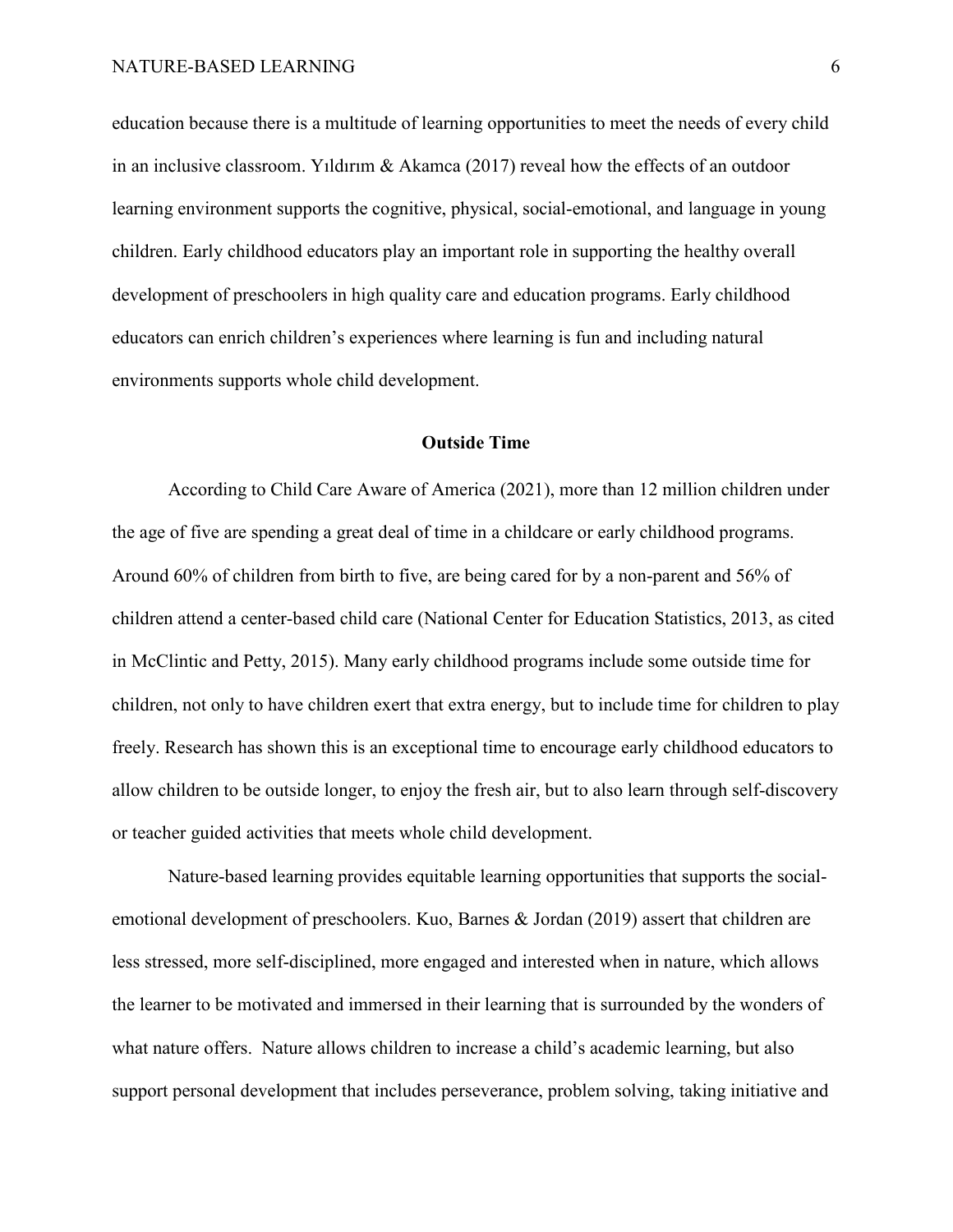education because there is a multitude of learning opportunities to meet the needs of every child in an inclusive classroom. Yıldırım & Akamca (2017) reveal how the effects of an outdoor learning environment supports the cognitive, physical, social-emotional, and language in young children. Early childhood educators play an important role in supporting the healthy overall development of preschoolers in high quality care and education programs. Early childhood educators can enrich children's experiences where learning is fun and including natural environments supports whole child development.

## Outside Time

According to Child Care Aware of America (2021), more than 12 million children under the age of five are spending a great deal of time in a childcare or early childhood programs. Around 60% of children from birth to five, are being cared for by a non-parent and 56% of children attend a center-based child care (National Center for Education Statistics, 2013, as cited in McClintic and Petty, 2015). Many early childhood programs include some outside time for children, not only to have children exert that extra energy, but to include time for children to play freely. Research has shown this is an exceptional time to encourage early childhood educators to allow children to be outside longer, to enjoy the fresh air, but to also learn through self-discovery or teacher guided activities that meets whole child development.

Nature-based learning provides equitable learning opportunities that supports the social-emotional development of preschoolers. Kuo, Barnes & Jordan (2019) assert that children are less stressed, more self-disciplined, more engaged and interested when in nature, which allows the learner to be motivated and immersed in their learning that is surrounded by the wonders of what nature offers.  Nature allows children to increase a child's academic learning, but also support personal development that includes perseverance, problem solving, taking initiative and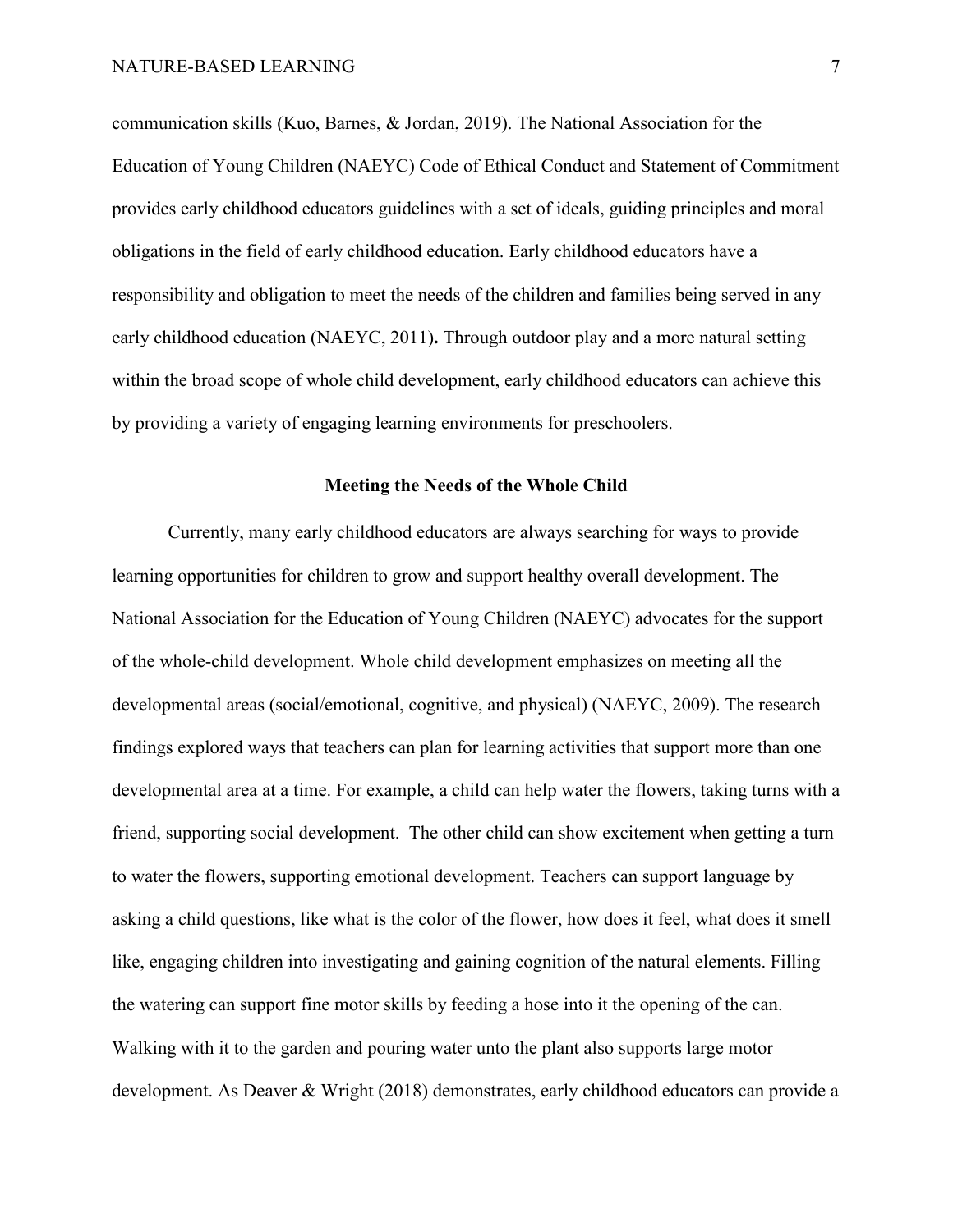communication skills (Kuo, Barnes, & Jordan, 2019). The National Association for the Education of Young Children (NAEYC) Code of Ethical Conduct and Statement of Commitment provides early childhood educators guidelines with a set of ideals, guiding principles and moral obligations in the field of early childhood education. Early childhood educators have a responsibility and obligation to meet the needs of the children and families being served in any early childhood education (NAEYC, 2011)**.** Through outdoor play and a more natural setting within the broad scope of whole child development, early childhood educators can achieve this by providing a variety of engaging learning environments for preschoolers.

## Meeting the Needs of the Whole Child

Currently, many early childhood educators are always searching for ways to provide learning opportunities for children to grow and support healthy overall development. The National Association for the Education of Young Children (NAEYC) advocates for the support of the whole-child development. Whole child development emphasizes on meeting all the developmental areas (social/emotional, cognitive, and physical) (NAEYC, 2009). The research findings explored ways that teachers can plan for learning activities that support more than one developmental area at a time. For example, a child can help water the flowers, taking turns with a friend, supporting social development. The other child can show excitement when getting a turn to water the flowers, supporting emotional development. Teachers can support language by asking a child questions, like what is the color of the flower, how does it feel, what does it smell like, engaging children into investigating and gaining cognition of the natural elements. Filling the watering can support fine motor skills by feeding a hose into it the opening of the can. Walking with it to the garden and pouring water unto the plant also supports large motor development. As Deaver & Wright (2018) demonstrates, early childhood educators can provide a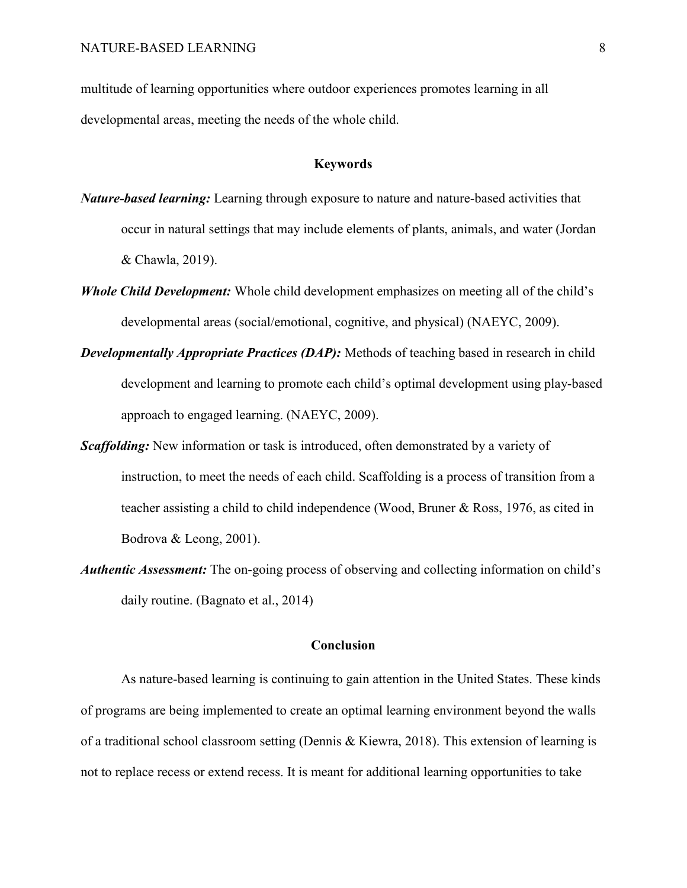multitude of learning opportunities where outdoor experiences promotes learning in all developmental areas, meeting the needs of the whole child.

## Keywords

***Nature-based learning:*** Learning through exposure to nature and nature-based activities that occur in natural settings that may include elements of plants, animals, and water (Jordan & Chawla, 2019).

***Whole Child Development:*** Whole child development emphasizes on meeting all of the child's developmental areas (social/emotional, cognitive, and physical) (NAEYC, 2009).

***Developmentally Appropriate Practices (DAP):*** Methods of teaching based in research in child development and learning to promote each child's optimal development using play-based approach to engaged learning. (NAEYC, 2009).

***Scaffolding:*** New information or task is introduced, often demonstrated by a variety of instruction, to meet the needs of each child. Scaffolding is a process of transition from a teacher assisting a child to child independence (Wood, Bruner & Ross, 1976, as cited in Bodrova & Leong, 2001).

***Authentic Assessment:*** The on-going process of observing and collecting information on child's daily routine. (Bagnato et al., 2014)

## Conclusion

As nature-based learning is continuing to gain attention in the United States. These kinds of programs are being implemented to create an optimal learning environment beyond the walls of a traditional school classroom setting (Dennis & Kiewra, 2018). This extension of learning is not to replace recess or extend recess. It is meant for additional learning opportunities to take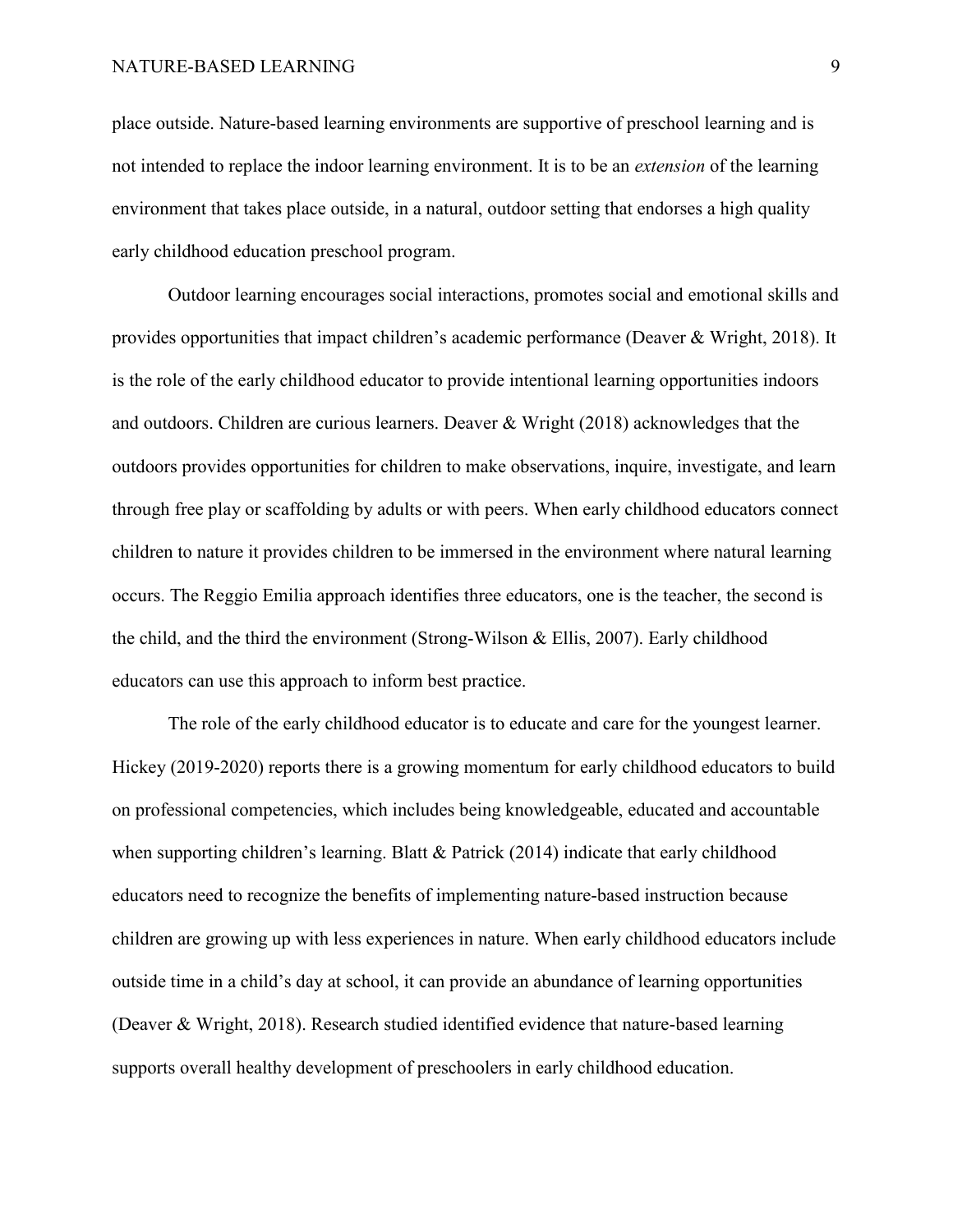place outside. Nature-based learning environments are supportive of preschool learning and is not intended to replace the indoor learning environment. It is to be an *extension* of the learning environment that takes place outside, in a natural, outdoor setting that endorses a high quality early childhood education preschool program.

Outdoor learning encourages social interactions, promotes social and emotional skills and provides opportunities that impact children's academic performance (Deaver & Wright, 2018). It is the role of the early childhood educator to provide intentional learning opportunities indoors and outdoors. Children are curious learners. Deaver & Wright (2018) acknowledges that the outdoors provides opportunities for children to make observations, inquire, investigate, and learn through free play or scaffolding by adults or with peers. When early childhood educators connect children to nature it provides children to be immersed in the environment where natural learning occurs. The Reggio Emilia approach identifies three educators, one is the teacher, the second is the child, and the third the environment (Strong-Wilson & Ellis, 2007). Early childhood educators can use this approach to inform best practice.

The role of the early childhood educator is to educate and care for the youngest learner. Hickey (2019-2020) reports there is a growing momentum for early childhood educators to build on professional competencies, which includes being knowledgeable, educated and accountable when supporting children's learning. Blatt & Patrick (2014) indicate that early childhood educators need to recognize the benefits of implementing nature-based instruction because children are growing up with less experiences in nature. When early childhood educators include outside time in a child's day at school, it can provide an abundance of learning opportunities (Deaver & Wright, 2018). Research studied identified evidence that nature-based learning supports overall healthy development of preschoolers in early childhood education.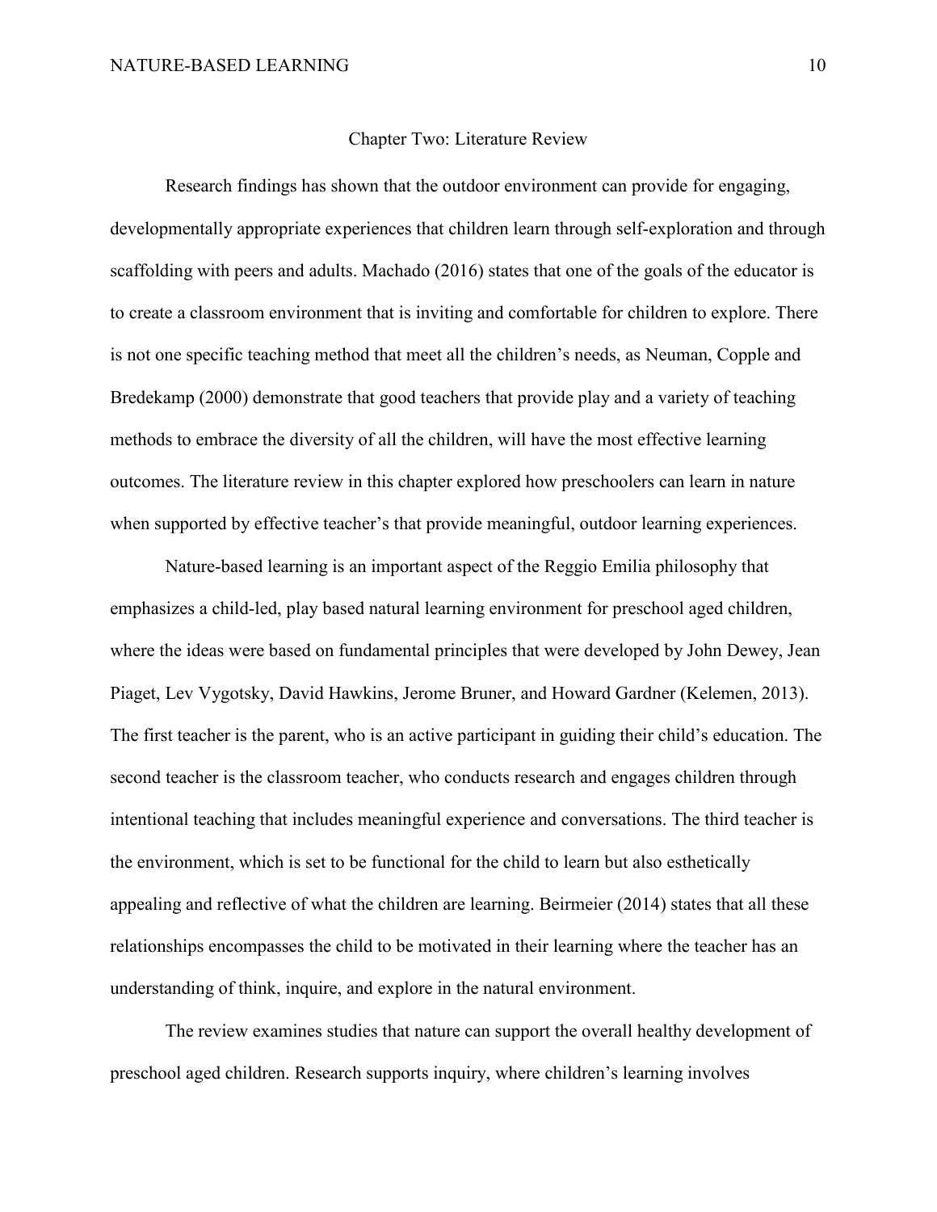## Chapter Two: Literature Review

Research findings has shown that the outdoor environment can provide for engaging, developmentally appropriate experiences that children learn through self-exploration and through scaffolding with peers and adults. Machado (2016) states that one of the goals of the educator is to create a classroom environment that is inviting and comfortable for children to explore. There is not one specific teaching method that meet all the children's needs, as Neuman, Copple and Bredekamp (2000) demonstrate that good teachers that provide play and a variety of teaching methods to embrace the diversity of all the children, will have the most effective learning outcomes. The literature review in this chapter explored how preschoolers can learn in nature when supported by effective teacher's that provide meaningful, outdoor learning experiences.

Nature-based learning is an important aspect of the Reggio Emilia philosophy that emphasizes a child-led, play based natural learning environment for preschool aged children, where the ideas were based on fundamental principles that were developed by John Dewey, Jean Piaget, Lev Vygotsky, David Hawkins, Jerome Bruner, and Howard Gardner (Kelemen, 2013). The first teacher is the parent, who is an active participant in guiding their child's education. The second teacher is the classroom teacher, who conducts research and engages children through intentional teaching that includes meaningful experience and conversations. The third teacher is the environment, which is set to be functional for the child to learn but also esthetically appealing and reflective of what the children are learning. Beirmeier (2014) states that all these relationships encompasses the child to be motivated in their learning where the teacher has an understanding of think, inquire, and explore in the natural environment.

The review examines studies that nature can support the overall healthy development of preschool aged children. Research supports inquiry, where children's learning involves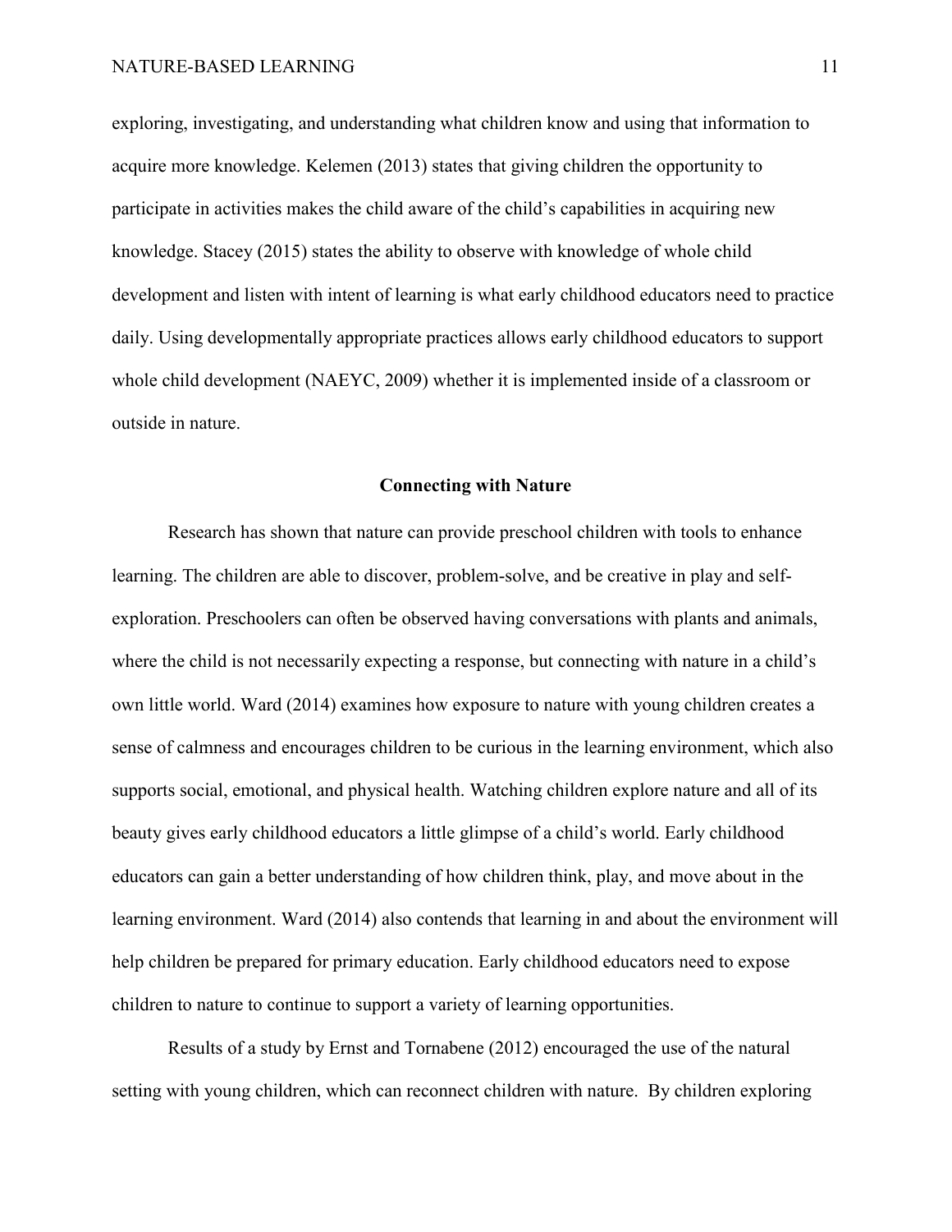exploring, investigating, and understanding what children know and using that information to acquire more knowledge. Kelemen (2013) states that giving children the opportunity to participate in activities makes the child aware of the child's capabilities in acquiring new knowledge. Stacey (2015) states the ability to observe with knowledge of whole child development and listen with intent of learning is what early childhood educators need to practice daily. Using developmentally appropriate practices allows early childhood educators to support whole child development (NAEYC, 2009) whether it is implemented inside of a classroom or outside in nature.

## Connecting with Nature

Research has shown that nature can provide preschool children with tools to enhance learning. The children are able to discover, problem-solve, and be creative in play and self-exploration. Preschoolers can often be observed having conversations with plants and animals, where the child is not necessarily expecting a response, but connecting with nature in a child's own little world. Ward (2014) examines how exposure to nature with young children creates a sense of calmness and encourages children to be curious in the learning environment, which also supports social, emotional, and physical health. Watching children explore nature and all of its beauty gives early childhood educators a little glimpse of a child's world. Early childhood educators can gain a better understanding of how children think, play, and move about in the learning environment. Ward (2014) also contends that learning in and about the environment will help children be prepared for primary education. Early childhood educators need to expose children to nature to continue to support a variety of learning opportunities.

Results of a study by Ernst and Tornabene (2012) encouraged the use of the natural setting with young children, which can reconnect children with nature. By children exploring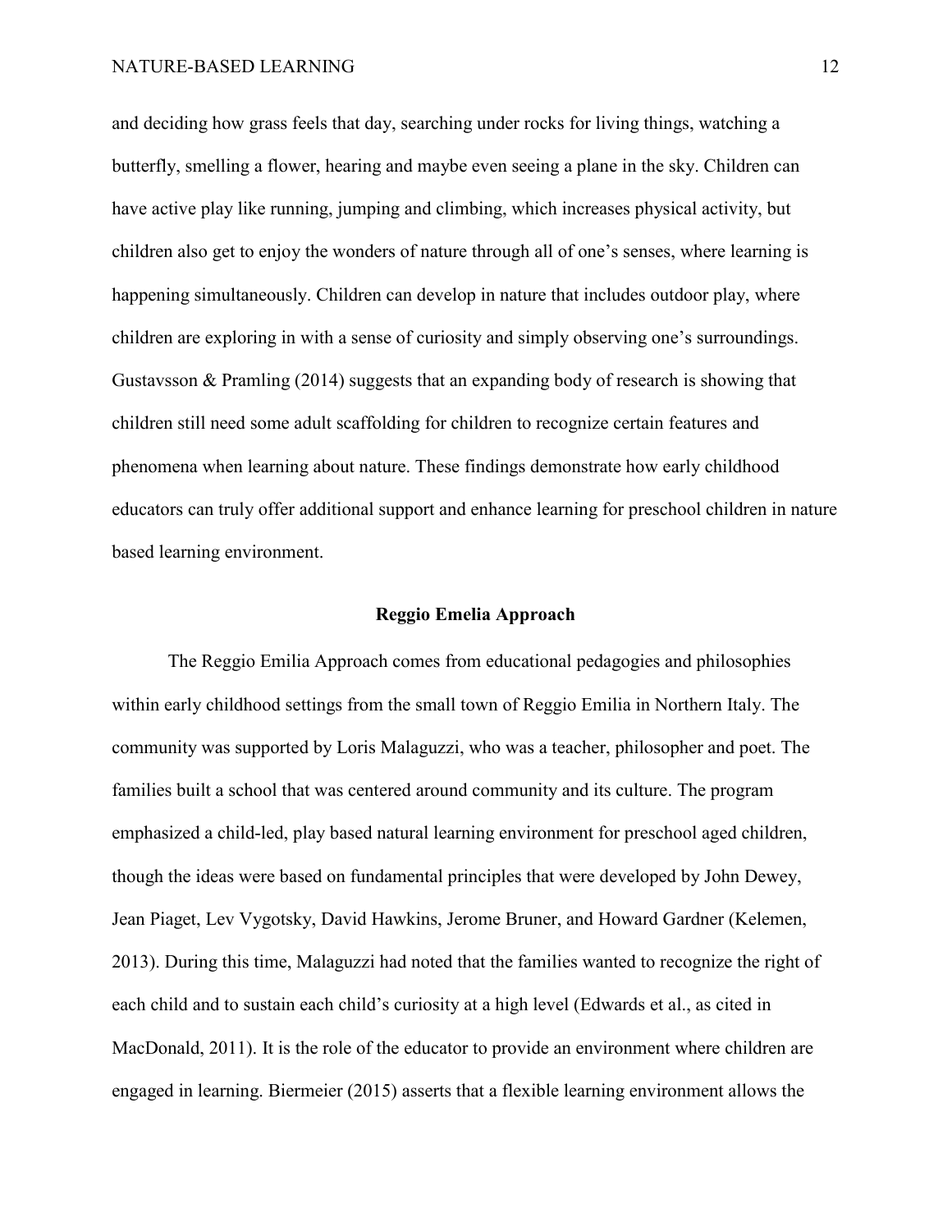and deciding how grass feels that day, searching under rocks for living things, watching a butterfly, smelling a flower, hearing and maybe even seeing a plane in the sky. Children can have active play like running, jumping and climbing, which increases physical activity, but children also get to enjoy the wonders of nature through all of one's senses, where learning is happening simultaneously. Children can develop in nature that includes outdoor play, where children are exploring in with a sense of curiosity and simply observing one's surroundings. Gustavsson & Pramling (2014) suggests that an expanding body of research is showing that children still need some adult scaffolding for children to recognize certain features and phenomena when learning about nature. These findings demonstrate how early childhood educators can truly offer additional support and enhance learning for preschool children in nature based learning environment.

## Reggio Emelia Approach

The Reggio Emilia Approach comes from educational pedagogies and philosophies within early childhood settings from the small town of Reggio Emilia in Northern Italy. The community was supported by Loris Malaguzzi, who was a teacher, philosopher and poet. The families built a school that was centered around community and its culture. The program emphasized a child-led, play based natural learning environment for preschool aged children, though the ideas were based on fundamental principles that were developed by John Dewey, Jean Piaget, Lev Vygotsky, David Hawkins, Jerome Bruner, and Howard Gardner (Kelemen, 2013). During this time, Malaguzzi had noted that the families wanted to recognize the right of each child and to sustain each child's curiosity at a high level (Edwards et al., as cited in MacDonald, 2011). It is the role of the educator to provide an environment where children are engaged in learning. Biermeier (2015) asserts that a flexible learning environment allows the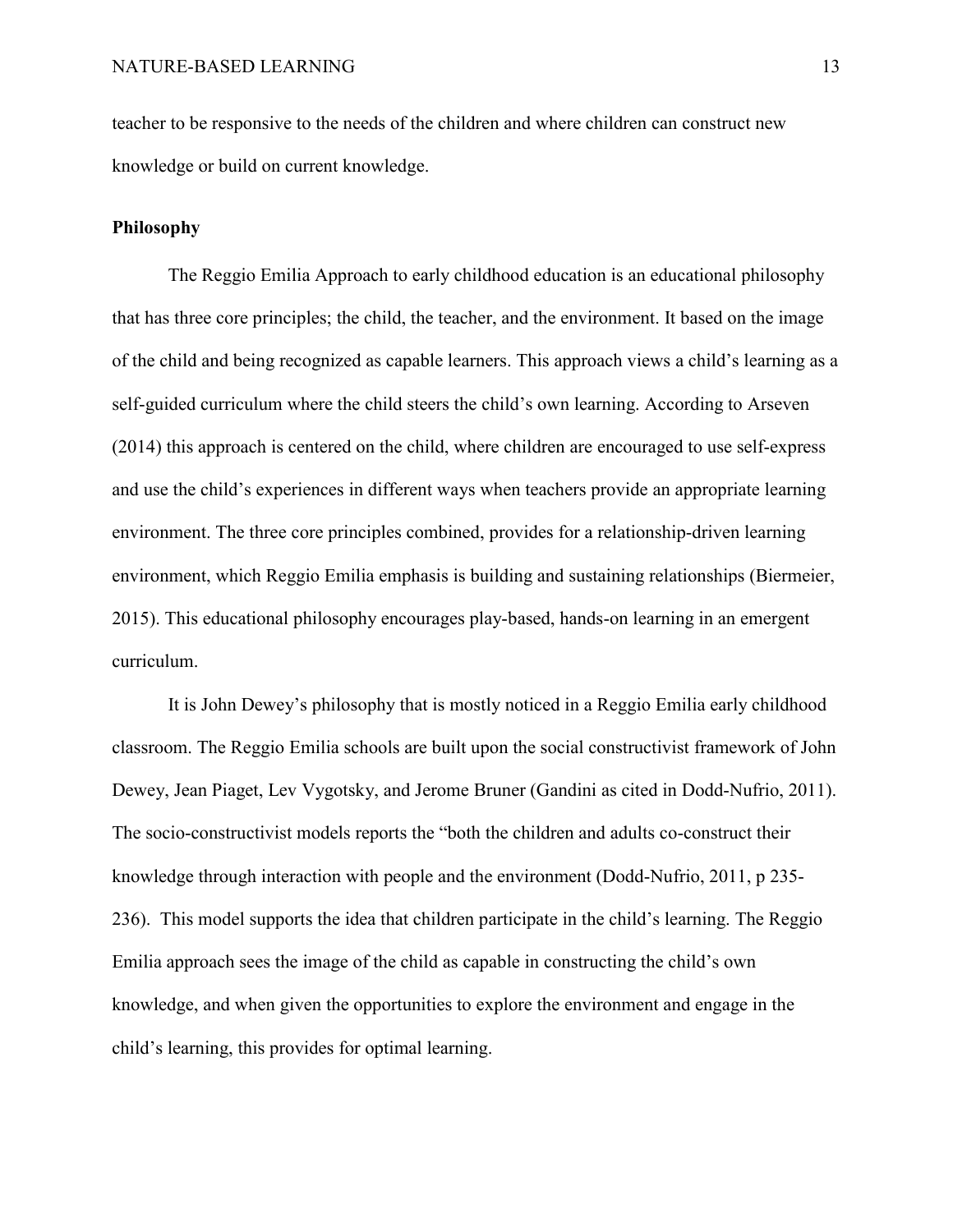teacher to be responsive to the needs of the children and where children can construct new knowledge or build on current knowledge.

**Philosophy**

The Reggio Emilia Approach to early childhood education is an educational philosophy that has three core principles; the child, the teacher, and the environment. It based on the image of the child and being recognized as capable learners. This approach views a child's learning as a self-guided curriculum where the child steers the child's own learning. According to Arseven (2014) this approach is centered on the child, where children are encouraged to use self-express and use the child's experiences in different ways when teachers provide an appropriate learning environment. The three core principles combined, provides for a relationship-driven learning environment, which Reggio Emilia emphasis is building and sustaining relationships (Biermeier, 2015). This educational philosophy encourages play-based, hands-on learning in an emergent curriculum.

It is John Dewey's philosophy that is mostly noticed in a Reggio Emilia early childhood classroom. The Reggio Emilia schools are built upon the social constructivist framework of John Dewey, Jean Piaget, Lev Vygotsky, and Jerome Bruner (Gandini as cited in Dodd-Nufrio, 2011). The socio-constructivist models reports the "both the children and adults co-construct their knowledge through interaction with people and the environment (Dodd-Nufrio, 2011, p 235-236). This model supports the idea that children participate in the child's learning. The Reggio Emilia approach sees the image of the child as capable in constructing the child's own knowledge, and when given the opportunities to explore the environment and engage in the child's learning, this provides for optimal learning.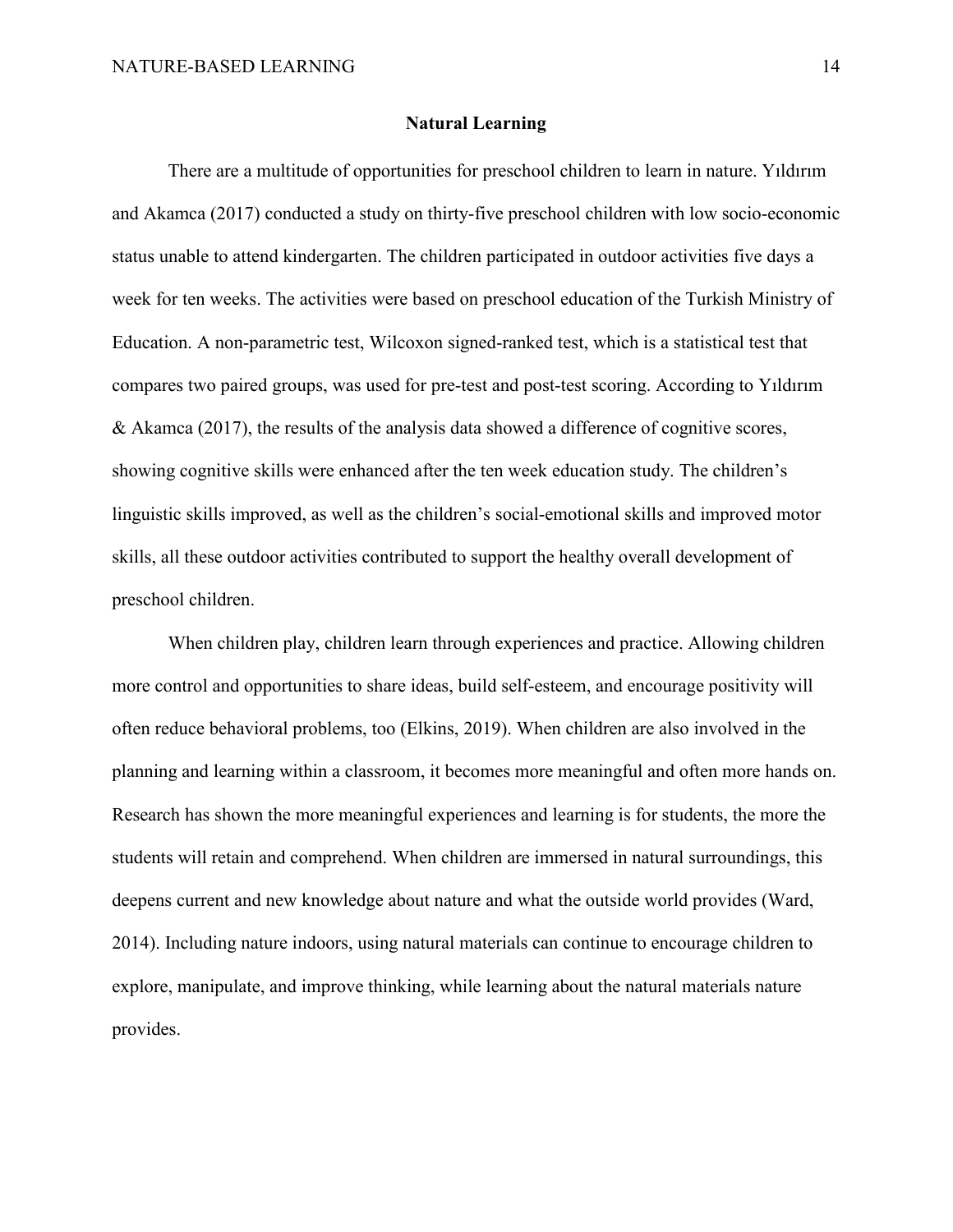## Natural Learning

There are a multitude of opportunities for preschool children to learn in nature. Yıldırım and Akamca (2017) conducted a study on thirty-five preschool children with low socio-economic status unable to attend kindergarten. The children participated in outdoor activities five days a week for ten weeks. The activities were based on preschool education of the Turkish Ministry of Education. A non-parametric test, Wilcoxon signed-ranked test, which is a statistical test that compares two paired groups, was used for pre-test and post-test scoring. According to Yıldırım & Akamca (2017), the results of the analysis data showed a difference of cognitive scores, showing cognitive skills were enhanced after the ten week education study. The children's linguistic skills improved, as well as the children's social-emotional skills and improved motor skills, all these outdoor activities contributed to support the healthy overall development of preschool children.

When children play, children learn through experiences and practice. Allowing children more control and opportunities to share ideas, build self-esteem, and encourage positivity will often reduce behavioral problems, too (Elkins, 2019). When children are also involved in the planning and learning within a classroom, it becomes more meaningful and often more hands on. Research has shown the more meaningful experiences and learning is for students, the more the students will retain and comprehend. When children are immersed in natural surroundings, this deepens current and new knowledge about nature and what the outside world provides (Ward, 2014). Including nature indoors, using natural materials can continue to encourage children to explore, manipulate, and improve thinking, while learning about the natural materials nature provides.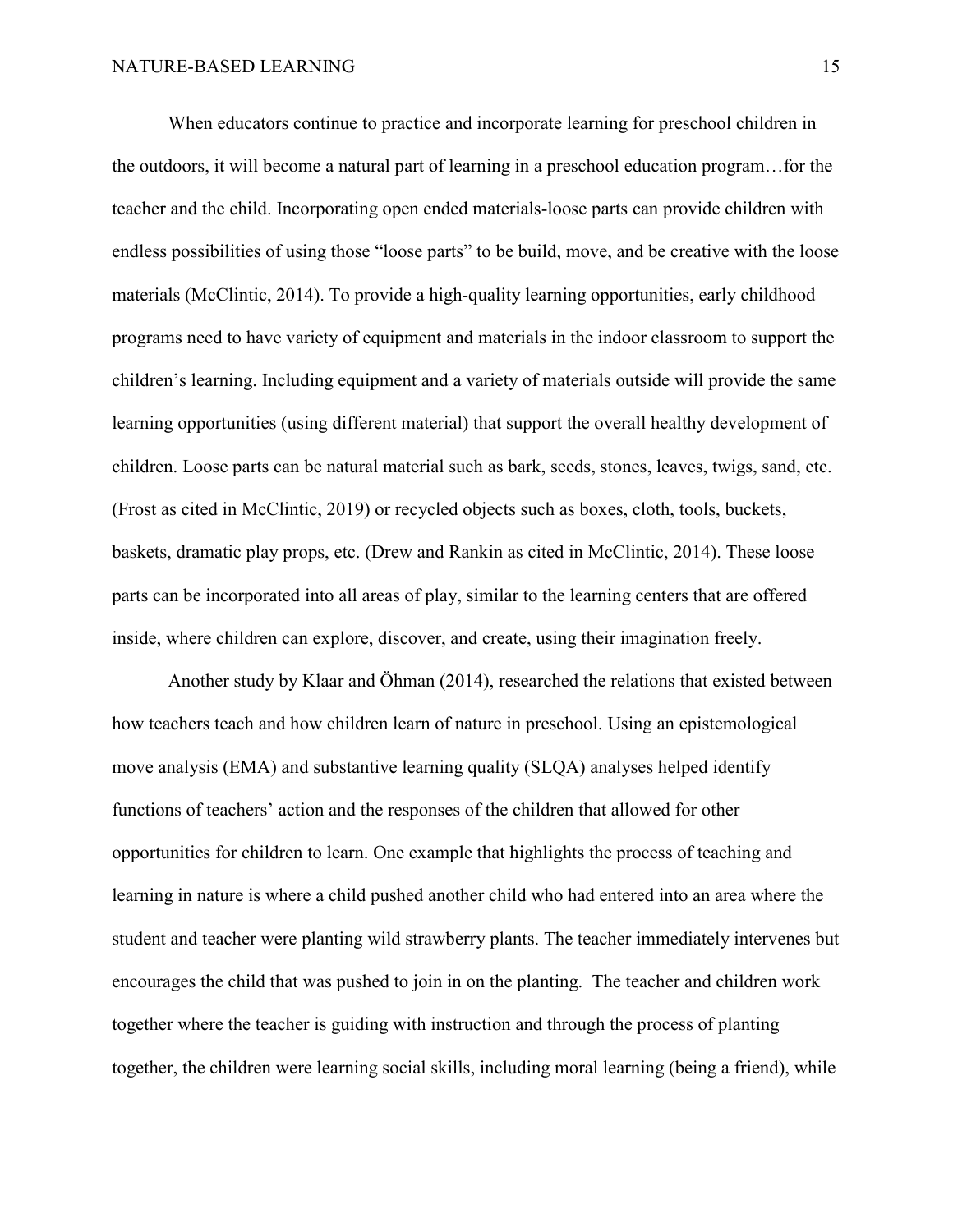When educators continue to practice and incorporate learning for preschool children in the outdoors, it will become a natural part of learning in a preschool education program…for the teacher and the child. Incorporating open ended materials-loose parts can provide children with endless possibilities of using those "loose parts" to be build, move, and be creative with the loose materials (McClintic, 2014). To provide a high-quality learning opportunities, early childhood programs need to have variety of equipment and materials in the indoor classroom to support the children's learning. Including equipment and a variety of materials outside will provide the same learning opportunities (using different material) that support the overall healthy development of children. Loose parts can be natural material such as bark, seeds, stones, leaves, twigs, sand, etc. (Frost as cited in McClintic, 2019) or recycled objects such as boxes, cloth, tools, buckets, baskets, dramatic play props, etc. (Drew and Rankin as cited in McClintic, 2014). These loose parts can be incorporated into all areas of play, similar to the learning centers that are offered inside, where children can explore, discover, and create, using their imagination freely.

Another study by Klaar and Öhman (2014), researched the relations that existed between how teachers teach and how children learn of nature in preschool. Using an epistemological move analysis (EMA) and substantive learning quality (SLQA) analyses helped identify functions of teachers' action and the responses of the children that allowed for other opportunities for children to learn. One example that highlights the process of teaching and learning in nature is where a child pushed another child who had entered into an area where the student and teacher were planting wild strawberry plants. The teacher immediately intervenes but encourages the child that was pushed to join in on the planting. The teacher and children work together where the teacher is guiding with instruction and through the process of planting together, the children were learning social skills, including moral learning (being a friend), while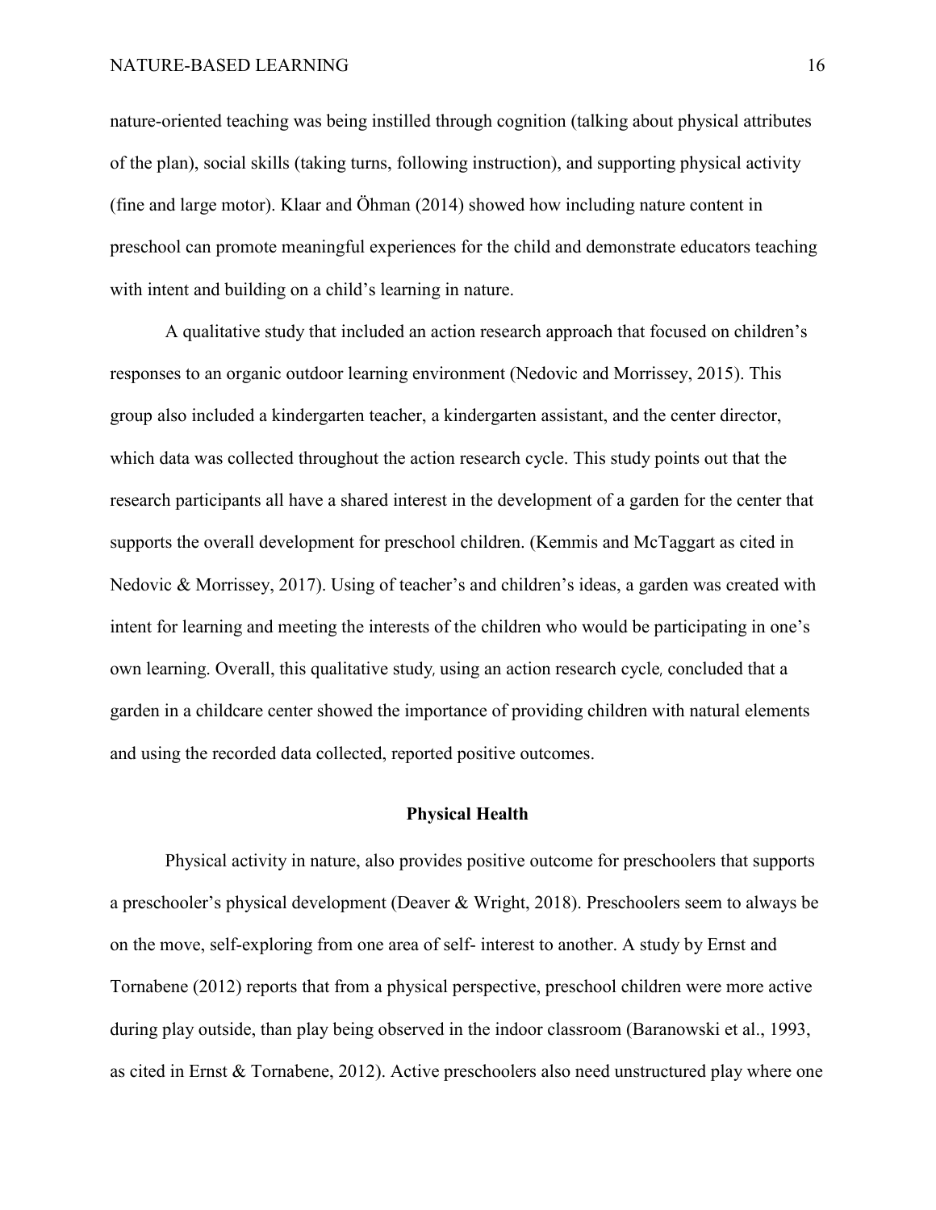nature-oriented teaching was being instilled through cognition (talking about physical attributes of the plan), social skills (taking turns, following instruction), and supporting physical activity (fine and large motor). Klaar and Öhman (2014) showed how including nature content in preschool can promote meaningful experiences for the child and demonstrate educators teaching with intent and building on a child's learning in nature.

A qualitative study that included an action research approach that focused on children's responses to an organic outdoor learning environment (Nedovic and Morrissey, 2015). This group also included a kindergarten teacher, a kindergarten assistant, and the center director, which data was collected throughout the action research cycle. This study points out that the research participants all have a shared interest in the development of a garden for the center that supports the overall development for preschool children. (Kemmis and McTaggart as cited in Nedovic & Morrissey, 2017). Using of teacher's and children's ideas, a garden was created with intent for learning and meeting the interests of the children who would be participating in one's own learning. Overall, this qualitative study, using an action research cycle, concluded that a garden in a childcare center showed the importance of providing children with natural elements and using the recorded data collected, reported positive outcomes.

## Physical Health

Physical activity in nature, also provides positive outcome for preschoolers that supports a preschooler's physical development (Deaver & Wright, 2018). Preschoolers seem to always be on the move, self-exploring from one area of self- interest to another. A study by Ernst and Tornabene (2012) reports that from a physical perspective, preschool children were more active during play outside, than play being observed in the indoor classroom (Baranowski et al., 1993, as cited in Ernst & Tornabene, 2012). Active preschoolers also need unstructured play where one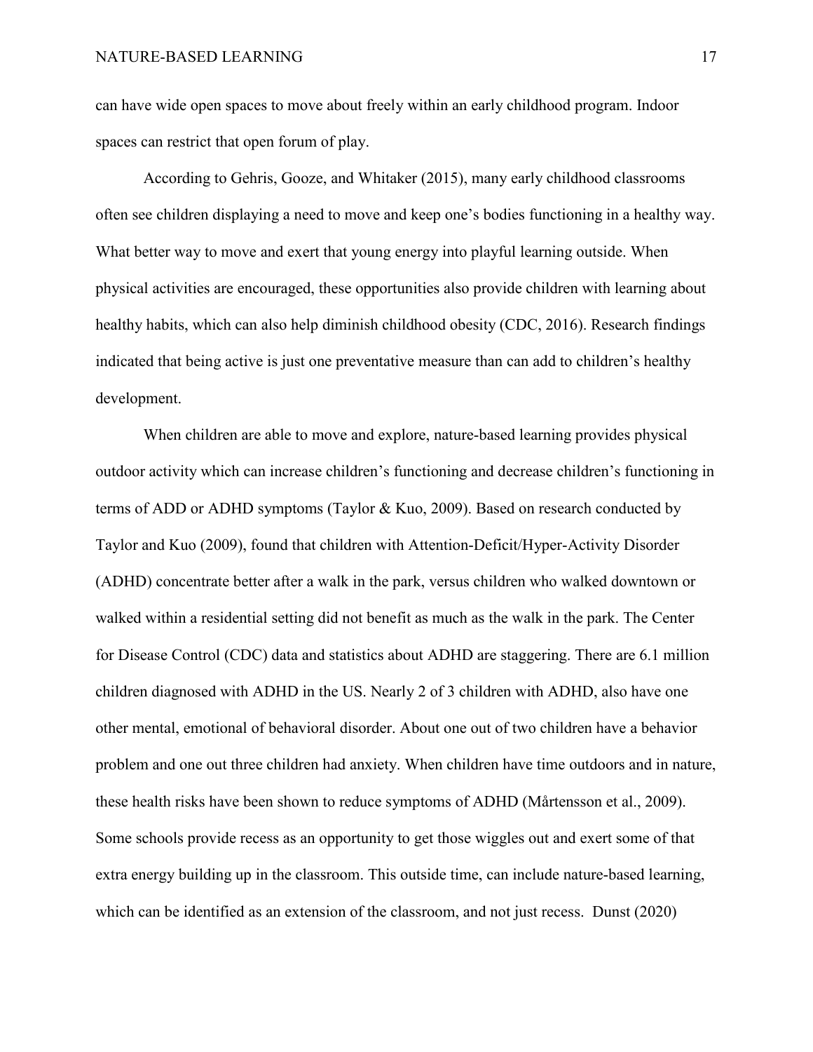can have wide open spaces to move about freely within an early childhood program. Indoor spaces can restrict that open forum of play.

According to Gehris, Gooze, and Whitaker (2015), many early childhood classrooms often see children displaying a need to move and keep one's bodies functioning in a healthy way. What better way to move and exert that young energy into playful learning outside. When physical activities are encouraged, these opportunities also provide children with learning about healthy habits, which can also help diminish childhood obesity (CDC, 2016). Research findings indicated that being active is just one preventative measure than can add to children's healthy development.

When children are able to move and explore, nature-based learning provides physical outdoor activity which can increase children's functioning and decrease children's functioning in terms of ADD or ADHD symptoms (Taylor & Kuo, 2009). Based on research conducted by Taylor and Kuo (2009), found that children with Attention-Deficit/Hyper-Activity Disorder (ADHD) concentrate better after a walk in the park, versus children who walked downtown or walked within a residential setting did not benefit as much as the walk in the park. The Center for Disease Control (CDC) data and statistics about ADHD are staggering. There are 6.1 million children diagnosed with ADHD in the US. Nearly 2 of 3 children with ADHD, also have one other mental, emotional of behavioral disorder. About one out of two children have a behavior problem and one out three children had anxiety. When children have time outdoors and in nature, these health risks have been shown to reduce symptoms of ADHD (Mårtensson et al., 2009). Some schools provide recess as an opportunity to get those wiggles out and exert some of that extra energy building up in the classroom. This outside time, can include nature-based learning, which can be identified as an extension of the classroom, and not just recess. Dunst (2020)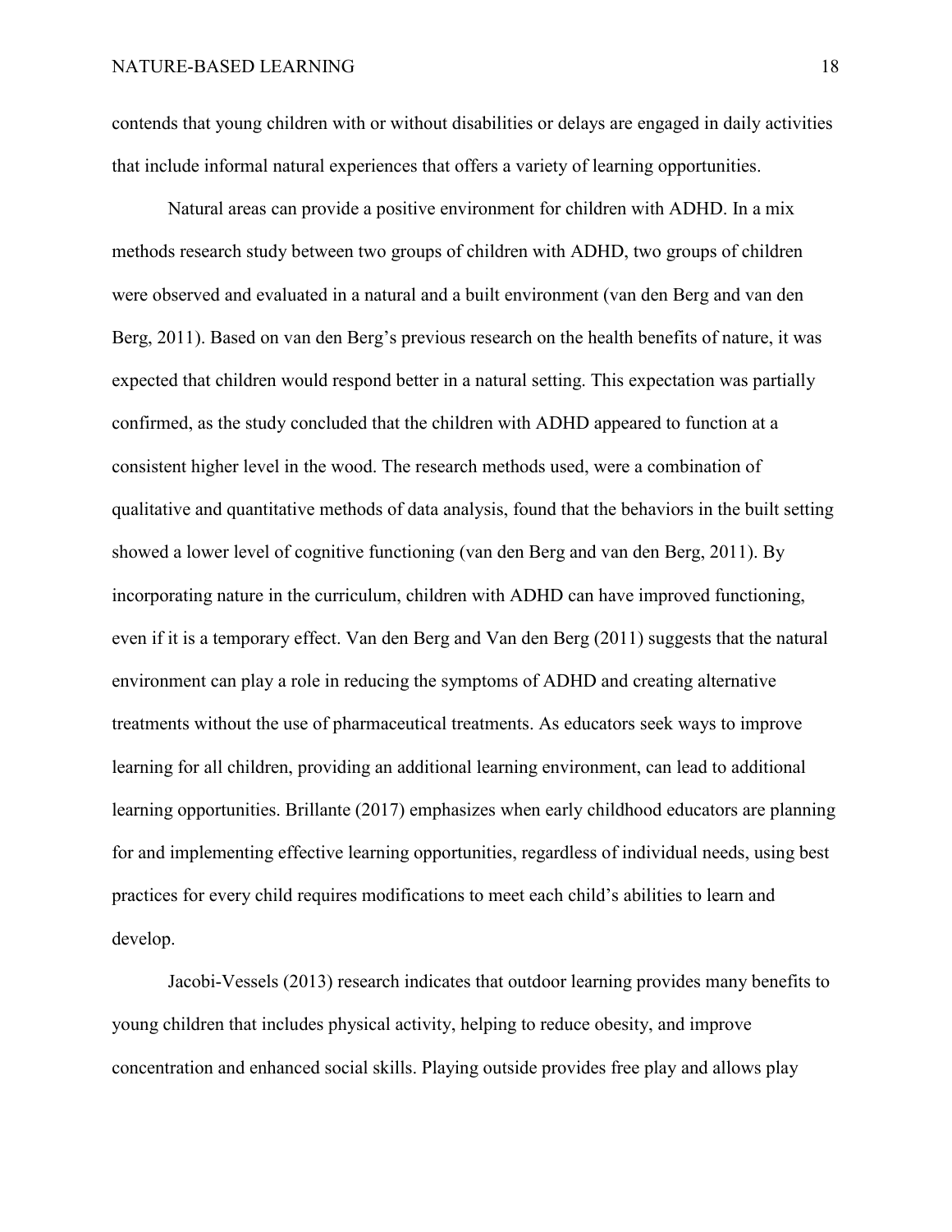contends that young children with or without disabilities or delays are engaged in daily activities that include informal natural experiences that offers a variety of learning opportunities.

Natural areas can provide a positive environment for children with ADHD. In a mix methods research study between two groups of children with ADHD, two groups of children were observed and evaluated in a natural and a built environment (van den Berg and van den Berg, 2011). Based on van den Berg's previous research on the health benefits of nature, it was expected that children would respond better in a natural setting. This expectation was partially confirmed, as the study concluded that the children with ADHD appeared to function at a consistent higher level in the wood. The research methods used, were a combination of qualitative and quantitative methods of data analysis, found that the behaviors in the built setting showed a lower level of cognitive functioning (van den Berg and van den Berg, 2011). By incorporating nature in the curriculum, children with ADHD can have improved functioning, even if it is a temporary effect. Van den Berg and Van den Berg (2011) suggests that the natural environment can play a role in reducing the symptoms of ADHD and creating alternative treatments without the use of pharmaceutical treatments. As educators seek ways to improve learning for all children, providing an additional learning environment, can lead to additional learning opportunities. Brillante (2017) emphasizes when early childhood educators are planning for and implementing effective learning opportunities, regardless of individual needs, using best practices for every child requires modifications to meet each child's abilities to learn and develop.

Jacobi-Vessels (2013) research indicates that outdoor learning provides many benefits to young children that includes physical activity, helping to reduce obesity, and improve concentration and enhanced social skills. Playing outside provides free play and allows play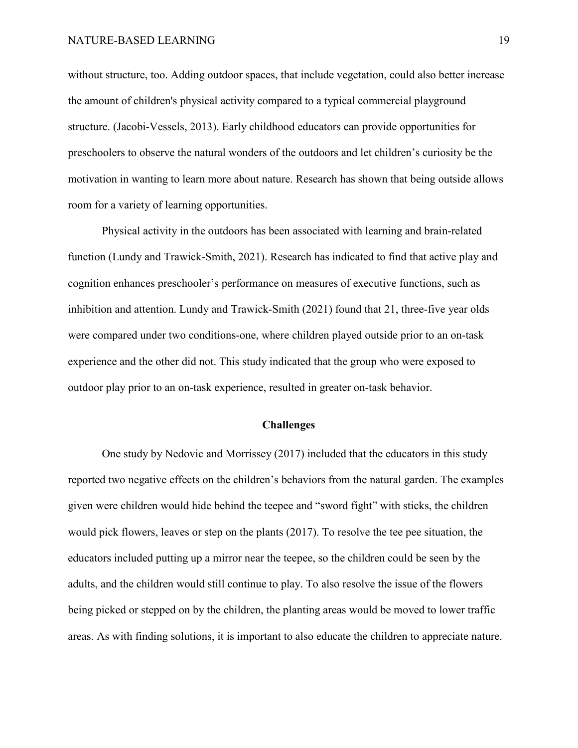without structure, too. Adding outdoor spaces, that include vegetation, could also better increase the amount of children's physical activity compared to a typical commercial playground structure. (Jacobi-Vessels, 2013). Early childhood educators can provide opportunities for preschoolers to observe the natural wonders of the outdoors and let children's curiosity be the motivation in wanting to learn more about nature. Research has shown that being outside allows room for a variety of learning opportunities.

Physical activity in the outdoors has been associated with learning and brain-related function (Lundy and Trawick-Smith, 2021). Research has indicated to find that active play and cognition enhances preschooler's performance on measures of executive functions, such as inhibition and attention. Lundy and Trawick-Smith (2021) found that 21, three-five year olds were compared under two conditions-one, where children played outside prior to an on-task experience and the other did not. This study indicated that the group who were exposed to outdoor play prior to an on-task experience, resulted in greater on-task behavior.

## Challenges

One study by Nedovic and Morrissey (2017) included that the educators in this study reported two negative effects on the children's behaviors from the natural garden. The examples given were children would hide behind the teepee and "sword fight" with sticks, the children would pick flowers, leaves or step on the plants (2017). To resolve the tee pee situation, the educators included putting up a mirror near the teepee, so the children could be seen by the adults, and the children would still continue to play. To also resolve the issue of the flowers being picked or stepped on by the children, the planting areas would be moved to lower traffic areas. As with finding solutions, it is important to also educate the children to appreciate nature.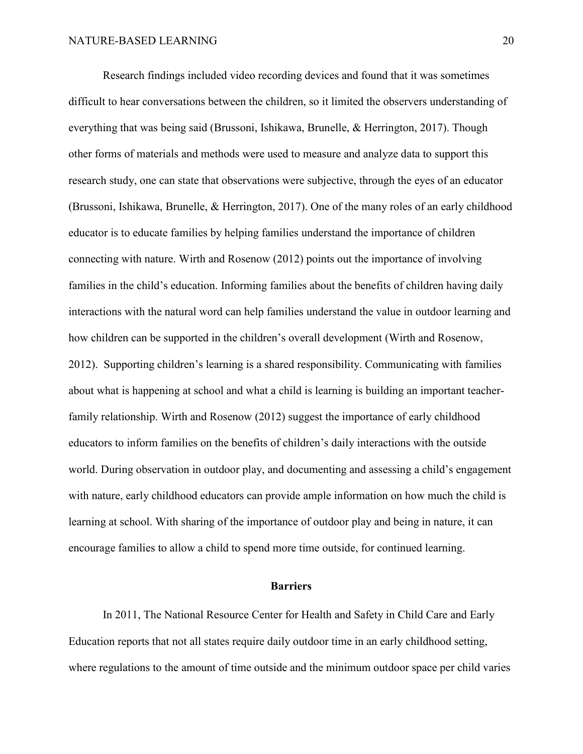Research findings included video recording devices and found that it was sometimes difficult to hear conversations between the children, so it limited the observers understanding of everything that was being said (Brussoni, Ishikawa, Brunelle, & Herrington, 2017). Though other forms of materials and methods were used to measure and analyze data to support this research study, one can state that observations were subjective, through the eyes of an educator (Brussoni, Ishikawa, Brunelle, & Herrington, 2017). One of the many roles of an early childhood educator is to educate families by helping families understand the importance of children connecting with nature. Wirth and Rosenow (2012) points out the importance of involving families in the child's education. Informing families about the benefits of children having daily interactions with the natural word can help families understand the value in outdoor learning and how children can be supported in the children's overall development (Wirth and Rosenow, 2012). Supporting children's learning is a shared responsibility. Communicating with families about what is happening at school and what a child is learning is building an important teacher-family relationship. Wirth and Rosenow (2012) suggest the importance of early childhood educators to inform families on the benefits of children's daily interactions with the outside world. During observation in outdoor play, and documenting and assessing a child's engagement with nature, early childhood educators can provide ample information on how much the child is learning at school. With sharing of the importance of outdoor play and being in nature, it can encourage families to allow a child to spend more time outside, for continued learning.

## Barriers

In 2011, The National Resource Center for Health and Safety in Child Care and Early Education reports that not all states require daily outdoor time in an early childhood setting, where regulations to the amount of time outside and the minimum outdoor space per child varies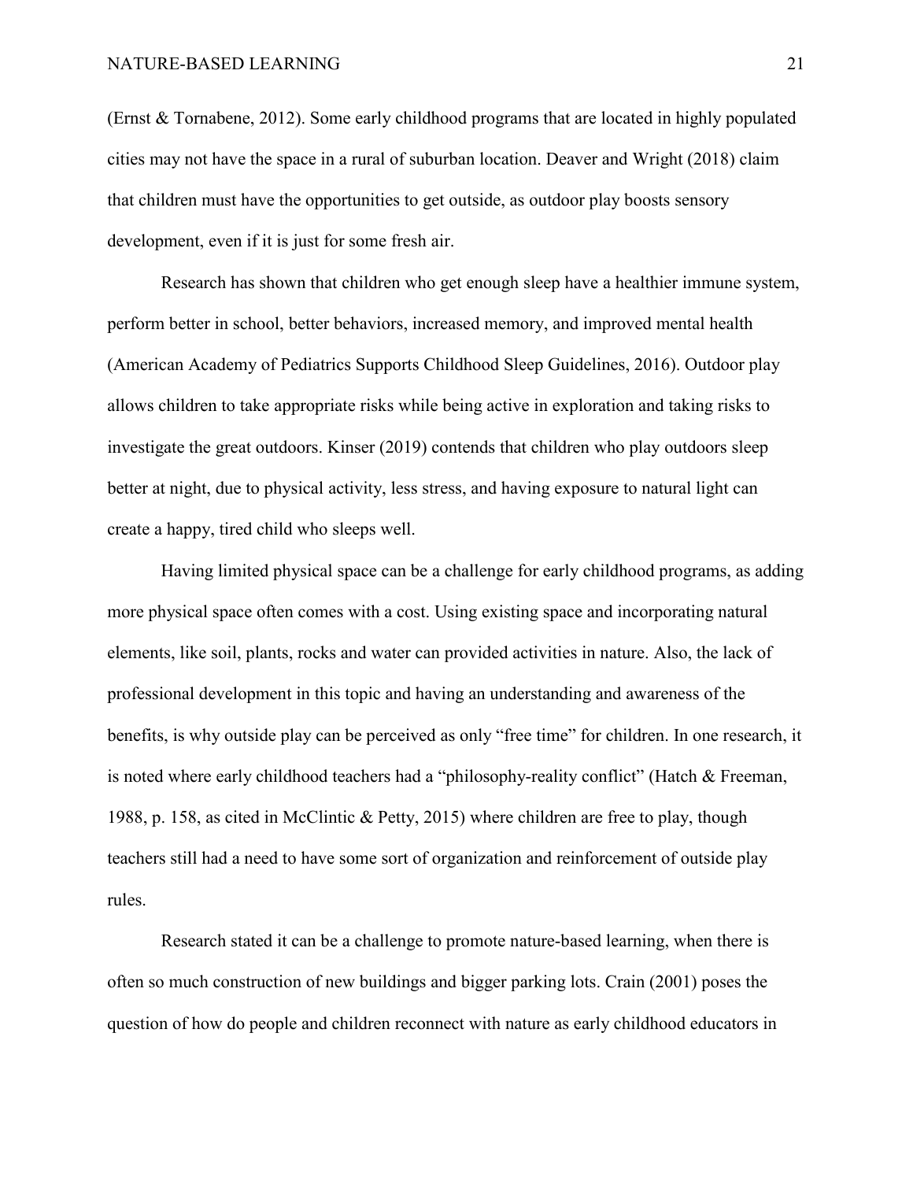(Ernst & Tornabene, 2012). Some early childhood programs that are located in highly populated cities may not have the space in a rural of suburban location. Deaver and Wright (2018) claim that children must have the opportunities to get outside, as outdoor play boosts sensory development, even if it is just for some fresh air.

Research has shown that children who get enough sleep have a healthier immune system, perform better in school, better behaviors, increased memory, and improved mental health (American Academy of Pediatrics Supports Childhood Sleep Guidelines, 2016). Outdoor play allows children to take appropriate risks while being active in exploration and taking risks to investigate the great outdoors. Kinser (2019) contends that children who play outdoors sleep better at night, due to physical activity, less stress, and having exposure to natural light can create a happy, tired child who sleeps well.

Having limited physical space can be a challenge for early childhood programs, as adding more physical space often comes with a cost. Using existing space and incorporating natural elements, like soil, plants, rocks and water can provided activities in nature. Also, the lack of professional development in this topic and having an understanding and awareness of the benefits, is why outside play can be perceived as only "free time" for children. In one research, it is noted where early childhood teachers had a "philosophy-reality conflict" (Hatch & Freeman, 1988, p. 158, as cited in McClintic & Petty, 2015) where children are free to play, though teachers still had a need to have some sort of organization and reinforcement of outside play rules.

Research stated it can be a challenge to promote nature-based learning, when there is often so much construction of new buildings and bigger parking lots. Crain (2001) poses the question of how do people and children reconnect with nature as early childhood educators in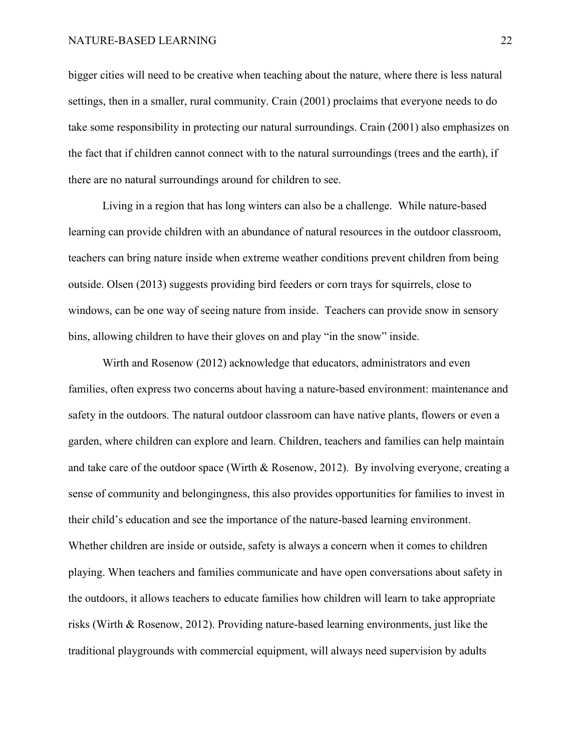bigger cities will need to be creative when teaching about the nature, where there is less natural settings, then in a smaller, rural community. Crain (2001) proclaims that everyone needs to do take some responsibility in protecting our natural surroundings. Crain (2001) also emphasizes on the fact that if children cannot connect with to the natural surroundings (trees and the earth), if there are no natural surroundings around for children to see.

Living in a region that has long winters can also be a challenge. While nature-based learning can provide children with an abundance of natural resources in the outdoor classroom, teachers can bring nature inside when extreme weather conditions prevent children from being outside. Olsen (2013) suggests providing bird feeders or corn trays for squirrels, close to windows, can be one way of seeing nature from inside. Teachers can provide snow in sensory bins, allowing children to have their gloves on and play "in the snow" inside.

Wirth and Rosenow (2012) acknowledge that educators, administrators and even families, often express two concerns about having a nature-based environment: maintenance and safety in the outdoors. The natural outdoor classroom can have native plants, flowers or even a garden, where children can explore and learn. Children, teachers and families can help maintain and take care of the outdoor space (Wirth & Rosenow, 2012). By involving everyone, creating a sense of community and belongingness, this also provides opportunities for families to invest in their child's education and see the importance of the nature-based learning environment. Whether children are inside or outside, safety is always a concern when it comes to children playing. When teachers and families communicate and have open conversations about safety in the outdoors, it allows teachers to educate families how children will learn to take appropriate risks (Wirth & Rosenow, 2012). Providing nature-based learning environments, just like the traditional playgrounds with commercial equipment, will always need supervision by adults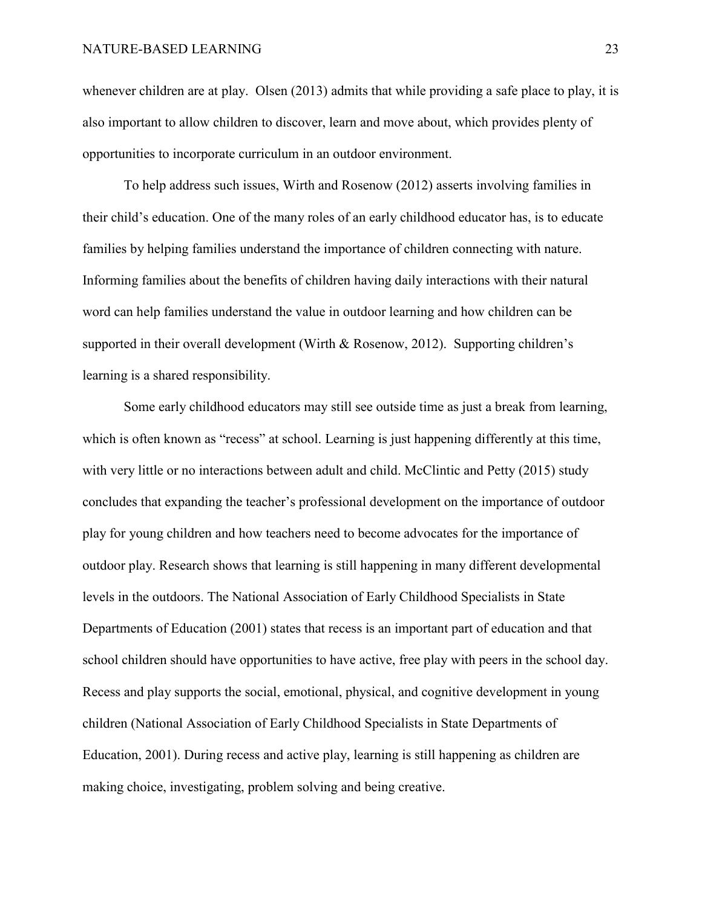whenever children are at play. Olsen (2013) admits that while providing a safe place to play, it is also important to allow children to discover, learn and move about, which provides plenty of opportunities to incorporate curriculum in an outdoor environment.

To help address such issues, Wirth and Rosenow (2012) asserts involving families in their child's education. One of the many roles of an early childhood educator has, is to educate families by helping families understand the importance of children connecting with nature. Informing families about the benefits of children having daily interactions with their natural word can help families understand the value in outdoor learning and how children can be supported in their overall development (Wirth & Rosenow, 2012). Supporting children's learning is a shared responsibility.

Some early childhood educators may still see outside time as just a break from learning, which is often known as "recess" at school. Learning is just happening differently at this time, with very little or no interactions between adult and child. McClintic and Petty (2015) study concludes that expanding the teacher's professional development on the importance of outdoor play for young children and how teachers need to become advocates for the importance of outdoor play. Research shows that learning is still happening in many different developmental levels in the outdoors. The National Association of Early Childhood Specialists in State Departments of Education (2001) states that recess is an important part of education and that school children should have opportunities to have active, free play with peers in the school day. Recess and play supports the social, emotional, physical, and cognitive development in young children (National Association of Early Childhood Specialists in State Departments of Education, 2001). During recess and active play, learning is still happening as children are making choice, investigating, problem solving and being creative.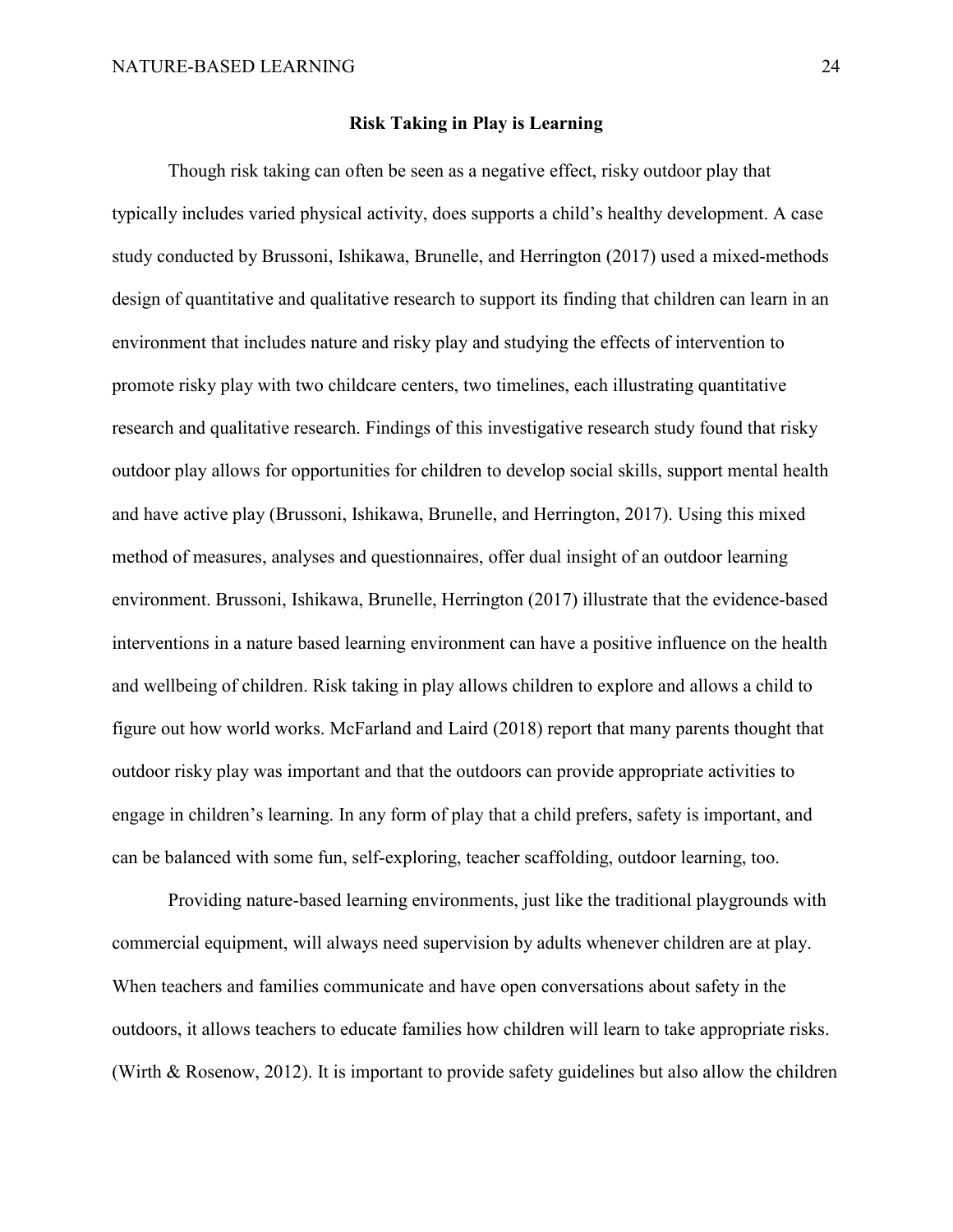## Risk Taking in Play is Learning

Though risk taking can often be seen as a negative effect, risky outdoor play that typically includes varied physical activity, does supports a child's healthy development. A case study conducted by Brussoni, Ishikawa, Brunelle, and Herrington (2017) used a mixed-methods design of quantitative and qualitative research to support its finding that children can learn in an environment that includes nature and risky play and studying the effects of intervention to promote risky play with two childcare centers, two timelines, each illustrating quantitative research and qualitative research. Findings of this investigative research study found that risky outdoor play allows for opportunities for children to develop social skills, support mental health and have active play (Brussoni, Ishikawa, Brunelle, and Herrington, 2017). Using this mixed method of measures, analyses and questionnaires, offer dual insight of an outdoor learning environment. Brussoni, Ishikawa, Brunelle, Herrington (2017) illustrate that the evidence-based interventions in a nature based learning environment can have a positive influence on the health and wellbeing of children. Risk taking in play allows children to explore and allows a child to figure out how world works. McFarland and Laird (2018) report that many parents thought that outdoor risky play was important and that the outdoors can provide appropriate activities to engage in children's learning. In any form of play that a child prefers, safety is important, and can be balanced with some fun, self-exploring, teacher scaffolding, outdoor learning, too.

Providing nature-based learning environments, just like the traditional playgrounds with commercial equipment, will always need supervision by adults whenever children are at play. When teachers and families communicate and have open conversations about safety in the outdoors, it allows teachers to educate families how children will learn to take appropriate risks. (Wirth & Rosenow, 2012). It is important to provide safety guidelines but also allow the children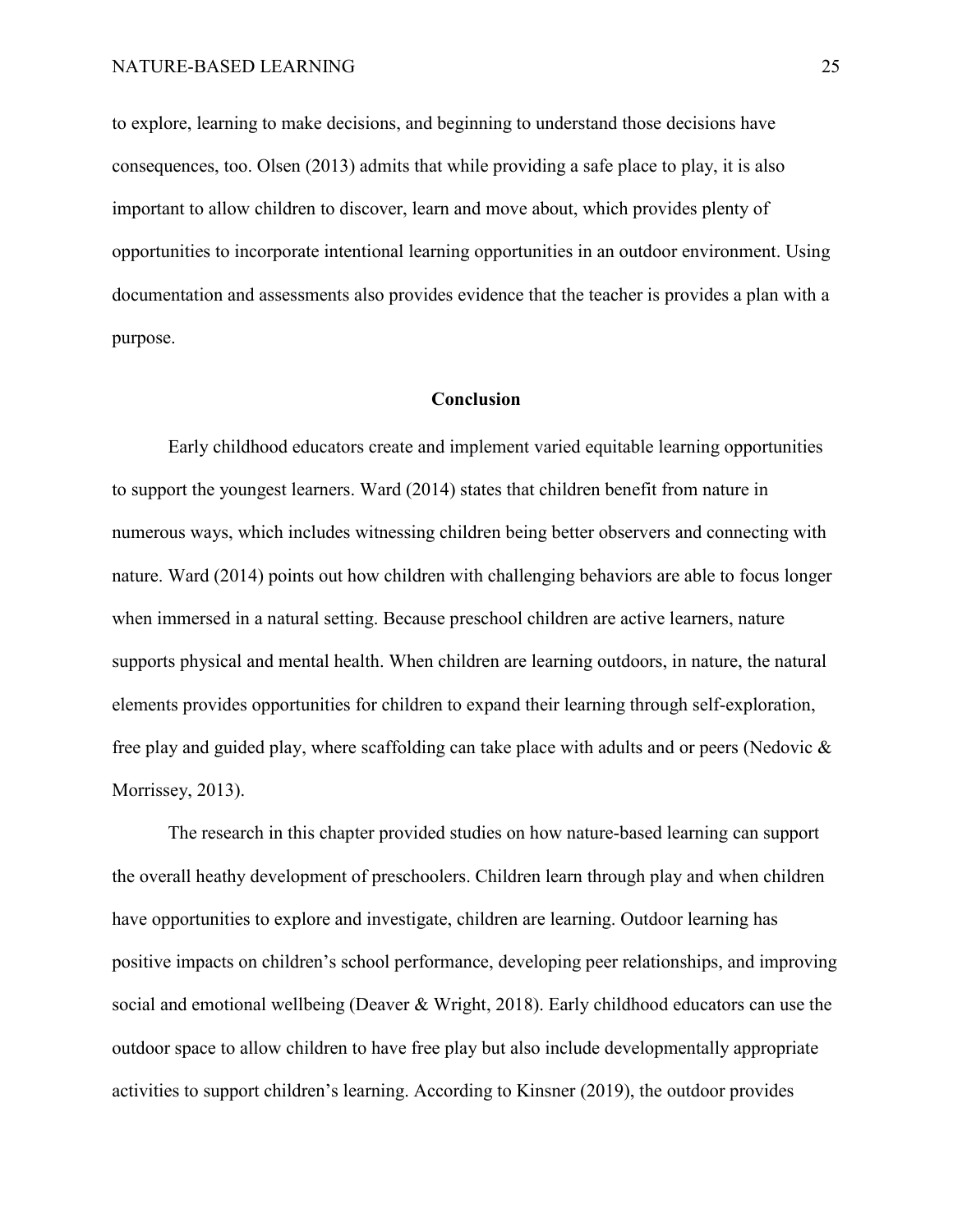to explore, learning to make decisions, and beginning to understand those decisions have consequences, too. Olsen (2013) admits that while providing a safe place to play, it is also important to allow children to discover, learn and move about, which provides plenty of opportunities to incorporate intentional learning opportunities in an outdoor environment. Using documentation and assessments also provides evidence that the teacher is provides a plan with a purpose.

## Conclusion

Early childhood educators create and implement varied equitable learning opportunities to support the youngest learners. Ward (2014) states that children benefit from nature in numerous ways, which includes witnessing children being better observers and connecting with nature. Ward (2014) points out how children with challenging behaviors are able to focus longer when immersed in a natural setting. Because preschool children are active learners, nature supports physical and mental health. When children are learning outdoors, in nature, the natural elements provides opportunities for children to expand their learning through self-exploration, free play and guided play, where scaffolding can take place with adults and or peers (Nedovic & Morrissey, 2013).

The research in this chapter provided studies on how nature-based learning can support the overall heathy development of preschoolers. Children learn through play and when children have opportunities to explore and investigate, children are learning. Outdoor learning has positive impacts on children's school performance, developing peer relationships, and improving social and emotional wellbeing (Deaver & Wright, 2018). Early childhood educators can use the outdoor space to allow children to have free play but also include developmentally appropriate activities to support children's learning. According to Kinsner (2019), the outdoor provides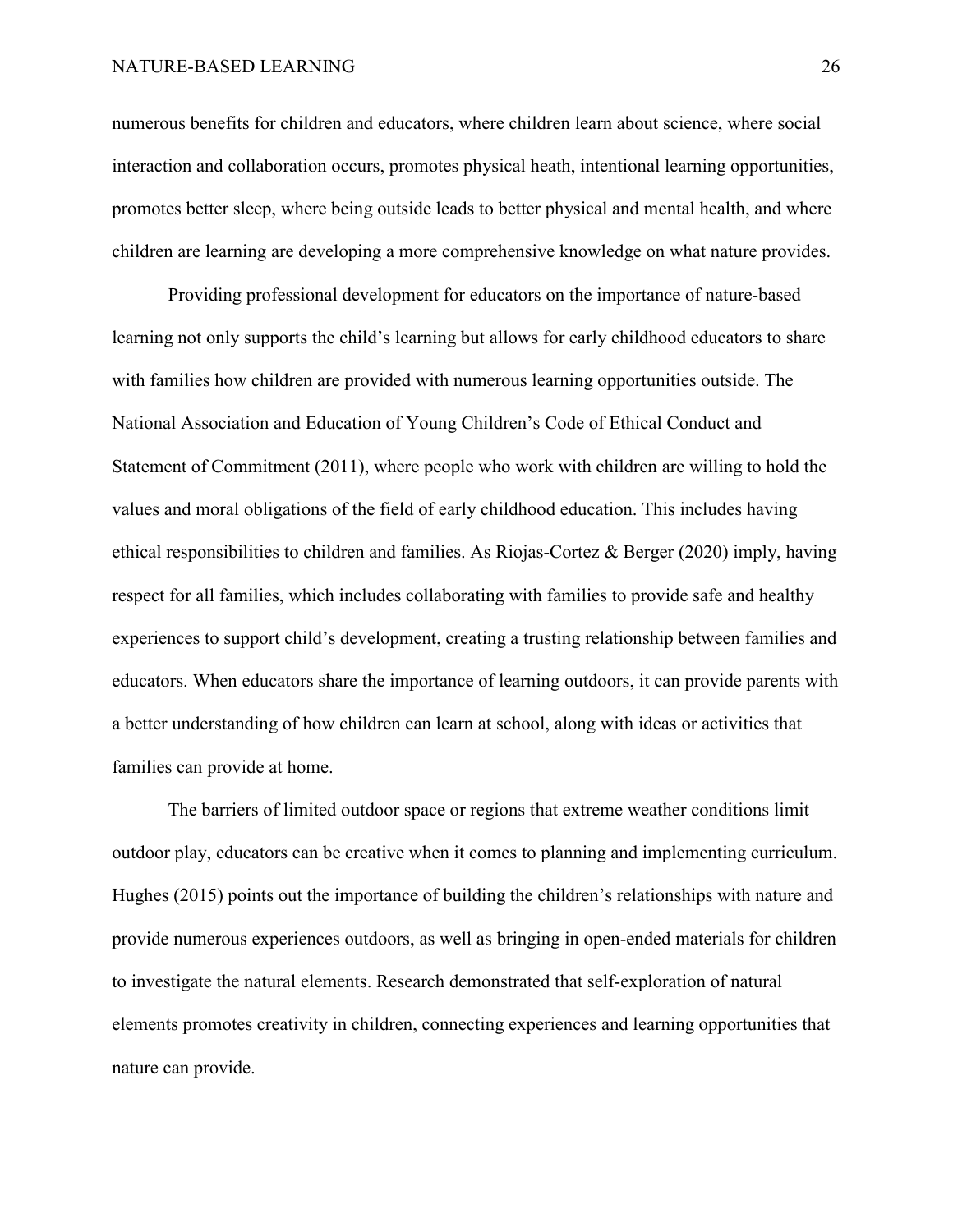numerous benefits for children and educators, where children learn about science, where social interaction and collaboration occurs, promotes physical heath, intentional learning opportunities, promotes better sleep, where being outside leads to better physical and mental health, and where children are learning are developing a more comprehensive knowledge on what nature provides.

Providing professional development for educators on the importance of nature-based learning not only supports the child's learning but allows for early childhood educators to share with families how children are provided with numerous learning opportunities outside. The National Association and Education of Young Children's Code of Ethical Conduct and Statement of Commitment (2011), where people who work with children are willing to hold the values and moral obligations of the field of early childhood education. This includes having ethical responsibilities to children and families. As Riojas-Cortez & Berger (2020) imply, having respect for all families, which includes collaborating with families to provide safe and healthy experiences to support child's development, creating a trusting relationship between families and educators. When educators share the importance of learning outdoors, it can provide parents with a better understanding of how children can learn at school, along with ideas or activities that families can provide at home.

The barriers of limited outdoor space or regions that extreme weather conditions limit outdoor play, educators can be creative when it comes to planning and implementing curriculum. Hughes (2015) points out the importance of building the children's relationships with nature and provide numerous experiences outdoors, as well as bringing in open-ended materials for children to investigate the natural elements. Research demonstrated that self-exploration of natural elements promotes creativity in children, connecting experiences and learning opportunities that nature can provide.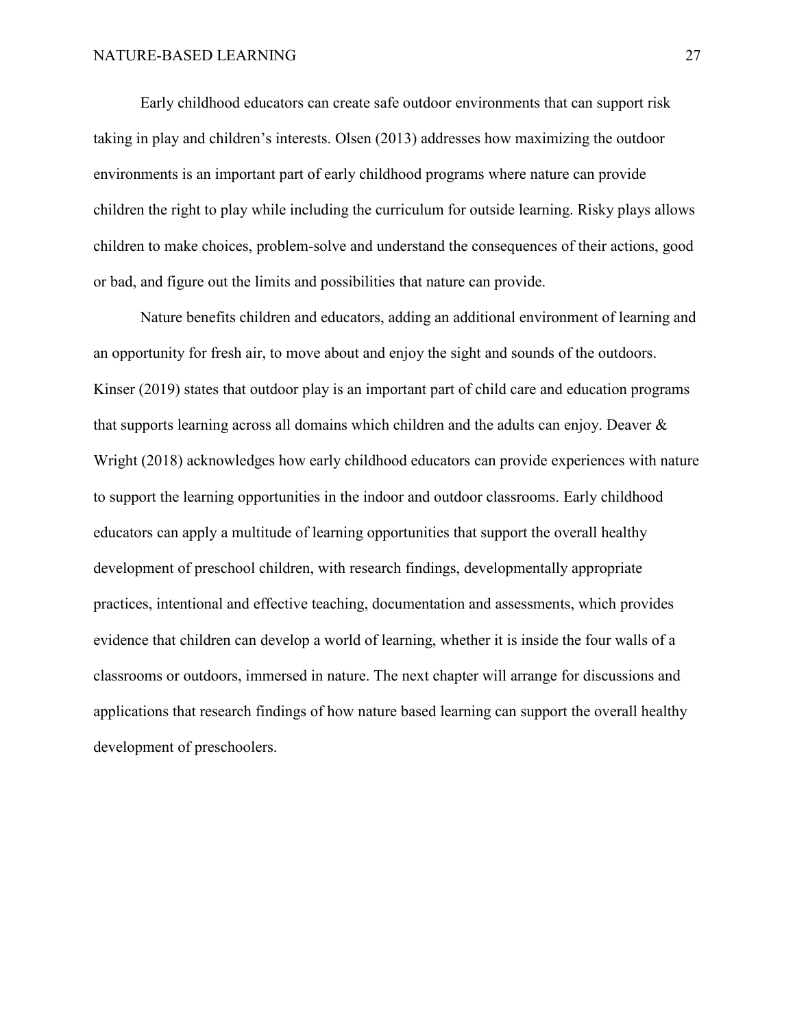Early childhood educators can create safe outdoor environments that can support risk taking in play and children's interests. Olsen (2013) addresses how maximizing the outdoor environments is an important part of early childhood programs where nature can provide children the right to play while including the curriculum for outside learning. Risky plays allows children to make choices, problem-solve and understand the consequences of their actions, good or bad, and figure out the limits and possibilities that nature can provide.

Nature benefits children and educators, adding an additional environment of learning and an opportunity for fresh air, to move about and enjoy the sight and sounds of the outdoors. Kinser (2019) states that outdoor play is an important part of child care and education programs that supports learning across all domains which children and the adults can enjoy. Deaver & Wright (2018) acknowledges how early childhood educators can provide experiences with nature to support the learning opportunities in the indoor and outdoor classrooms. Early childhood educators can apply a multitude of learning opportunities that support the overall healthy development of preschool children, with research findings, developmentally appropriate practices, intentional and effective teaching, documentation and assessments, which provides evidence that children can develop a world of learning, whether it is inside the four walls of a classrooms or outdoors, immersed in nature. The next chapter will arrange for discussions and applications that research findings of how nature based learning can support the overall healthy development of preschoolers.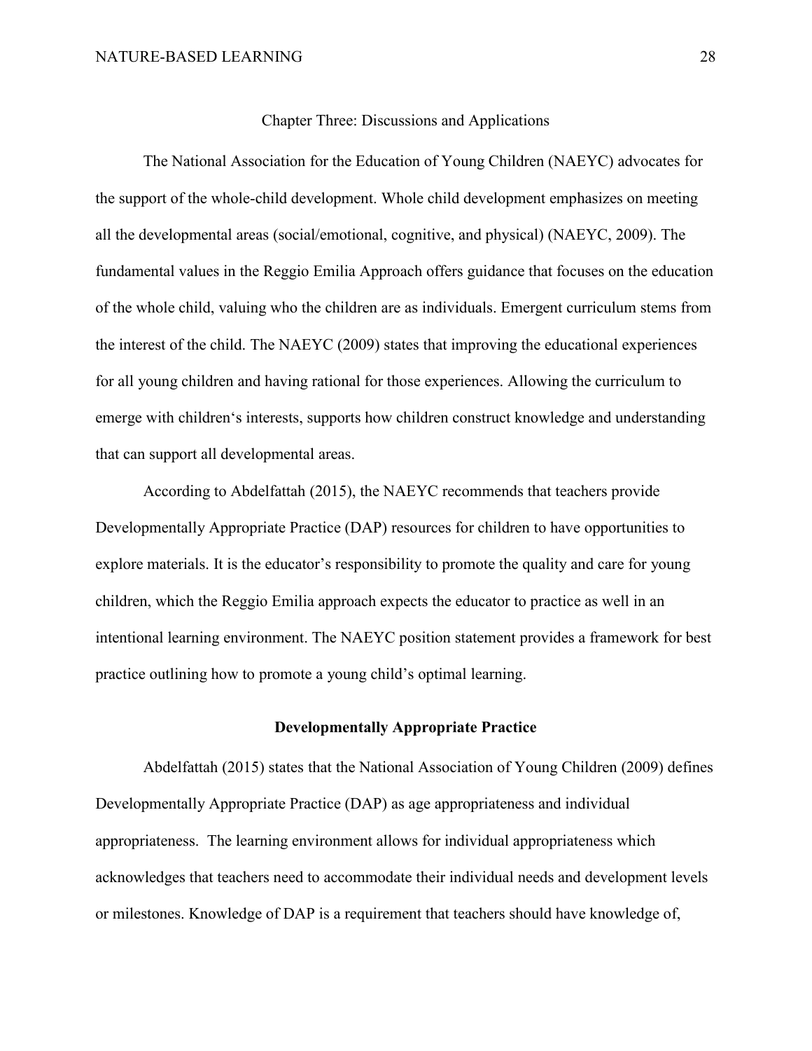# Chapter Three: Discussions and Applications

The National Association for the Education of Young Children (NAEYC) advocates for the support of the whole-child development. Whole child development emphasizes on meeting all the developmental areas (social/emotional, cognitive, and physical) (NAEYC, 2009). The fundamental values in the Reggio Emilia Approach offers guidance that focuses on the education of the whole child, valuing who the children are as individuals. Emergent curriculum stems from the interest of the child. The NAEYC (2009) states that improving the educational experiences for all young children and having rational for those experiences. Allowing the curriculum to emerge with children's interests, supports how children construct knowledge and understanding that can support all developmental areas.

According to Abdelfattah (2015), the NAEYC recommends that teachers provide Developmentally Appropriate Practice (DAP) resources for children to have opportunities to explore materials. It is the educator's responsibility to promote the quality and care for young children, which the Reggio Emilia approach expects the educator to practice as well in an intentional learning environment. The NAEYC position statement provides a framework for best practice outlining how to promote a young child's optimal learning.

## Developmentally Appropriate Practice

Abdelfattah (2015) states that the National Association of Young Children (2009) defines Developmentally Appropriate Practice (DAP) as age appropriateness and individual appropriateness. The learning environment allows for individual appropriateness which acknowledges that teachers need to accommodate their individual needs and development levels or milestones. Knowledge of DAP is a requirement that teachers should have knowledge of,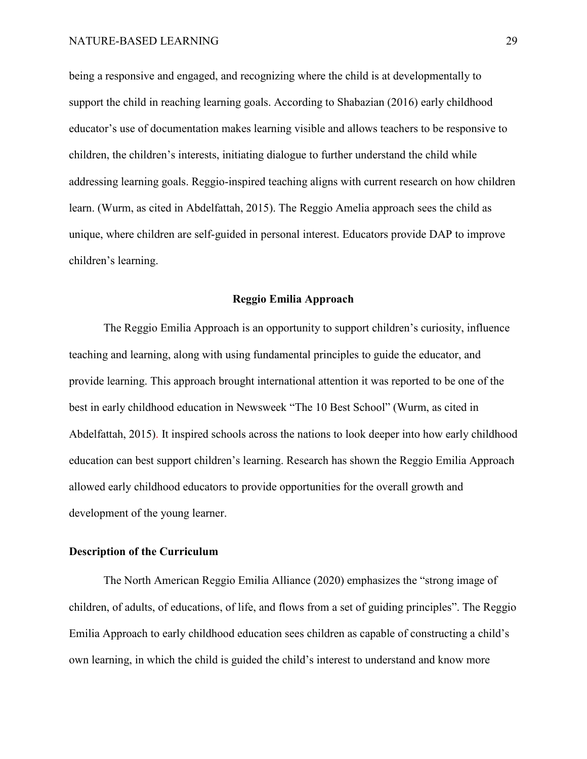being a responsive and engaged, and recognizing where the child is at developmentally to support the child in reaching learning goals. According to Shabazian (2016) early childhood educator's use of documentation makes learning visible and allows teachers to be responsive to children, the children's interests, initiating dialogue to further understand the child while addressing learning goals. Reggio-inspired teaching aligns with current research on how children learn. (Wurm, as cited in Abdelfattah, 2015). The Reggio Amelia approach sees the child as unique, where children are self-guided in personal interest. Educators provide DAP to improve children's learning.

## Reggio Emilia Approach

The Reggio Emilia Approach is an opportunity to support children's curiosity, influence teaching and learning, along with using fundamental principles to guide the educator, and provide learning. This approach brought international attention it was reported to be one of the best in early childhood education in Newsweek "The 10 Best School" (Wurm, as cited in Abdelfattah, 2015). It inspired schools across the nations to look deeper into how early childhood education can best support children's learning. Research has shown the Reggio Emilia Approach allowed early childhood educators to provide opportunities for the overall growth and development of the young learner.

### Description of the Curriculum

The North American Reggio Emilia Alliance (2020) emphasizes the "strong image of children, of adults, of educations, of life, and flows from a set of guiding principles". The Reggio Emilia Approach to early childhood education sees children as capable of constructing a child's own learning, in which the child is guided the child's interest to understand and know more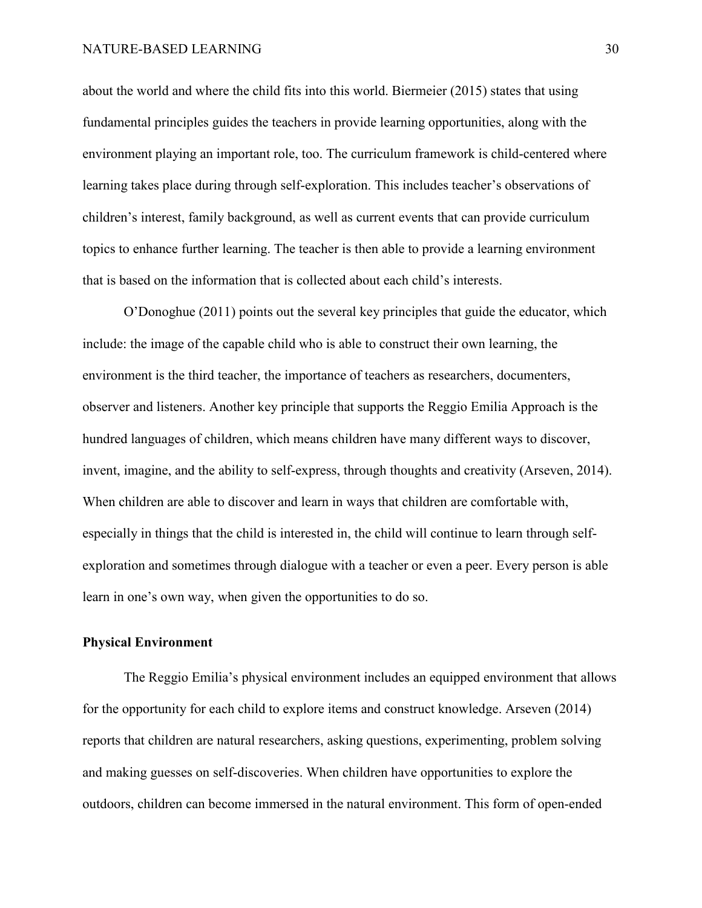about the world and where the child fits into this world. Biermeier (2015) states that using fundamental principles guides the teachers in provide learning opportunities, along with the environment playing an important role, too. The curriculum framework is child-centered where learning takes place during through self-exploration. This includes teacher's observations of children's interest, family background, as well as current events that can provide curriculum topics to enhance further learning. The teacher is then able to provide a learning environment that is based on the information that is collected about each child's interests.

O'Donoghue (2011) points out the several key principles that guide the educator, which include: the image of the capable child who is able to construct their own learning, the environment is the third teacher, the importance of teachers as researchers, documenters, observer and listeners. Another key principle that supports the Reggio Emilia Approach is the hundred languages of children, which means children have many different ways to discover, invent, imagine, and the ability to self-express, through thoughts and creativity (Arseven, 2014). When children are able to discover and learn in ways that children are comfortable with, especially in things that the child is interested in, the child will continue to learn through self-exploration and sometimes through dialogue with a teacher or even a peer. Every person is able learn in one's own way, when given the opportunities to do so.

**Physical Environment**

The Reggio Emilia's physical environment includes an equipped environment that allows for the opportunity for each child to explore items and construct knowledge. Arseven (2014) reports that children are natural researchers, asking questions, experimenting, problem solving and making guesses on self-discoveries. When children have opportunities to explore the outdoors, children can become immersed in the natural environment. This form of open-ended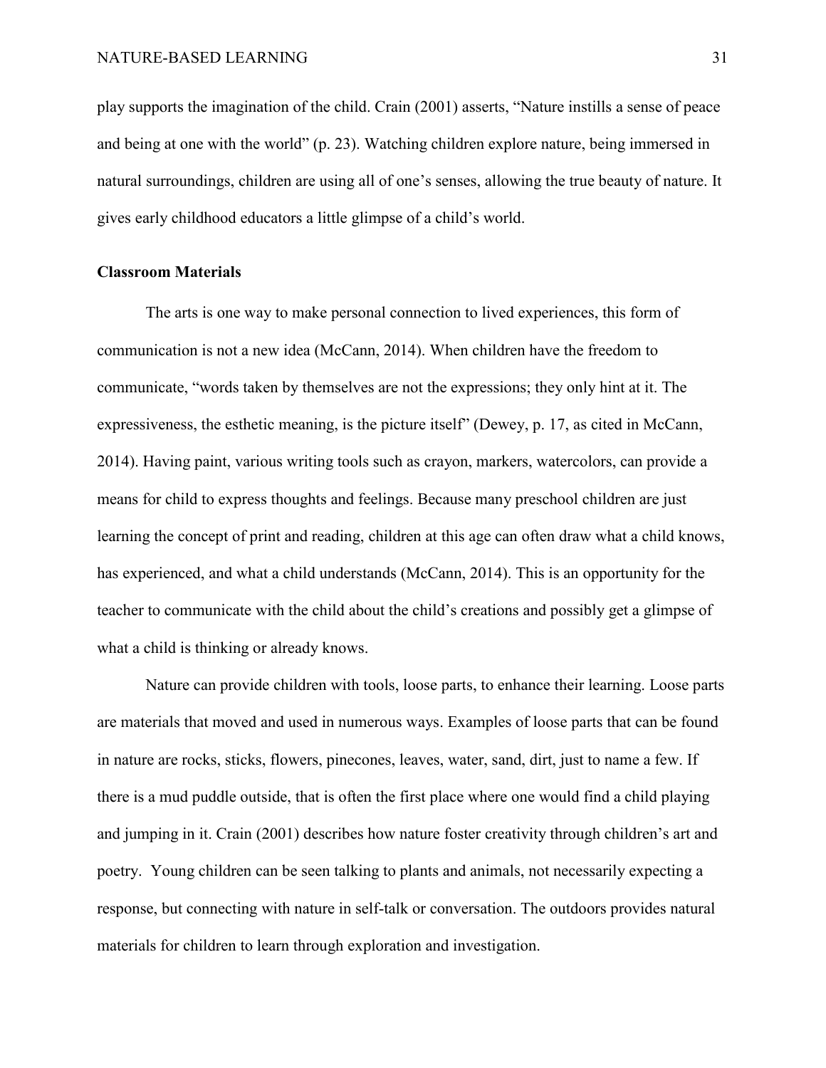play supports the imagination of the child. Crain (2001) asserts, "Nature instills a sense of peace and being at one with the world" (p. 23). Watching children explore nature, being immersed in natural surroundings, children are using all of one's senses, allowing the true beauty of nature. It gives early childhood educators a little glimpse of a child's world.

### Classroom Materials

The arts is one way to make personal connection to lived experiences, this form of communication is not a new idea (McCann, 2014). When children have the freedom to communicate, "words taken by themselves are not the expressions; they only hint at it. The expressiveness, the esthetic meaning, is the picture itself" (Dewey, p. 17, as cited in McCann, 2014). Having paint, various writing tools such as crayon, markers, watercolors, can provide a means for child to express thoughts and feelings. Because many preschool children are just learning the concept of print and reading, children at this age can often draw what a child knows, has experienced, and what a child understands (McCann, 2014). This is an opportunity for the teacher to communicate with the child about the child's creations and possibly get a glimpse of what a child is thinking or already knows.

Nature can provide children with tools, loose parts, to enhance their learning. Loose parts are materials that moved and used in numerous ways. Examples of loose parts that can be found in nature are rocks, sticks, flowers, pinecones, leaves, water, sand, dirt, just to name a few. If there is a mud puddle outside, that is often the first place where one would find a child playing and jumping in it. Crain (2001) describes how nature foster creativity through children's art and poetry. Young children can be seen talking to plants and animals, not necessarily expecting a response, but connecting with nature in self-talk or conversation. The outdoors provides natural materials for children to learn through exploration and investigation.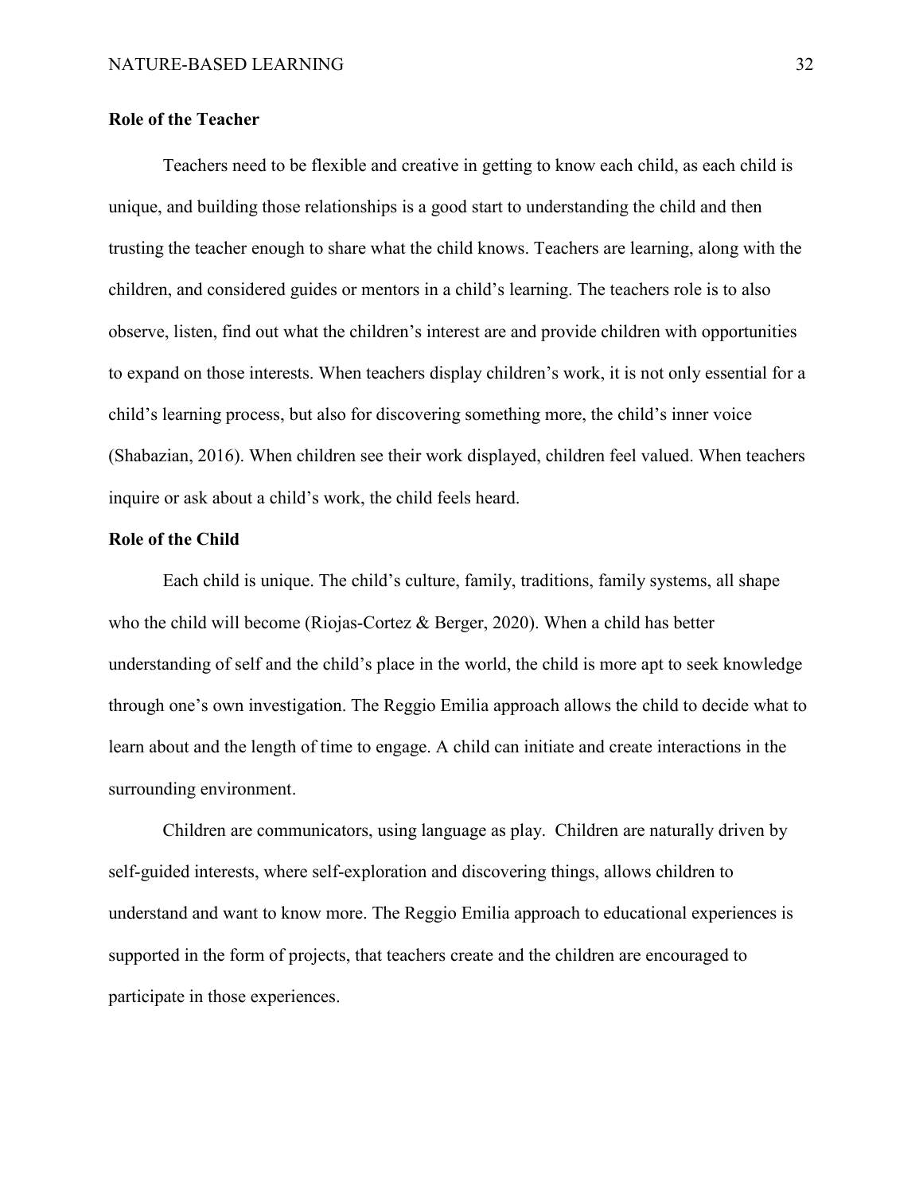### Role of the Teacher

Teachers need to be flexible and creative in getting to know each child, as each child is unique, and building those relationships is a good start to understanding the child and then trusting the teacher enough to share what the child knows. Teachers are learning, along with the children, and considered guides or mentors in a child's learning. The teachers role is to also observe, listen, find out what the children's interest are and provide children with opportunities to expand on those interests. When teachers display children's work, it is not only essential for a child's learning process, but also for discovering something more, the child's inner voice (Shabazian, 2016). When children see their work displayed, children feel valued. When teachers inquire or ask about a child's work, the child feels heard.

### Role of the Child

Each child is unique. The child's culture, family, traditions, family systems, all shape who the child will become (Riojas-Cortez & Berger, 2020). When a child has better understanding of self and the child's place in the world, the child is more apt to seek knowledge through one's own investigation. The Reggio Emilia approach allows the child to decide what to learn about and the length of time to engage. A child can initiate and create interactions in the surrounding environment.

Children are communicators, using language as play. Children are naturally driven by self-guided interests, where self-exploration and discovering things, allows children to understand and want to know more. The Reggio Emilia approach to educational experiences is supported in the form of projects, that teachers create and the children are encouraged to participate in those experiences.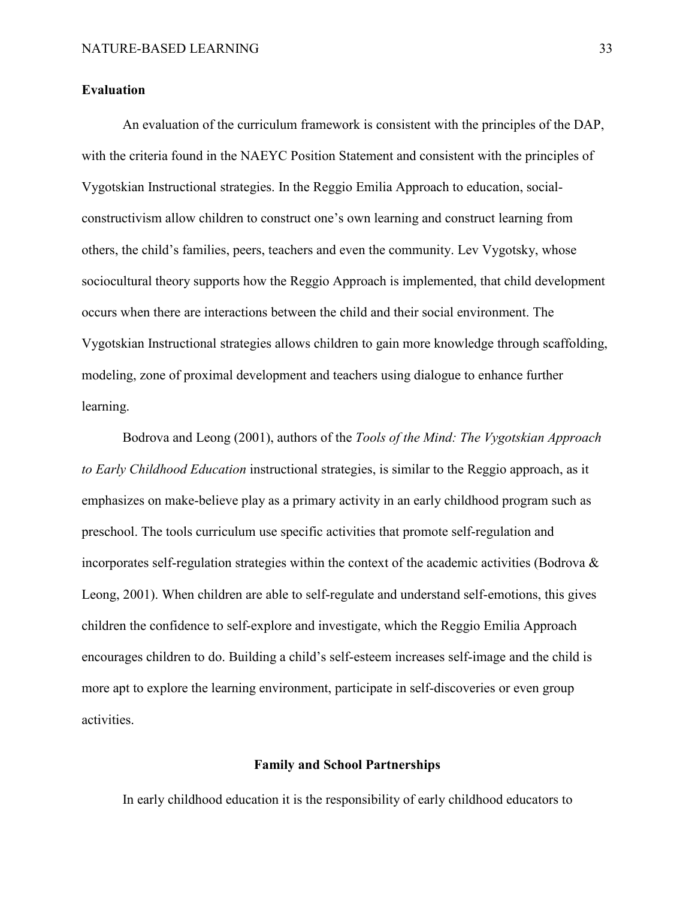**Evaluation**

An evaluation of the curriculum framework is consistent with the principles of the DAP, with the criteria found in the NAEYC Position Statement and consistent with the principles of Vygotskian Instructional strategies. In the Reggio Emilia Approach to education, social-constructivism allow children to construct one's own learning and construct learning from others, the child's families, peers, teachers and even the community. Lev Vygotsky, whose sociocultural theory supports how the Reggio Approach is implemented, that child development occurs when there are interactions between the child and their social environment. The Vygotskian Instructional strategies allows children to gain more knowledge through scaffolding, modeling, zone of proximal development and teachers using dialogue to enhance further learning.

Bodrova and Leong (2001), authors of the *Tools of the Mind: The Vygotskian Approach to Early Childhood Education* instructional strategies, is similar to the Reggio approach, as it emphasizes on make-believe play as a primary activity in an early childhood program such as preschool. The tools curriculum use specific activities that promote self-regulation and incorporates self-regulation strategies within the context of the academic activities (Bodrova & Leong, 2001). When children are able to self-regulate and understand self-emotions, this gives children the confidence to self-explore and investigate, which the Reggio Emilia Approach encourages children to do. Building a child's self-esteem increases self-image and the child is more apt to explore the learning environment, participate in self-discoveries or even group activities.

## Family and School Partnerships

In early childhood education it is the responsibility of early childhood educators to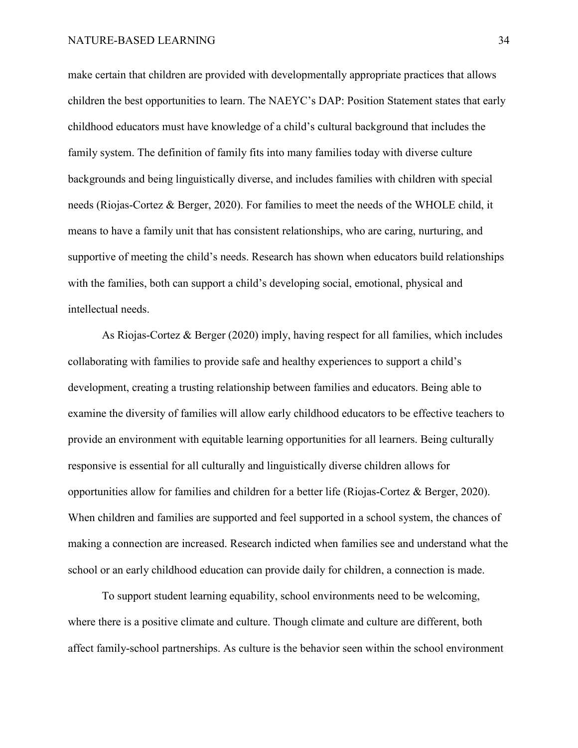make certain that children are provided with developmentally appropriate practices that allows children the best opportunities to learn. The NAEYC's DAP: Position Statement states that early childhood educators must have knowledge of a child's cultural background that includes the family system. The definition of family fits into many families today with diverse culture backgrounds and being linguistically diverse, and includes families with children with special needs (Riojas-Cortez & Berger, 2020). For families to meet the needs of the WHOLE child, it means to have a family unit that has consistent relationships, who are caring, nurturing, and supportive of meeting the child's needs. Research has shown when educators build relationships with the families, both can support a child's developing social, emotional, physical and intellectual needs.

As Riojas-Cortez & Berger (2020) imply, having respect for all families, which includes collaborating with families to provide safe and healthy experiences to support a child's development, creating a trusting relationship between families and educators. Being able to examine the diversity of families will allow early childhood educators to be effective teachers to provide an environment with equitable learning opportunities for all learners. Being culturally responsive is essential for all culturally and linguistically diverse children allows for opportunities allow for families and children for a better life (Riojas-Cortez & Berger, 2020). When children and families are supported and feel supported in a school system, the chances of making a connection are increased. Research indicted when families see and understand what the school or an early childhood education can provide daily for children, a connection is made.

To support student learning equability, school environments need to be welcoming, where there is a positive climate and culture. Though climate and culture are different, both affect family-school partnerships. As culture is the behavior seen within the school environment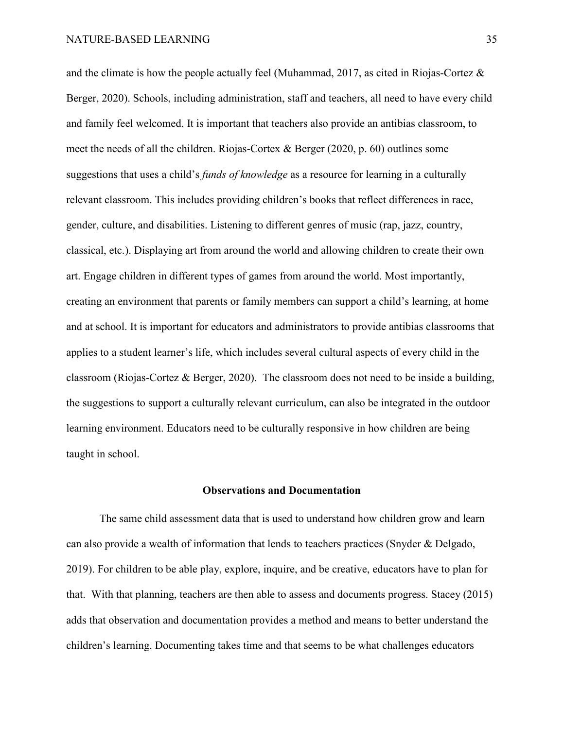and the climate is how the people actually feel (Muhammad, 2017, as cited in Riojas-Cortez & Berger, 2020). Schools, including administration, staff and teachers, all need to have every child and family feel welcomed. It is important that teachers also provide an antibias classroom, to meet the needs of all the children. Riojas-Cortex & Berger (2020, p. 60) outlines some suggestions that uses a child's *funds of knowledge* as a resource for learning in a culturally relevant classroom. This includes providing children's books that reflect differences in race, gender, culture, and disabilities. Listening to different genres of music (rap, jazz, country, classical, etc.). Displaying art from around the world and allowing children to create their own art. Engage children in different types of games from around the world. Most importantly, creating an environment that parents or family members can support a child's learning, at home and at school. It is important for educators and administrators to provide antibias classrooms that applies to a student learner's life, which includes several cultural aspects of every child in the classroom (Riojas-Cortez & Berger, 2020). The classroom does not need to be inside a building, the suggestions to support a culturally relevant curriculum, can also be integrated in the outdoor learning environment. Educators need to be culturally responsive in how children are being taught in school.

## Observations and Documentation

The same child assessment data that is used to understand how children grow and learn can also provide a wealth of information that lends to teachers practices (Snyder & Delgado, 2019). For children to be able play, explore, inquire, and be creative, educators have to plan for that. With that planning, teachers are then able to assess and documents progress. Stacey (2015) adds that observation and documentation provides a method and means to better understand the children's learning. Documenting takes time and that seems to be what challenges educators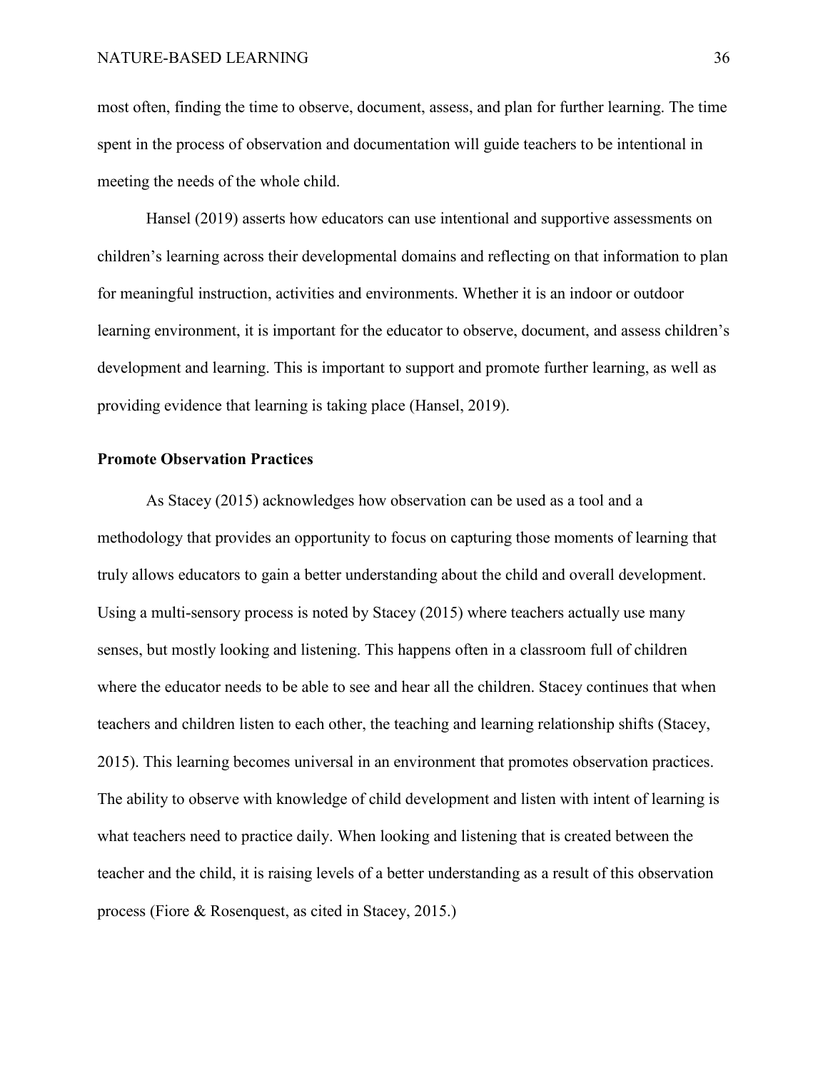most often, finding the time to observe, document, assess, and plan for further learning. The time spent in the process of observation and documentation will guide teachers to be intentional in meeting the needs of the whole child.

Hansel (2019) asserts how educators can use intentional and supportive assessments on children's learning across their developmental domains and reflecting on that information to plan for meaningful instruction, activities and environments. Whether it is an indoor or outdoor learning environment, it is important for the educator to observe, document, and assess children's development and learning. This is important to support and promote further learning, as well as providing evidence that learning is taking place (Hansel, 2019).

**Promote Observation Practices**

As Stacey (2015) acknowledges how observation can be used as a tool and a methodology that provides an opportunity to focus on capturing those moments of learning that truly allows educators to gain a better understanding about the child and overall development. Using a multi-sensory process is noted by Stacey (2015) where teachers actually use many senses, but mostly looking and listening. This happens often in a classroom full of children where the educator needs to be able to see and hear all the children. Stacey continues that when teachers and children listen to each other, the teaching and learning relationship shifts (Stacey, 2015). This learning becomes universal in an environment that promotes observation practices. The ability to observe with knowledge of child development and listen with intent of learning is what teachers need to practice daily. When looking and listening that is created between the teacher and the child, it is raising levels of a better understanding as a result of this observation process (Fiore & Rosenquest, as cited in Stacey, 2015.)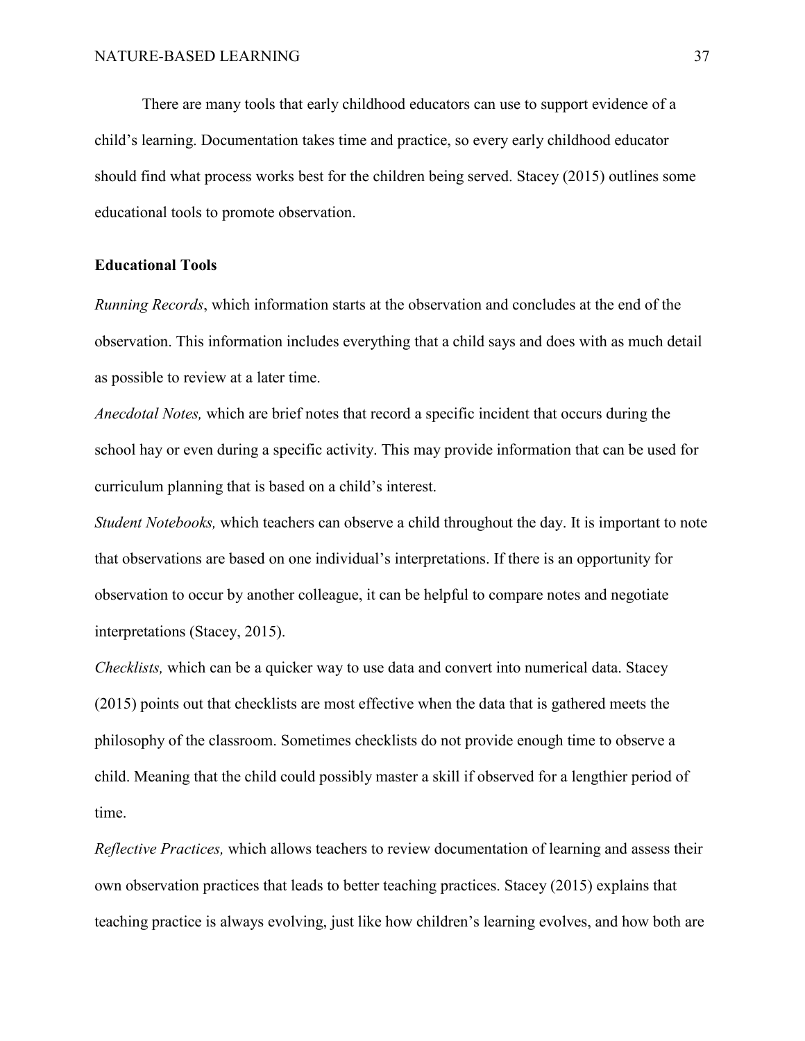There are many tools that early childhood educators can use to support evidence of a child's learning. Documentation takes time and practice, so every early childhood educator should find what process works best for the children being served. Stacey (2015) outlines some educational tools to promote observation.

**Educational Tools**

*Running Records*, which information starts at the observation and concludes at the end of the observation. This information includes everything that a child says and does with as much detail as possible to review at a later time.

*Anecdotal Notes,* which are brief notes that record a specific incident that occurs during the school hay or even during a specific activity. This may provide information that can be used for curriculum planning that is based on a child's interest.

*Student Notebooks,* which teachers can observe a child throughout the day. It is important to note that observations are based on one individual's interpretations. If there is an opportunity for observation to occur by another colleague, it can be helpful to compare notes and negotiate interpretations (Stacey, 2015).

*Checklists,* which can be a quicker way to use data and convert into numerical data. Stacey (2015) points out that checklists are most effective when the data that is gathered meets the philosophy of the classroom. Sometimes checklists do not provide enough time to observe a child. Meaning that the child could possibly master a skill if observed for a lengthier period of time.

*Reflective Practices,* which allows teachers to review documentation of learning and assess their own observation practices that leads to better teaching practices. Stacey (2015) explains that teaching practice is always evolving, just like how children's learning evolves, and how both are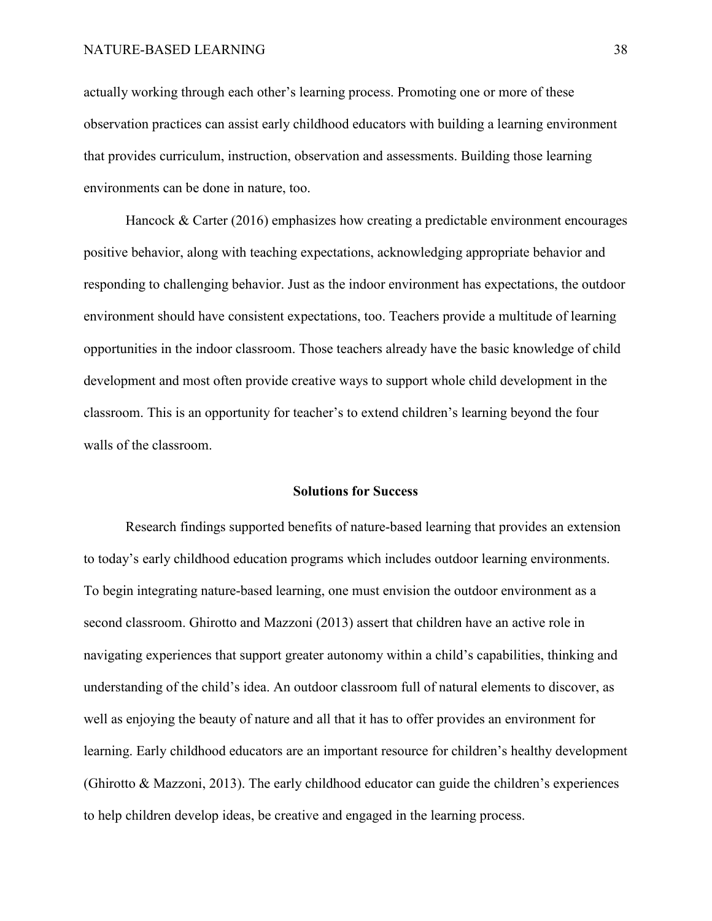actually working through each other's learning process. Promoting one or more of these observation practices can assist early childhood educators with building a learning environment that provides curriculum, instruction, observation and assessments. Building those learning environments can be done in nature, too.

Hancock & Carter (2016) emphasizes how creating a predictable environment encourages positive behavior, along with teaching expectations, acknowledging appropriate behavior and responding to challenging behavior. Just as the indoor environment has expectations, the outdoor environment should have consistent expectations, too. Teachers provide a multitude of learning opportunities in the indoor classroom. Those teachers already have the basic knowledge of child development and most often provide creative ways to support whole child development in the classroom. This is an opportunity for teacher's to extend children's learning beyond the four walls of the classroom.

## Solutions for Success

Research findings supported benefits of nature-based learning that provides an extension to today's early childhood education programs which includes outdoor learning environments. To begin integrating nature-based learning, one must envision the outdoor environment as a second classroom. Ghirotto and Mazzoni (2013) assert that children have an active role in navigating experiences that support greater autonomy within a child's capabilities, thinking and understanding of the child's idea. An outdoor classroom full of natural elements to discover, as well as enjoying the beauty of nature and all that it has to offer provides an environment for learning. Early childhood educators are an important resource for children's healthy development (Ghirotto & Mazzoni, 2013). The early childhood educator can guide the children's experiences to help children develop ideas, be creative and engaged in the learning process.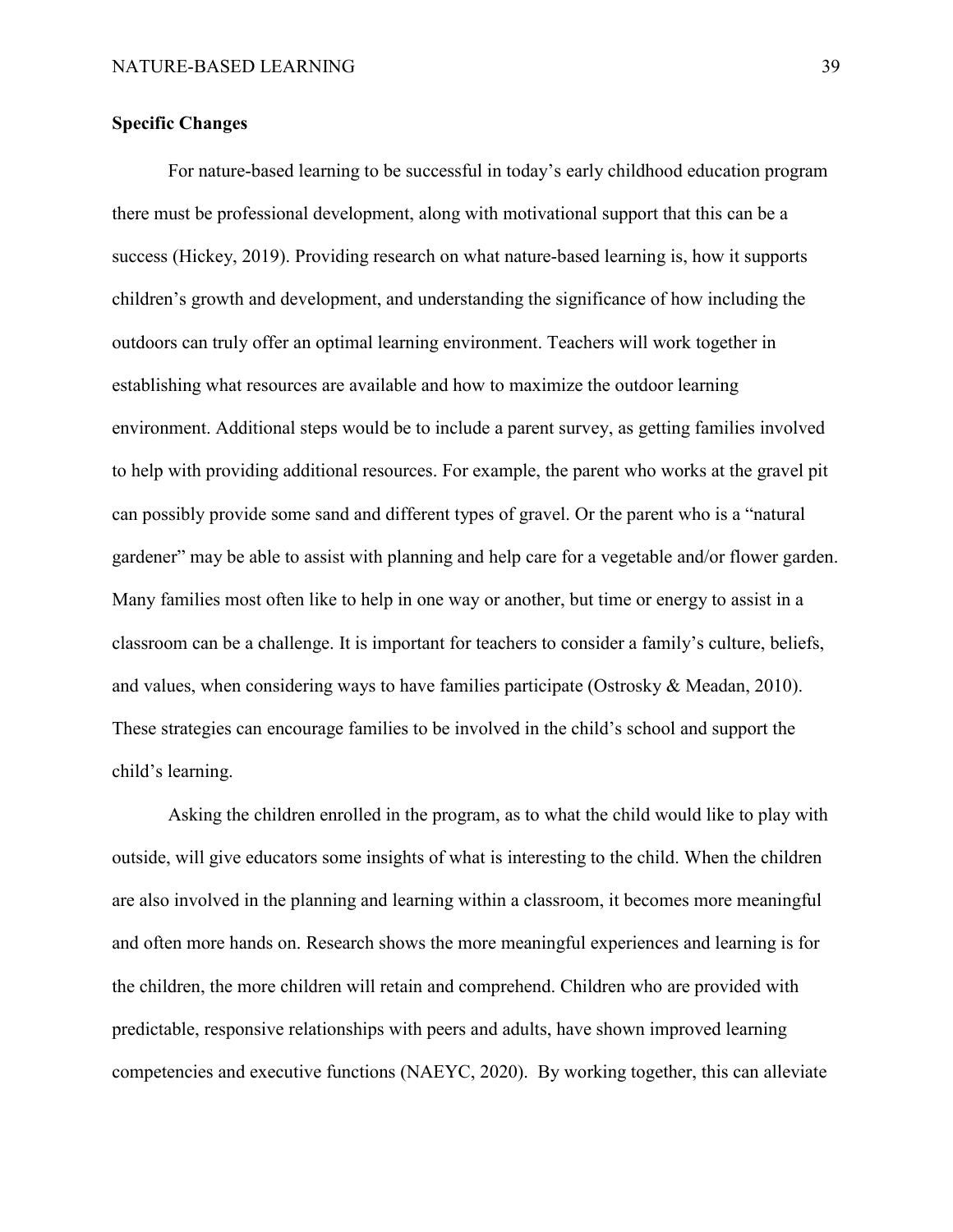**Specific Changes**

For nature-based learning to be successful in today's early childhood education program there must be professional development, along with motivational support that this can be a success (Hickey, 2019). Providing research on what nature-based learning is, how it supports children's growth and development, and understanding the significance of how including the outdoors can truly offer an optimal learning environment. Teachers will work together in establishing what resources are available and how to maximize the outdoor learning environment. Additional steps would be to include a parent survey, as getting families involved to help with providing additional resources. For example, the parent who works at the gravel pit can possibly provide some sand and different types of gravel. Or the parent who is a "natural gardener" may be able to assist with planning and help care for a vegetable and/or flower garden. Many families most often like to help in one way or another, but time or energy to assist in a classroom can be a challenge. It is important for teachers to consider a family's culture, beliefs, and values, when considering ways to have families participate (Ostrosky & Meadan, 2010). These strategies can encourage families to be involved in the child's school and support the child's learning.

Asking the children enrolled in the program, as to what the child would like to play with outside, will give educators some insights of what is interesting to the child. When the children are also involved in the planning and learning within a classroom, it becomes more meaningful and often more hands on. Research shows the more meaningful experiences and learning is for the children, the more children will retain and comprehend. Children who are provided with predictable, responsive relationships with peers and adults, have shown improved learning competencies and executive functions (NAEYC, 2020). By working together, this can alleviate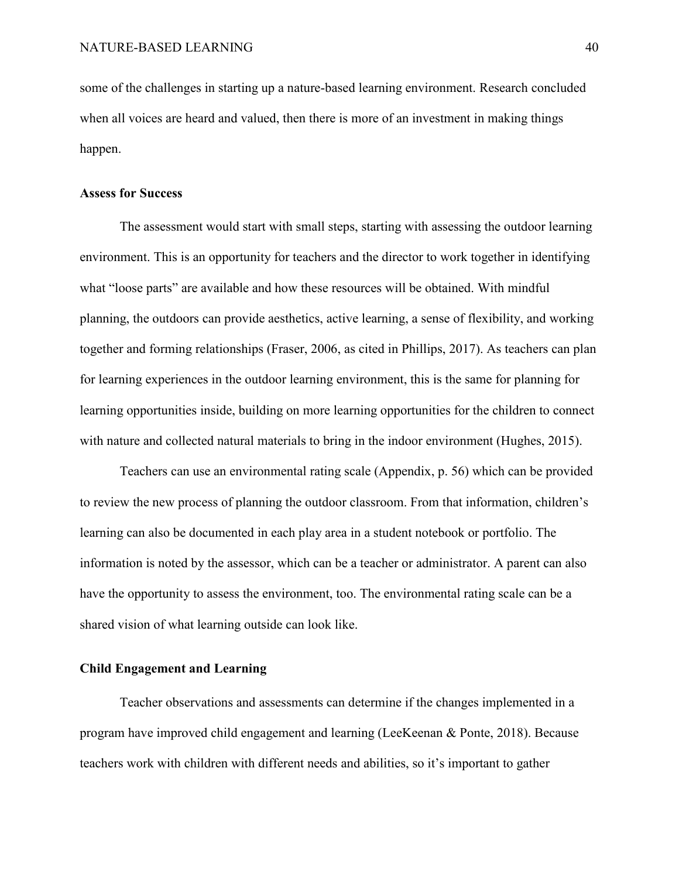some of the challenges in starting up a nature-based learning environment. Research concluded when all voices are heard and valued, then there is more of an investment in making things happen.

### Assess for Success

The assessment would start with small steps, starting with assessing the outdoor learning environment. This is an opportunity for teachers and the director to work together in identifying what “loose parts” are available and how these resources will be obtained. With mindful planning, the outdoors can provide aesthetics, active learning, a sense of flexibility, and working together and forming relationships (Fraser, 2006, as cited in Phillips, 2017). As teachers can plan for learning experiences in the outdoor learning environment, this is the same for planning for learning opportunities inside, building on more learning opportunities for the children to connect with nature and collected natural materials to bring in the indoor environment (Hughes, 2015).

Teachers can use an environmental rating scale (Appendix, p. 56) which can be provided to review the new process of planning the outdoor classroom. From that information, children’s learning can also be documented in each play area in a student notebook or portfolio. The information is noted by the assessor, which can be a teacher or administrator. A parent can also have the opportunity to assess the environment, too. The environmental rating scale can be a shared vision of what learning outside can look like.

### Child Engagement and Learning

Teacher observations and assessments can determine if the changes implemented in a program have improved child engagement and learning (LeeKeenan & Ponte, 2018). Because teachers work with children with different needs and abilities, so it’s important to gather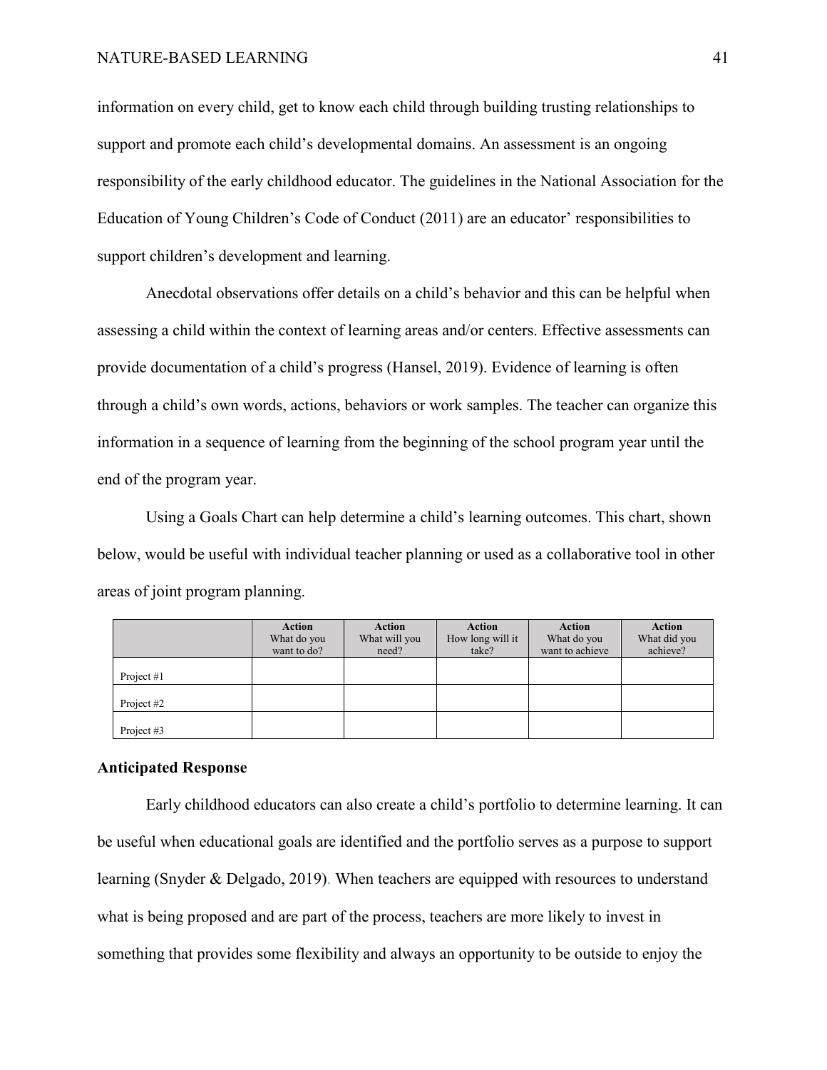information on every child, get to know each child through building trusting relationships to support and promote each child's developmental domains. An assessment is an ongoing responsibility of the early childhood educator. The guidelines in the National Association for the Education of Young Children's Code of Conduct (2011) are an educator' responsibilities to support children's development and learning.

Anecdotal observations offer details on a child's behavior and this can be helpful when assessing a child within the context of learning areas and/or centers. Effective assessments can provide documentation of a child's progress (Hansel, 2019). Evidence of learning is often through a child's own words, actions, behaviors or work samples. The teacher can organize this information in a sequence of learning from the beginning of the school program year until the end of the program year.

Using a Goals Chart can help determine a child's learning outcomes. This chart, shown below, would be useful with individual teacher planning or used as a collaborative tool in other areas of joint program planning.

| | **Action** What do you want to do? | **Action** What will you need? | **Action** How long will it take? | **Action** What do you want to achieve | **Action** What did you achieve? |
|---|---|---|---|---|---|
| Project #1 | | | | | |
| Project #2 | | | | | |
| Project #3 | | | | | |

## Anticipated Response

Early childhood educators can also create a child's portfolio to determine learning. It can be useful when educational goals are identified and the portfolio serves as a purpose to support learning (Snyder & Delgado, 2019). When teachers are equipped with resources to understand what is being proposed and are part of the process, teachers are more likely to invest in something that provides some flexibility and always an opportunity to be outside to enjoy the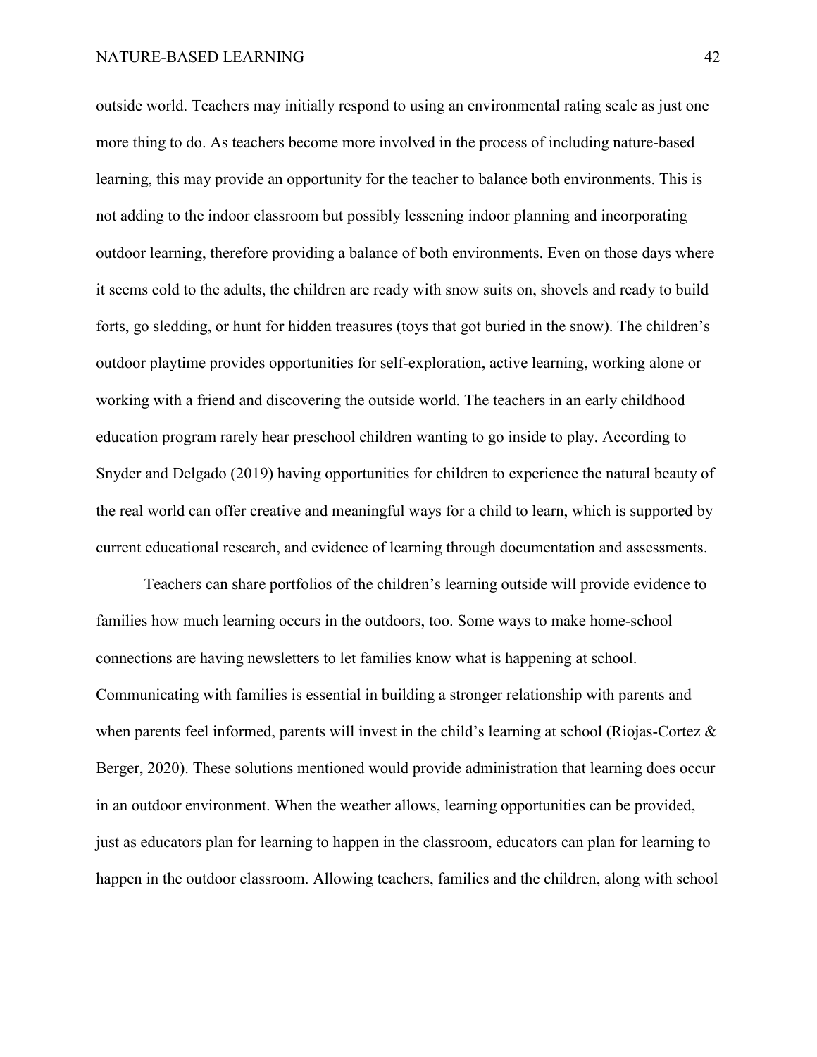outside world. Teachers may initially respond to using an environmental rating scale as just one more thing to do. As teachers become more involved in the process of including nature-based learning, this may provide an opportunity for the teacher to balance both environments. This is not adding to the indoor classroom but possibly lessening indoor planning and incorporating outdoor learning, therefore providing a balance of both environments. Even on those days where it seems cold to the adults, the children are ready with snow suits on, shovels and ready to build forts, go sledding, or hunt for hidden treasures (toys that got buried in the snow). The children's outdoor playtime provides opportunities for self-exploration, active learning, working alone or working with a friend and discovering the outside world. The teachers in an early childhood education program rarely hear preschool children wanting to go inside to play. According to Snyder and Delgado (2019) having opportunities for children to experience the natural beauty of the real world can offer creative and meaningful ways for a child to learn, which is supported by current educational research, and evidence of learning through documentation and assessments.

Teachers can share portfolios of the children's learning outside will provide evidence to families how much learning occurs in the outdoors, too. Some ways to make home-school connections are having newsletters to let families know what is happening at school. Communicating with families is essential in building a stronger relationship with parents and when parents feel informed, parents will invest in the child's learning at school (Riojas-Cortez & Berger, 2020). These solutions mentioned would provide administration that learning does occur in an outdoor environment. When the weather allows, learning opportunities can be provided, just as educators plan for learning to happen in the classroom, educators can plan for learning to happen in the outdoor classroom. Allowing teachers, families and the children, along with school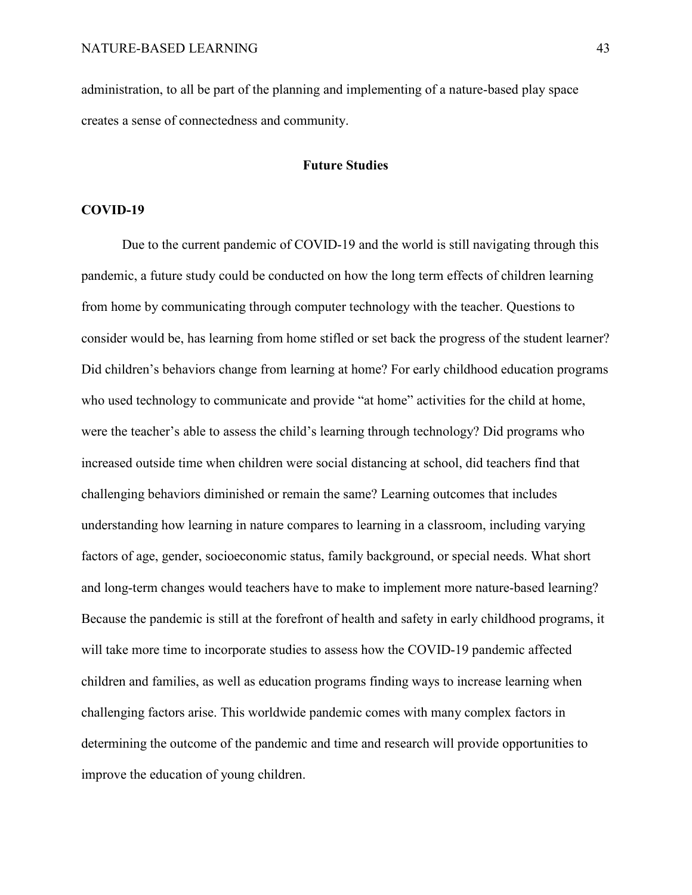administration, to all be part of the planning and implementing of a nature-based play space creates a sense of connectedness and community.

## Future Studies

### COVID-19

Due to the current pandemic of COVID-19 and the world is still navigating through this pandemic, a future study could be conducted on how the long term effects of children learning from home by communicating through computer technology with the teacher. Questions to consider would be, has learning from home stifled or set back the progress of the student learner? Did children's behaviors change from learning at home? For early childhood education programs who used technology to communicate and provide "at home" activities for the child at home, were the teacher's able to assess the child's learning through technology? Did programs who increased outside time when children were social distancing at school, did teachers find that challenging behaviors diminished or remain the same? Learning outcomes that includes understanding how learning in nature compares to learning in a classroom, including varying factors of age, gender, socioeconomic status, family background, or special needs. What short and long-term changes would teachers have to make to implement more nature-based learning? Because the pandemic is still at the forefront of health and safety in early childhood programs, it will take more time to incorporate studies to assess how the COVID-19 pandemic affected children and families, as well as education programs finding ways to increase learning when challenging factors arise. This worldwide pandemic comes with many complex factors in determining the outcome of the pandemic and time and research will provide opportunities to improve the education of young children.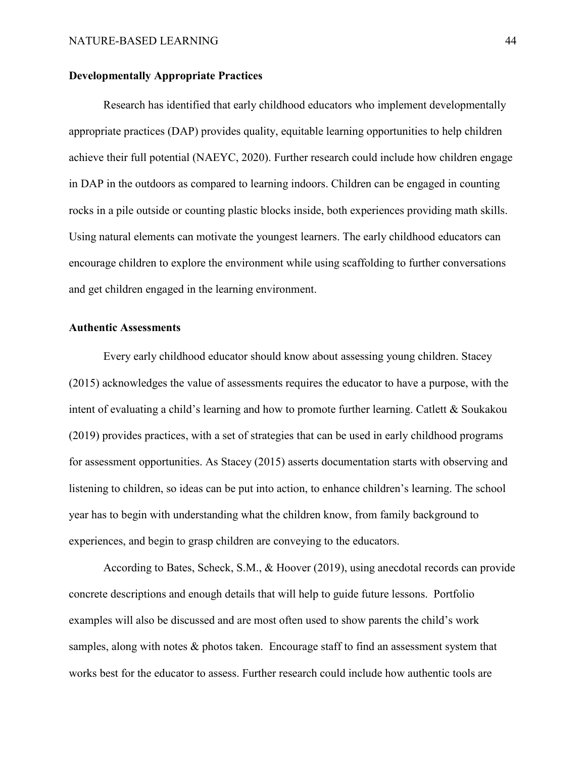### Developmentally Appropriate Practices

Research has identified that early childhood educators who implement developmentally appropriate practices (DAP) provides quality, equitable learning opportunities to help children achieve their full potential (NAEYC, 2020). Further research could include how children engage in DAP in the outdoors as compared to learning indoors. Children can be engaged in counting rocks in a pile outside or counting plastic blocks inside, both experiences providing math skills. Using natural elements can motivate the youngest learners. The early childhood educators can encourage children to explore the environment while using scaffolding to further conversations and get children engaged in the learning environment.

### Authentic Assessments

Every early childhood educator should know about assessing young children. Stacey (2015) acknowledges the value of assessments requires the educator to have a purpose, with the intent of evaluating a child's learning and how to promote further learning. Catlett & Soukakou (2019) provides practices, with a set of strategies that can be used in early childhood programs for assessment opportunities. As Stacey (2015) asserts documentation starts with observing and listening to children, so ideas can be put into action, to enhance children's learning. The school year has to begin with understanding what the children know, from family background to experiences, and begin to grasp children are conveying to the educators.

According to Bates, Scheck, S.M., & Hoover (2019), using anecdotal records can provide concrete descriptions and enough details that will help to guide future lessons. Portfolio examples will also be discussed and are most often used to show parents the child's work samples, along with notes & photos taken. Encourage staff to find an assessment system that works best for the educator to assess. Further research could include how authentic tools are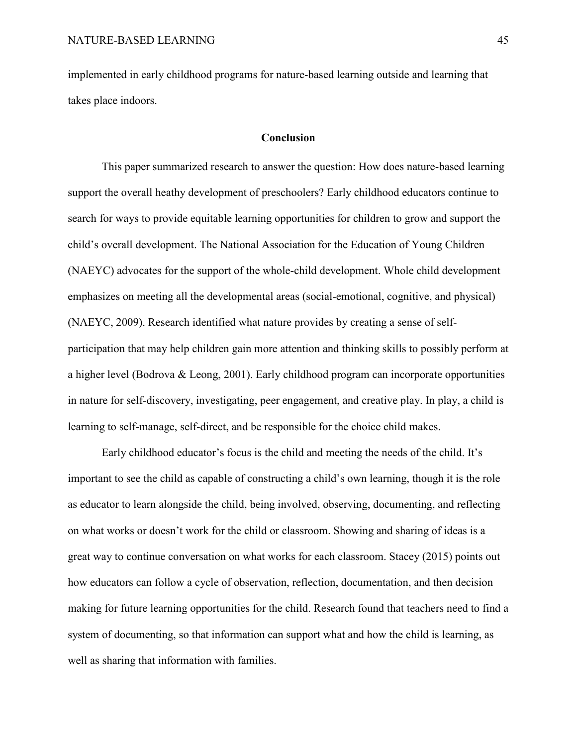implemented in early childhood programs for nature-based learning outside and learning that takes place indoors.

## Conclusion

This paper summarized research to answer the question: How does nature-based learning support the overall heathy development of preschoolers? Early childhood educators continue to search for ways to provide equitable learning opportunities for children to grow and support the child's overall development. The National Association for the Education of Young Children (NAEYC) advocates for the support of the whole-child development. Whole child development emphasizes on meeting all the developmental areas (social-emotional, cognitive, and physical) (NAEYC, 2009). Research identified what nature provides by creating a sense of self-participation that may help children gain more attention and thinking skills to possibly perform at a higher level (Bodrova & Leong, 2001). Early childhood program can incorporate opportunities in nature for self-discovery, investigating, peer engagement, and creative play. In play, a child is learning to self-manage, self-direct, and be responsible for the choice child makes.

Early childhood educator's focus is the child and meeting the needs of the child. It's important to see the child as capable of constructing a child's own learning, though it is the role as educator to learn alongside the child, being involved, observing, documenting, and reflecting on what works or doesn't work for the child or classroom. Showing and sharing of ideas is a great way to continue conversation on what works for each classroom. Stacey (2015) points out how educators can follow a cycle of observation, reflection, documentation, and then decision making for future learning opportunities for the child. Research found that teachers need to find a system of documenting, so that information can support what and how the child is learning, as well as sharing that information with families.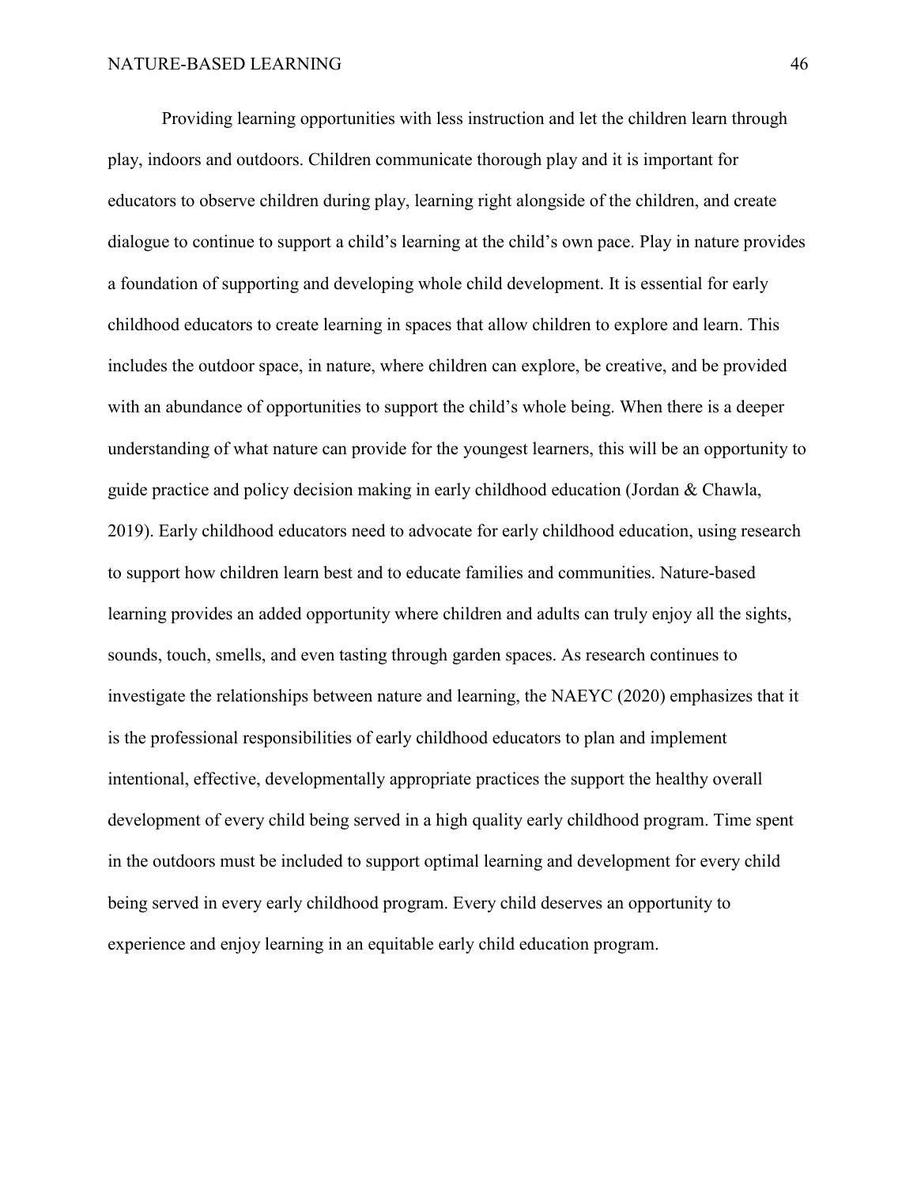Providing learning opportunities with less instruction and let the children learn through play, indoors and outdoors. Children communicate thorough play and it is important for educators to observe children during play, learning right alongside of the children, and create dialogue to continue to support a child's learning at the child's own pace. Play in nature provides a foundation of supporting and developing whole child development. It is essential for early childhood educators to create learning in spaces that allow children to explore and learn. This includes the outdoor space, in nature, where children can explore, be creative, and be provided with an abundance of opportunities to support the child's whole being. When there is a deeper understanding of what nature can provide for the youngest learners, this will be an opportunity to guide practice and policy decision making in early childhood education (Jordan & Chawla, 2019). Early childhood educators need to advocate for early childhood education, using research to support how children learn best and to educate families and communities. Nature-based learning provides an added opportunity where children and adults can truly enjoy all the sights, sounds, touch, smells, and even tasting through garden spaces. As research continues to investigate the relationships between nature and learning, the NAEYC (2020) emphasizes that it is the professional responsibilities of early childhood educators to plan and implement intentional, effective, developmentally appropriate practices the support the healthy overall development of every child being served in a high quality early childhood program. Time spent in the outdoors must be included to support optimal learning and development for every child being served in every early childhood program. Every child deserves an opportunity to experience and enjoy learning in an equitable early child education program.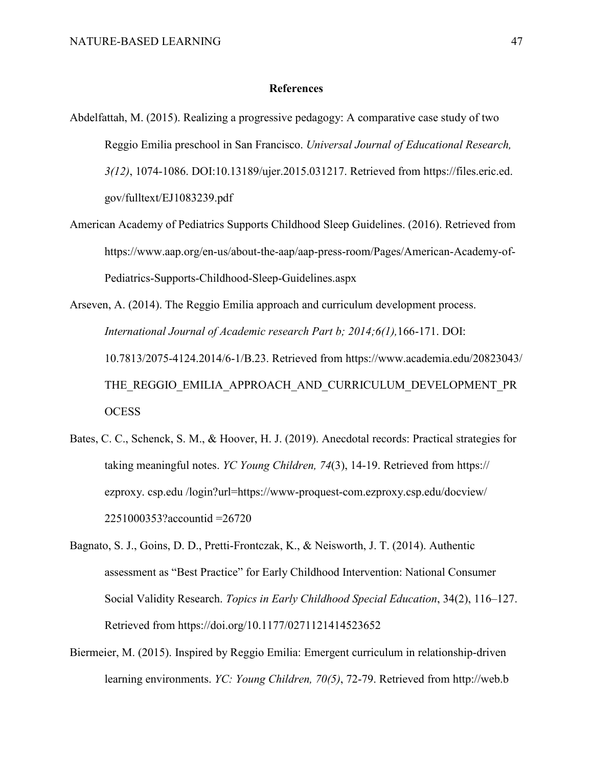## References

Abdelfattah, M. (2015). Realizing a progressive pedagogy: A comparative case study of two Reggio Emilia preschool in San Francisco. *Universal Journal of Educational Research, 3(12)*, 1074-1086. DOI:10.13189/ujer.2015.031217. Retrieved from https://files.eric.ed.gov/fulltext/EJ1083239.pdf

American Academy of Pediatrics Supports Childhood Sleep Guidelines. (2016). Retrieved from https://www.aap.org/en-us/about-the-aap/aap-press-room/Pages/American-Academy-of-Pediatrics-Supports-Childhood-Sleep-Guidelines.aspx

Arseven, A. (2014). The Reggio Emilia approach and curriculum development process. *International Journal of Academic research Part b; 2014;6(1),*166-171. DOI: 10.7813/2075-4124.2014/6-1/B.23. Retrieved from https://www.academia.edu/20823043/THE_REGGIO_EMILIA_APPROACH_AND_CURRICULUM_DEVELOPMENT_PROCESS

Bates, C. C., Schenck, S. M., & Hoover, H. J. (2019). Anecdotal records: Practical strategies for taking meaningful notes. *YC Young Children, 74*(3), 14-19. Retrieved from https://ezproxy. csp.edu /login?url=https://www-proquest-com.ezproxy.csp.edu/docview/2251000353?accountid =26720

Bagnato, S. J., Goins, D. D., Pretti-Frontczak, K., & Neisworth, J. T. (2014). Authentic assessment as "Best Practice" for Early Childhood Intervention: National Consumer Social Validity Research. *Topics in Early Childhood Special Education*, 34(2), 116–127. Retrieved from https://doi.org/10.1177/0271121414523652

Biermeier, M. (2015). Inspired by Reggio Emilia: Emergent curriculum in relationship-driven learning environments. *YC: Young Children, 70(5)*, 72-79. Retrieved from http://web.b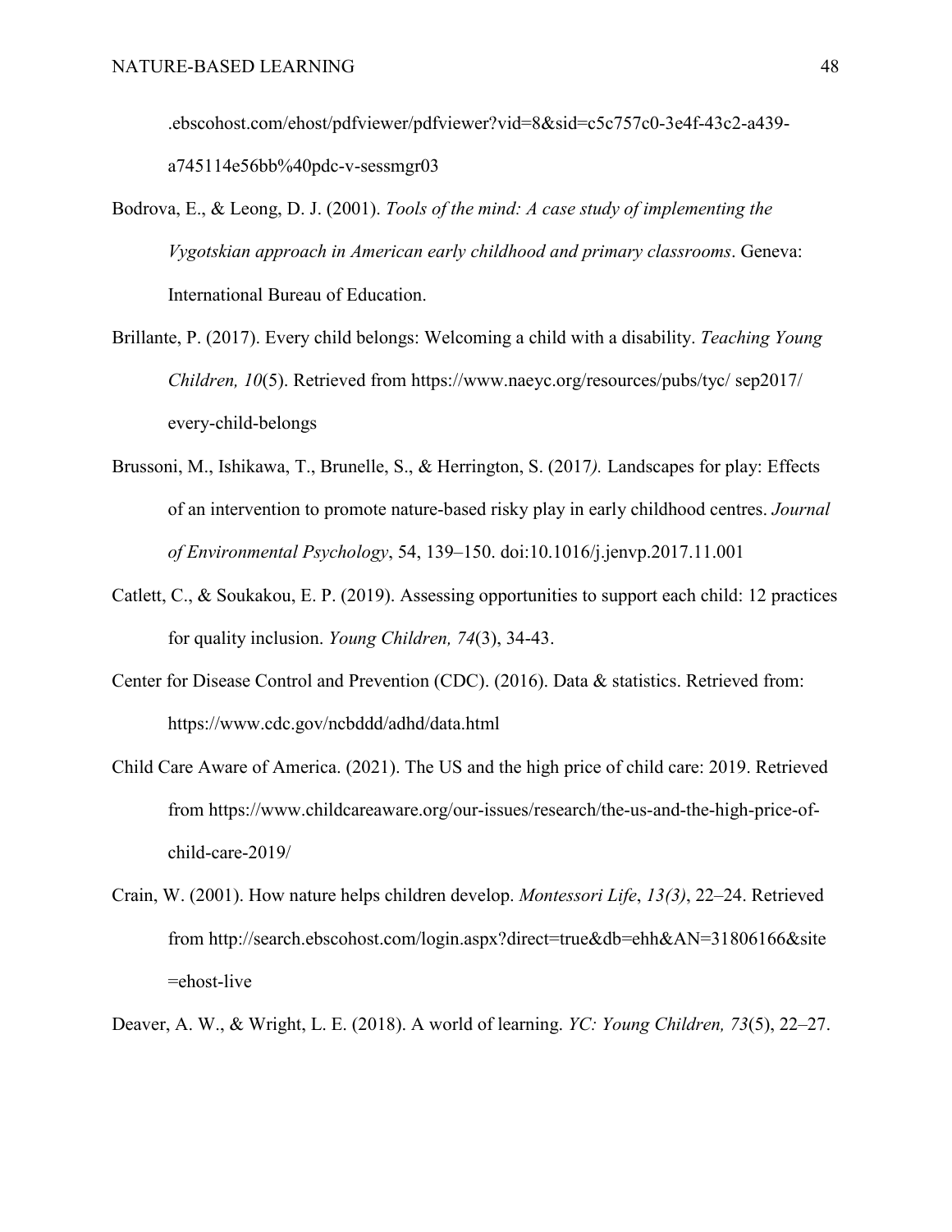.ebscohost.com/ehost/pdfviewer/pdfviewer?vid=8&sid=c5c757c0-3e4f-43c2-a439-a745114e56bb%40pdc-v-sessmgr03

Bodrova, E., & Leong, D. J. (2001). *Tools of the mind: A case study of implementing the Vygotskian approach in American early childhood and primary classrooms*. Geneva: International Bureau of Education.

Brillante, P. (2017). Every child belongs: Welcoming a child with a disability. *Teaching Young Children, 10*(5). Retrieved from https://www.naeyc.org/resources/pubs/tyc/ sep2017/ every-child-belongs

Brussoni, M., Ishikawa, T., Brunelle, S., & Herrington, S. (2017*).* Landscapes for play: Effects of an intervention to promote nature-based risky play in early childhood centres. *Journal of Environmental Psychology*, 54, 139–150. doi:10.1016/j.jenvp.2017.11.001

Catlett, C., & Soukakou, E. P. (2019). Assessing opportunities to support each child: 12 practices for quality inclusion. *Young Children, 74*(3), 34-43.

Center for Disease Control and Prevention (CDC). (2016). Data & statistics. Retrieved from: https://www.cdc.gov/ncbddd/adhd/data.html

Child Care Aware of America. (2021). The US and the high price of child care: 2019. Retrieved from https://www.childcareaware.org/our-issues/research/the-us-and-the-high-price-of-child-care-2019/

Crain, W. (2001). How nature helps children develop. *Montessori Life*, *13(3)*, 22–24. Retrieved from http://search.ebscohost.com/login.aspx?direct=true&db=ehh&AN=31806166&site=ehost-live

Deaver, A. W., & Wright, L. E. (2018). A world of learning. *YC: Young Children, 73*(5), 22–27.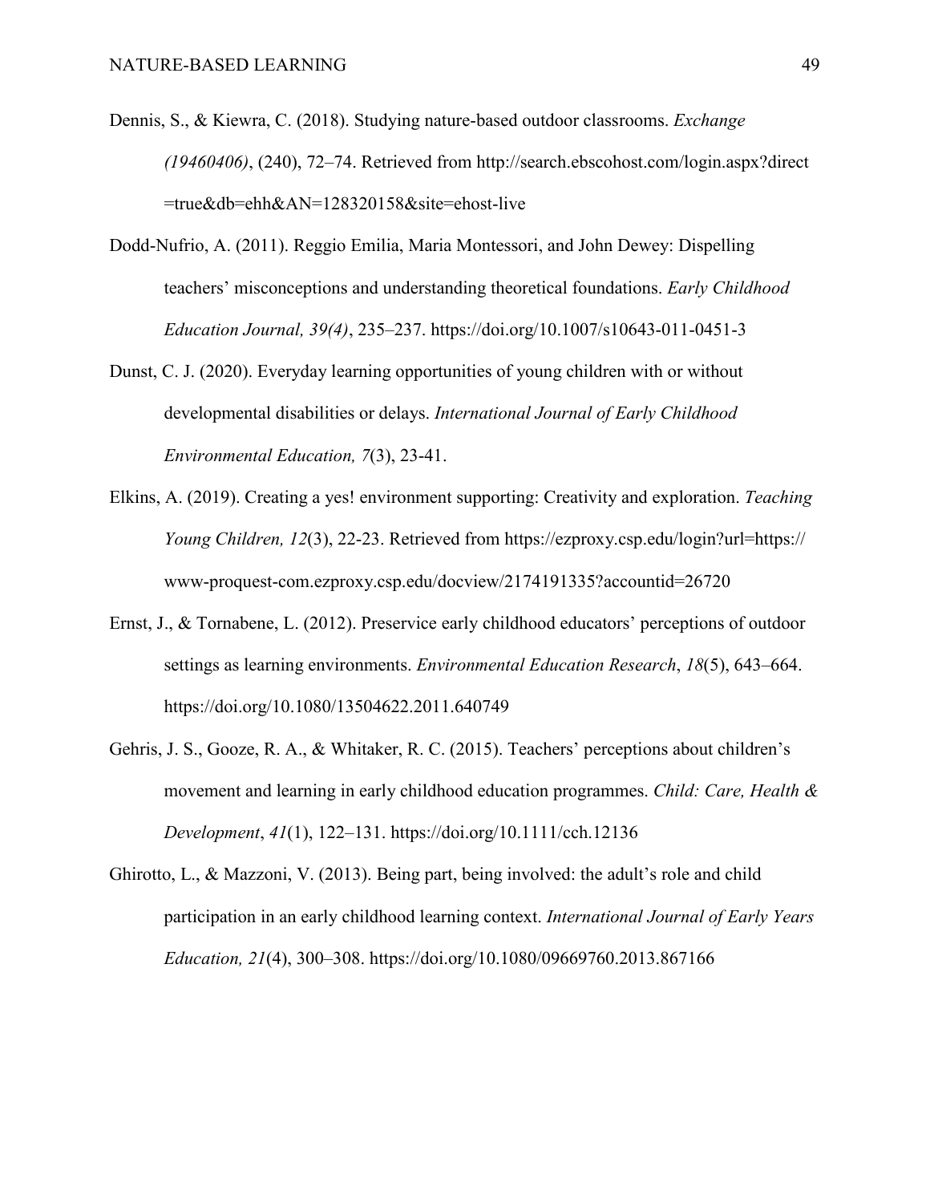Dennis, S., & Kiewra, C. (2018). Studying nature-based outdoor classrooms. *Exchange (19460406)*, (240), 72–74. Retrieved from http://search.ebscohost.com/login.aspx?direct=true&db=ehh&AN=128320158&site=ehost-live

Dodd-Nufrio, A. (2011). Reggio Emilia, Maria Montessori, and John Dewey: Dispelling teachers' misconceptions and understanding theoretical foundations. *Early Childhood Education Journal, 39(4)*, 235–237. https://doi.org/10.1007/s10643-011-0451-3

Dunst, C. J. (2020). Everyday learning opportunities of young children with or without developmental disabilities or delays. *International Journal of Early Childhood Environmental Education, 7*(3), 23-41.

Elkins, A. (2019). Creating a yes! environment supporting: Creativity and exploration. *Teaching Young Children, 12*(3), 22-23. Retrieved from https://ezproxy.csp.edu/login?url=https://www-proquest-com.ezproxy.csp.edu/docview/2174191335?accountid=26720

Ernst, J., & Tornabene, L. (2012). Preservice early childhood educators' perceptions of outdoor settings as learning environments. *Environmental Education Research*, *18*(5), 643–664. https://doi.org/10.1080/13504622.2011.640749

Gehris, J. S., Gooze, R. A., & Whitaker, R. C. (2015). Teachers' perceptions about children's movement and learning in early childhood education programmes. *Child: Care, Health & Development*, *41*(1), 122–131. https://doi.org/10.1111/cch.12136

Ghirotto, L., & Mazzoni, V. (2013). Being part, being involved: the adult's role and child participation in an early childhood learning context. *International Journal of Early Years Education, 21*(4), 300–308. https://doi.org/10.1080/09669760.2013.867166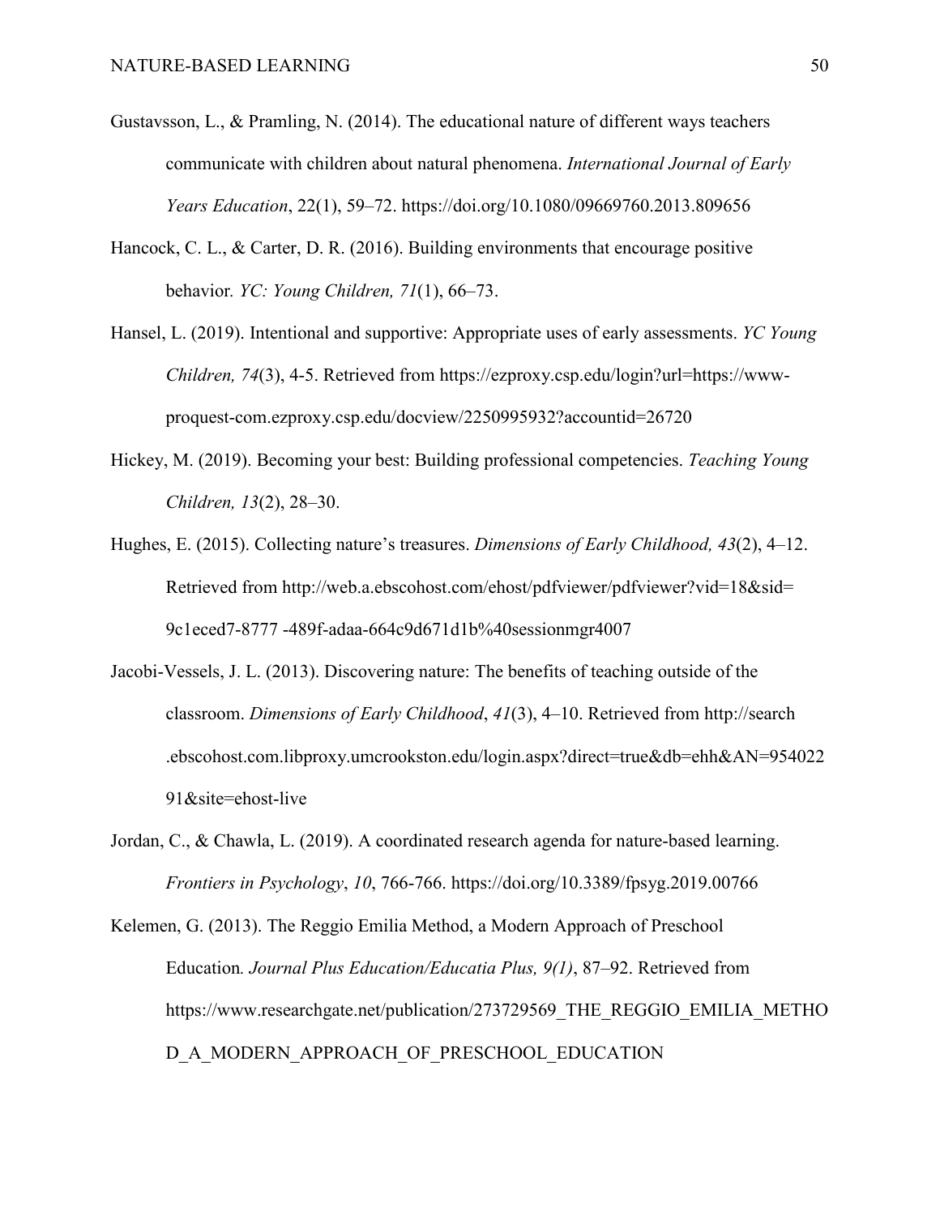Gustavsson, L., & Pramling, N. (2014). The educational nature of different ways teachers communicate with children about natural phenomena. *International Journal of Early Years Education*, 22(1), 59–72. https://doi.org/10.1080/09669760.2013.809656

Hancock, C. L., & Carter, D. R. (2016). Building environments that encourage positive behavior*. YC: Young Children, 71*(1), 66–73.

Hansel, L. (2019). Intentional and supportive: Appropriate uses of early assessments. *YC Young Children, 74*(3), 4-5. Retrieved from https://ezproxy.csp.edu/login?url=https://www-proquest-com.ezproxy.csp.edu/docview/2250995932?accountid=26720

Hickey, M. (2019). Becoming your best: Building professional competencies. *Teaching Young Children, 13*(2), 28–30.

Hughes, E. (2015). Collecting nature's treasures. *Dimensions of Early Childhood, 43*(2), 4–12. Retrieved from http://web.a.ebscohost.com/ehost/pdfviewer/pdfviewer?vid=18&sid=9c1eced7-8777 -489f-adaa-664c9d671d1b%40sessionmgr4007

Jacobi-Vessels, J. L. (2013). Discovering nature: The benefits of teaching outside of the classroom. *Dimensions of Early Childhood*, *41*(3), 4–10. Retrieved from http://search .ebscohost.com.libproxy.umcrookston.edu/login.aspx?direct=true&db=ehh&AN=95402291&site=ehost-live

Jordan, C., & Chawla, L. (2019). A coordinated research agenda for nature-based learning. *Frontiers in Psychology*, *10*, 766-766. https://doi.org/10.3389/fpsyg.2019.00766

Kelemen, G. (2013). The Reggio Emilia Method, a Modern Approach of Preschool Education*. Journal Plus Education/Educatia Plus, 9(1)*, 87–92. Retrieved from https://www.researchgate.net/publication/273729569_THE_REGGIO_EMILIA_METHOD_A_MODERN_APPROACH_OF_PRESCHOOL_EDUCATION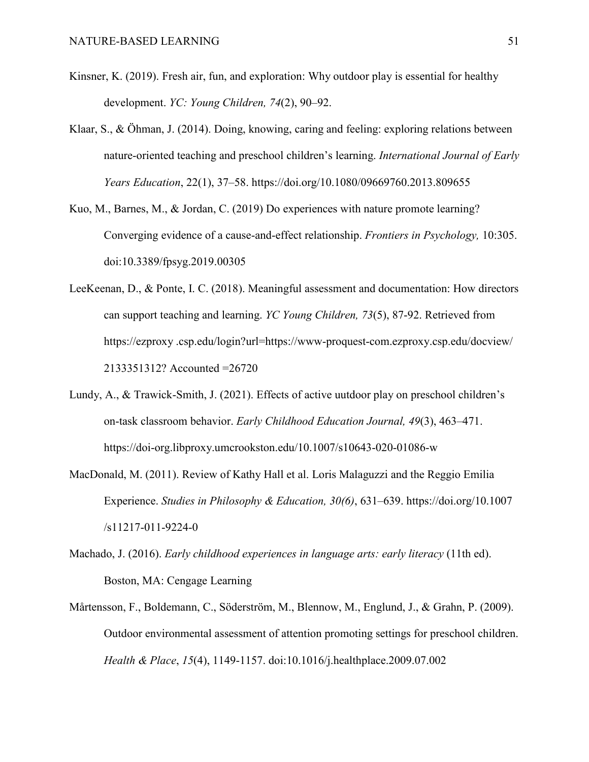Kinsner, K. (2019). Fresh air, fun, and exploration: Why outdoor play is essential for healthy development. *YC: Young Children, 74*(2), 90–92.

Klaar, S., & Öhman, J. (2014). Doing, knowing, caring and feeling: exploring relations between nature-oriented teaching and preschool children's learning. *International Journal of Early Years Education*, 22(1), 37–58. https://doi.org/10.1080/09669760.2013.809655

Kuo, M., Barnes, M., & Jordan, C. (2019) Do experiences with nature promote learning? Converging evidence of a cause-and-effect relationship. *Frontiers in Psychology,* 10:305. doi:10.3389/fpsyg.2019.00305

LeeKeenan, D., & Ponte, I. C. (2018). Meaningful assessment and documentation: How directors can support teaching and learning. *YC Young Children, 73*(5), 87-92. Retrieved from https://ezproxy .csp.edu/login?url=https://www-proquest-com.ezproxy.csp.edu/docview/ 2133351312? Accounted =26720

Lundy, A., & Trawick-Smith, J. (2021). Effects of active uutdoor play on preschool children's on-task classroom behavior. *Early Childhood Education Journal, 49*(3), 463–471. https://doi-org.libproxy.umcrookston.edu/10.1007/s10643-020-01086-w

MacDonald, M. (2011). Review of Kathy Hall et al. Loris Malaguzzi and the Reggio Emilia Experience. *Studies in Philosophy & Education, 30(6)*, 631–639. https://doi.org/10.1007 /s11217-011-9224-0

Machado, J. (2016). *Early childhood experiences in language arts: early literacy* (11th ed). Boston, MA: Cengage Learning

Mårtensson, F., Boldemann, C., Söderström, M., Blennow, M., Englund, J., & Grahn, P. (2009). Outdoor environmental assessment of attention promoting settings for preschool children. *Health & Place*, *15*(4), 1149-1157. doi:10.1016/j.healthplace.2009.07.002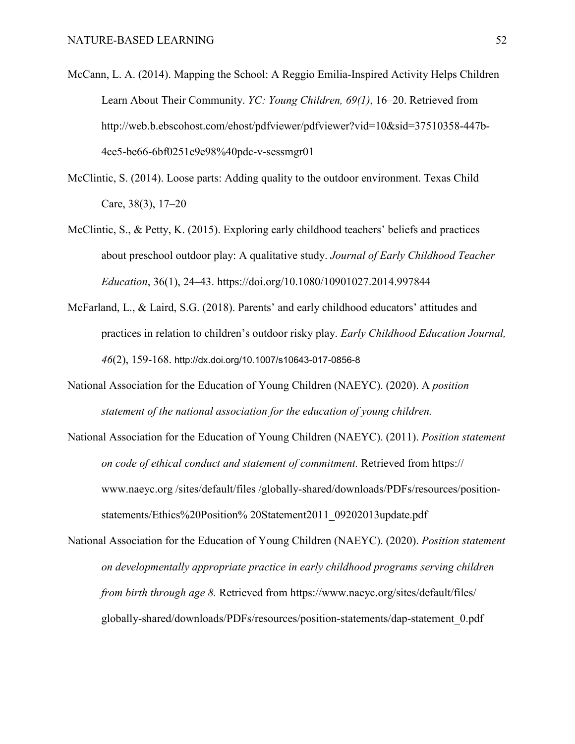McCann, L. A. (2014). Mapping the School: A Reggio Emilia-Inspired Activity Helps Children Learn About Their Community. *YC: Young Children, 69(1)*, 16–20. Retrieved from http://web.b.ebscohost.com/ehost/pdfviewer/pdfviewer?vid=10&sid=37510358-447b-4ce5-be66-6bf0251c9e98%40pdc-v-sessmgr01

McClintic, S. (2014). Loose parts: Adding quality to the outdoor environment. Texas Child Care, 38(3), 17–20

McClintic, S., & Petty, K. (2015). Exploring early childhood teachers' beliefs and practices about preschool outdoor play: A qualitative study. *Journal of Early Childhood Teacher Education*, 36(1), 24–43. https://doi.org/10.1080/10901027.2014.997844

McFarland, L., & Laird, S.G. (2018). Parents' and early childhood educators' attitudes and practices in relation to children's outdoor risky play. *Early Childhood Education Journal, 46*(2), 159-168. http://dx.doi.org/10.1007/s10643-017-0856-8

National Association for the Education of Young Children (NAEYC). (2020). A *position statement of the national association for the education of young children.*

National Association for the Education of Young Children (NAEYC). (2011). *Position statement on code of ethical conduct and statement of commitment.* Retrieved from https:// www.naeyc.org /sites/default/files /globally-shared/downloads/PDFs/resources/position-statements/Ethics%20Position% 20Statement2011_09202013update.pdf

National Association for the Education of Young Children (NAEYC). (2020). *Position statement on developmentally appropriate practice in early childhood programs serving children from birth through age 8.* Retrieved from https://www.naeyc.org/sites/default/files/ globally-shared/downloads/PDFs/resources/position-statements/dap-statement_0.pdf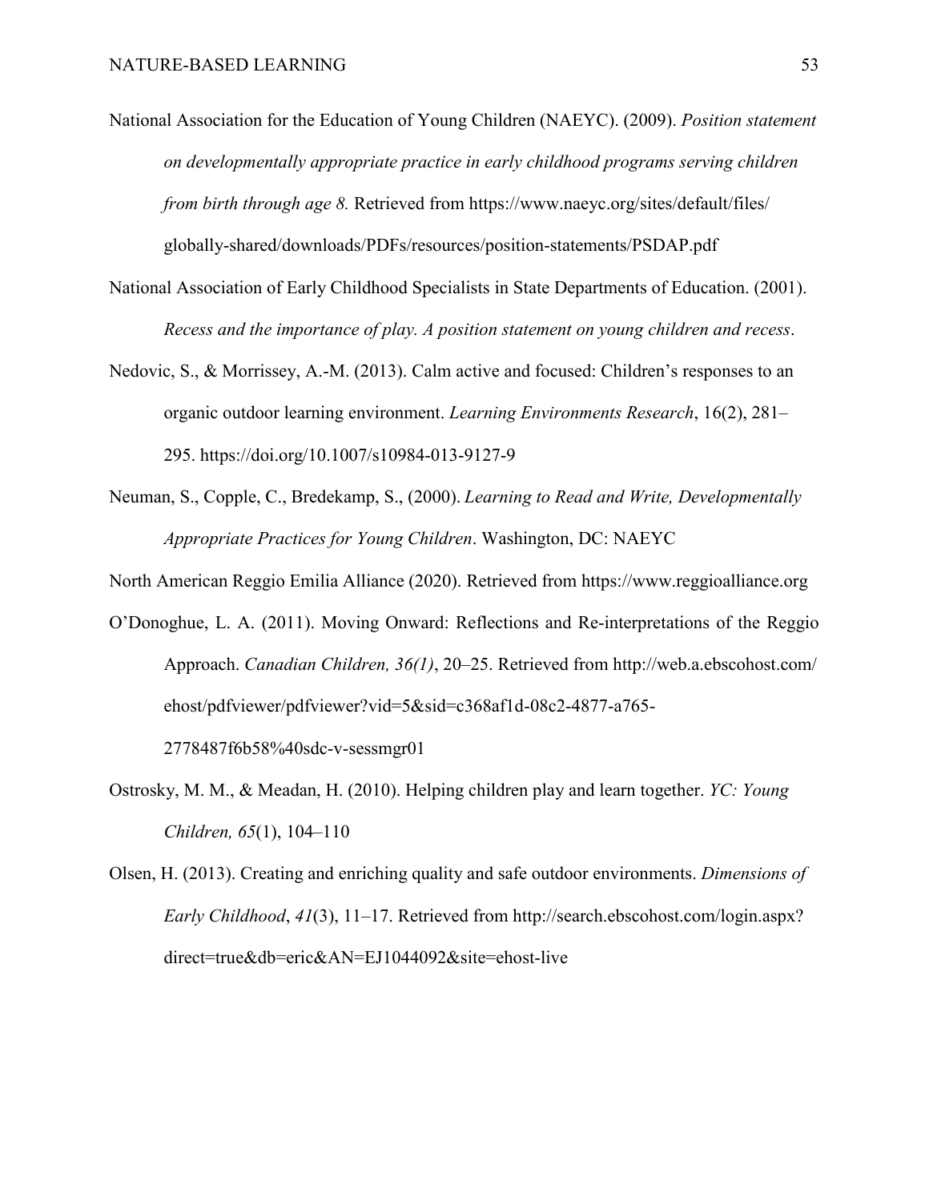National Association for the Education of Young Children (NAEYC). (2009). *Position statement on developmentally appropriate practice in early childhood programs serving children from birth through age 8.* Retrieved from https://www.naeyc.org/sites/default/files/globally-shared/downloads/PDFs/resources/position-statements/PSDAP.pdf

National Association of Early Childhood Specialists in State Departments of Education. (2001). *Recess and the importance of play. A position statement on young children and recess*.

Nedovic, S., & Morrissey, A.-M. (2013). Calm active and focused: Children's responses to an organic outdoor learning environment. *Learning Environments Research*, 16(2), 281–295. https://doi.org/10.1007/s10984-013-9127-9

Neuman, S., Copple, C., Bredekamp, S., (2000). *Learning to Read and Write, Developmentally Appropriate Practices for Young Children*. Washington, DC: NAEYC

North American Reggio Emilia Alliance (2020). Retrieved from https://www.reggioalliance.org

O'Donoghue, L. A. (2011). Moving Onward: Reflections and Re-interpretations of the Reggio Approach. *Canadian Children, 36(1)*, 20–25. Retrieved from http://web.a.ebscohost.com/ehost/pdfviewer/pdfviewer?vid=5&sid=c368af1d-08c2-4877-a765-2778487f6b58%40sdc-v-sessmgr01

Ostrosky, M. M., & Meadan, H. (2010). Helping children play and learn together. *YC: Young Children, 65*(1), 104–110

Olsen, H. (2013). Creating and enriching quality and safe outdoor environments. *Dimensions of Early Childhood*, *41*(3), 11–17. Retrieved from http://search.ebscohost.com/login.aspx?direct=true&db=eric&AN=EJ1044092&site=ehost-live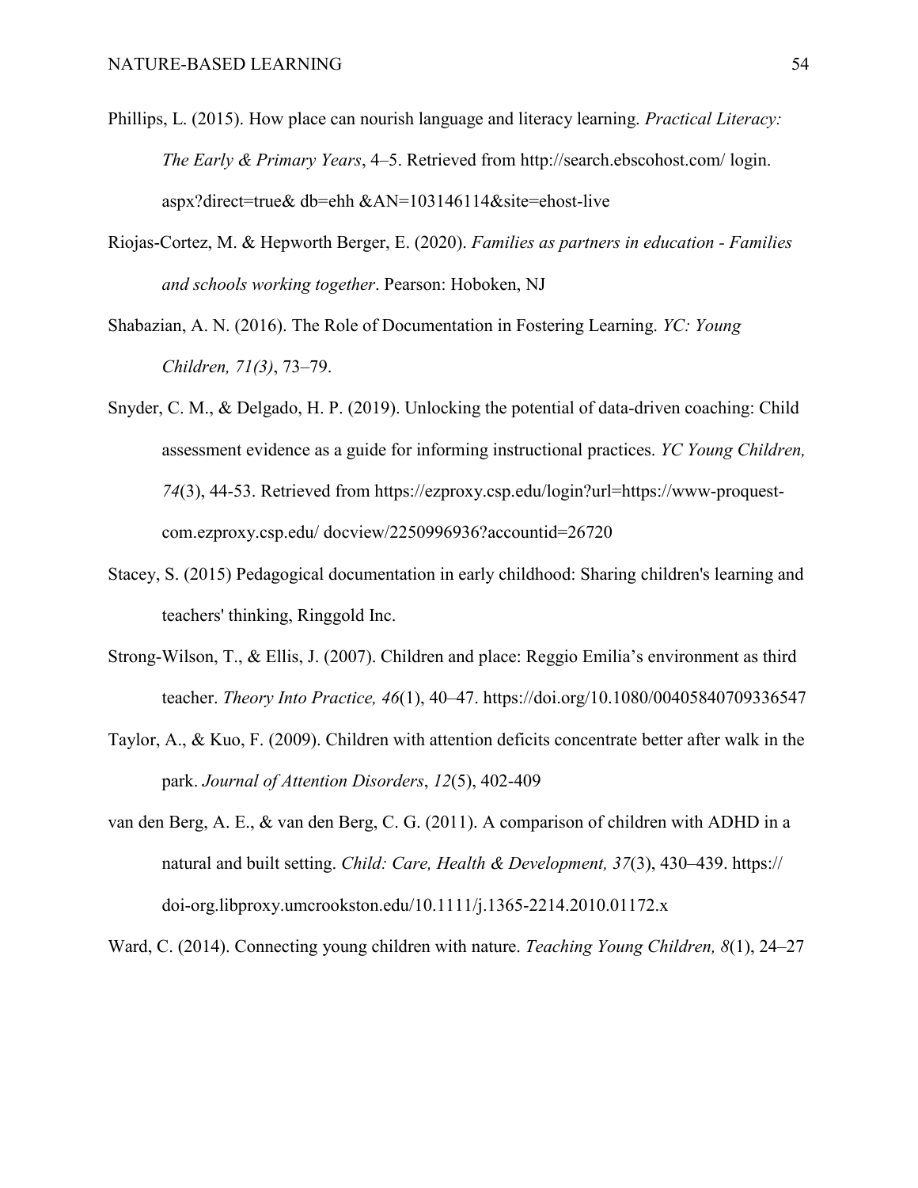Phillips, L. (2015). How place can nourish language and literacy learning. *Practical Literacy: The Early & Primary Years*, 4–5. Retrieved from http://search.ebscohost.com/ login. aspx?direct=true& db=ehh &AN=103146114&site=ehost-live

Riojas-Cortez, M. & Hepworth Berger, E. (2020). *Families as partners in education - Families and schools working together*. Pearson: Hoboken, NJ

Shabazian, A. N. (2016). The Role of Documentation in Fostering Learning. *YC: Young Children, 71(3)*, 73–79.

Snyder, C. M., & Delgado, H. P. (2019). Unlocking the potential of data-driven coaching: Child assessment evidence as a guide for informing instructional practices. *YC Young Children, 74*(3), 44-53. Retrieved from https://ezproxy.csp.edu/login?url=https://www-proquest-com.ezproxy.csp.edu/ docview/2250996936?accountid=26720

Stacey, S. (2015) Pedagogical documentation in early childhood: Sharing children's learning and teachers' thinking, Ringgold Inc.

Strong-Wilson, T., & Ellis, J. (2007). Children and place: Reggio Emilia's environment as third teacher. *Theory Into Practice, 46*(1), 40–47. https://doi.org/10.1080/00405840709336547

Taylor, A., & Kuo, F. (2009). Children with attention deficits concentrate better after walk in the park. *Journal of Attention Disorders*, *12*(5), 402-409

van den Berg, A. E., & van den Berg, C. G. (2011). A comparison of children with ADHD in a natural and built setting. *Child: Care, Health & Development, 37*(3), 430–439. https:// doi-org.libproxy.umcrookston.edu/10.1111/j.1365-2214.2010.01172.x

Ward, C. (2014). Connecting young children with nature. *Teaching Young Children, 8*(1), 24–27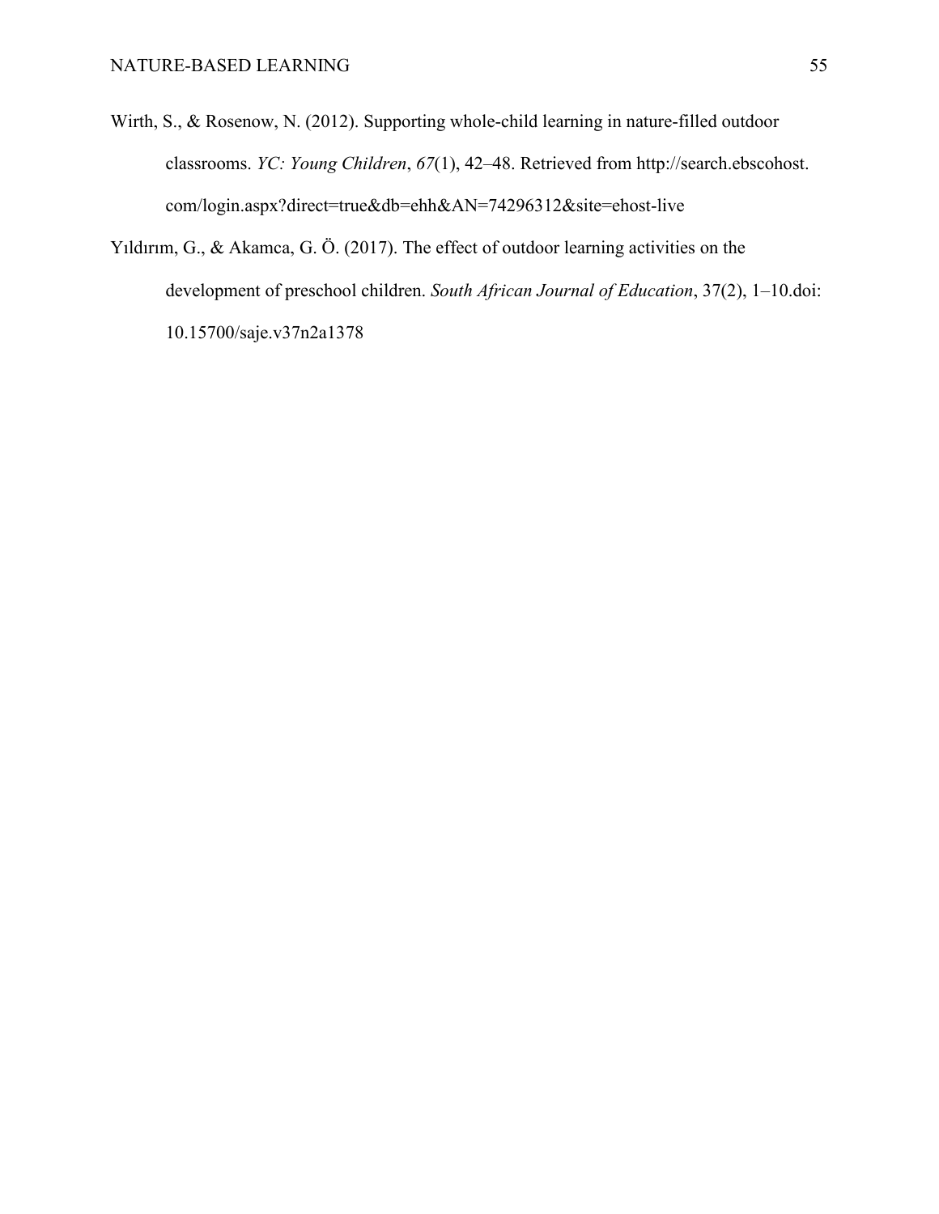Wirth, S., & Rosenow, N. (2012). Supporting whole-child learning in nature-filled outdoor classrooms. *YC: Young Children*, *67*(1), 42–48. Retrieved from http://search.ebscohost.com/login.aspx?direct=true&db=ehh&AN=74296312&site=ehost-live

Yıldırım, G., & Akamca, G. Ö. (2017). The effect of outdoor learning activities on the development of preschool children. *South African Journal of Education*, 37(2), 1–10.doi: 10.15700/saje.v37n2a1378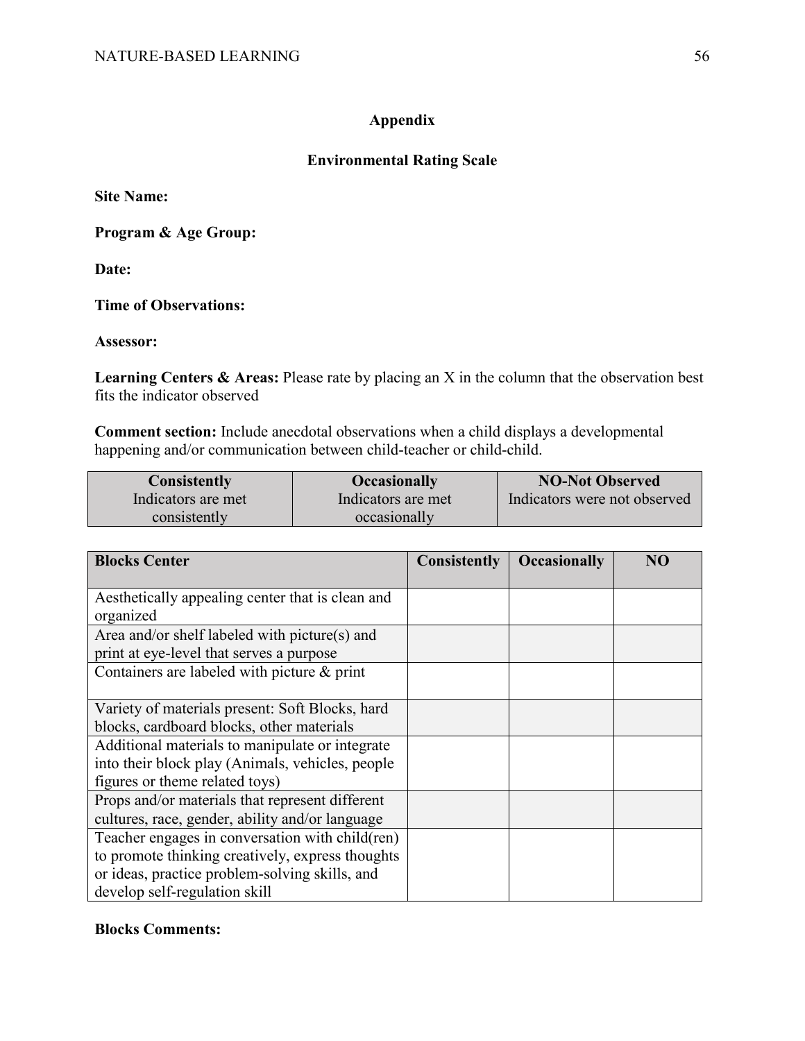## Appendix

### Environmental Rating Scale

**Site Name:**

**Program & Age Group:**

**Date:**

**Time of Observations:**

**Assessor:**

**Learning Centers & Areas:** Please rate by placing an X in the column that the observation best fits the indicator observed

**Comment section:** Include anecdotal observations when a child displays a developmental happening and/or communication between child-teacher or child-child.

| **Consistently** Indicators are met consistently | **Occasionally** Indicators are met occasionally | **NO-Not Observed** Indicators were not observed |
|---|---|---|

| **Blocks Center** | **Consistently** | **Occasionally** | **NO** |
|---|---|---|---|
| Aesthetically appealing center that is clean and organized | | | |
| Area and/or shelf labeled with picture(s) and print at eye-level that serves a purpose | | | |
| Containers are labeled with picture & print | | | |
| Variety of materials present: Soft Blocks, hard blocks, cardboard blocks, other materials | | | |
| Additional materials to manipulate or integrate into their block play (Animals, vehicles, people figures or theme related toys) | | | |
| Props and/or materials that represent different cultures, race, gender, ability and/or language | | | |
| Teacher engages in conversation with child(ren) to promote thinking creatively, express thoughts or ideas, practice problem-solving skills, and develop self-regulation skill | | | |

**Blocks Comments:**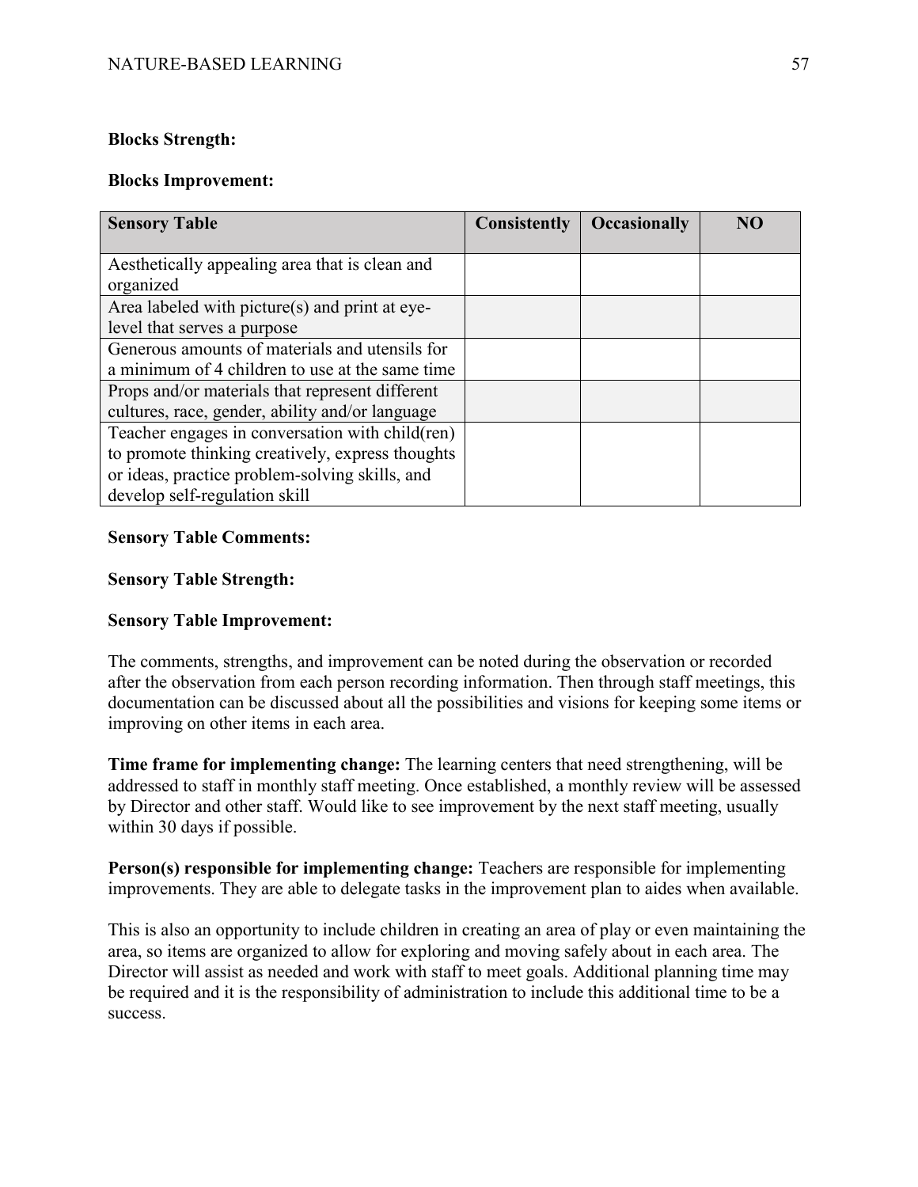**Blocks Strength:**

**Blocks Improvement:**

| Sensory Table | Consistently | Occasionally | NO |
|---|---|---|---|
| Aesthetically appealing area that is clean and organized | | | |
| Area labeled with picture(s) and print at eye-level that serves a purpose | | | |
| Generous amounts of materials and utensils for a minimum of 4 children to use at the same time | | | |
| Props and/or materials that represent different cultures, race, gender, ability and/or language | | | |
| Teacher engages in conversation with child(ren) to promote thinking creatively, express thoughts or ideas, practice problem-solving skills, and develop self-regulation skill | | | |

**Sensory Table Comments:**

**Sensory Table Strength:**

**Sensory Table Improvement:**

The comments, strengths, and improvement can be noted during the observation or recorded after the observation from each person recording information. Then through staff meetings, this documentation can be discussed about all the possibilities and visions for keeping some items or improving on other items in each area.

**Time frame for implementing change:** The learning centers that need strengthening, will be addressed to staff in monthly staff meeting. Once established, a monthly review will be assessed by Director and other staff. Would like to see improvement by the next staff meeting, usually within 30 days if possible.

**Person(s) responsible for implementing change:** Teachers are responsible for implementing improvements. They are able to delegate tasks in the improvement plan to aides when available.

This is also an opportunity to include children in creating an area of play or even maintaining the area, so items are organized to allow for exploring and moving safely about in each area. The Director will assist as needed and work with staff to meet goals. Additional planning time may be required and it is the responsibility of administration to include this additional time to be a success.